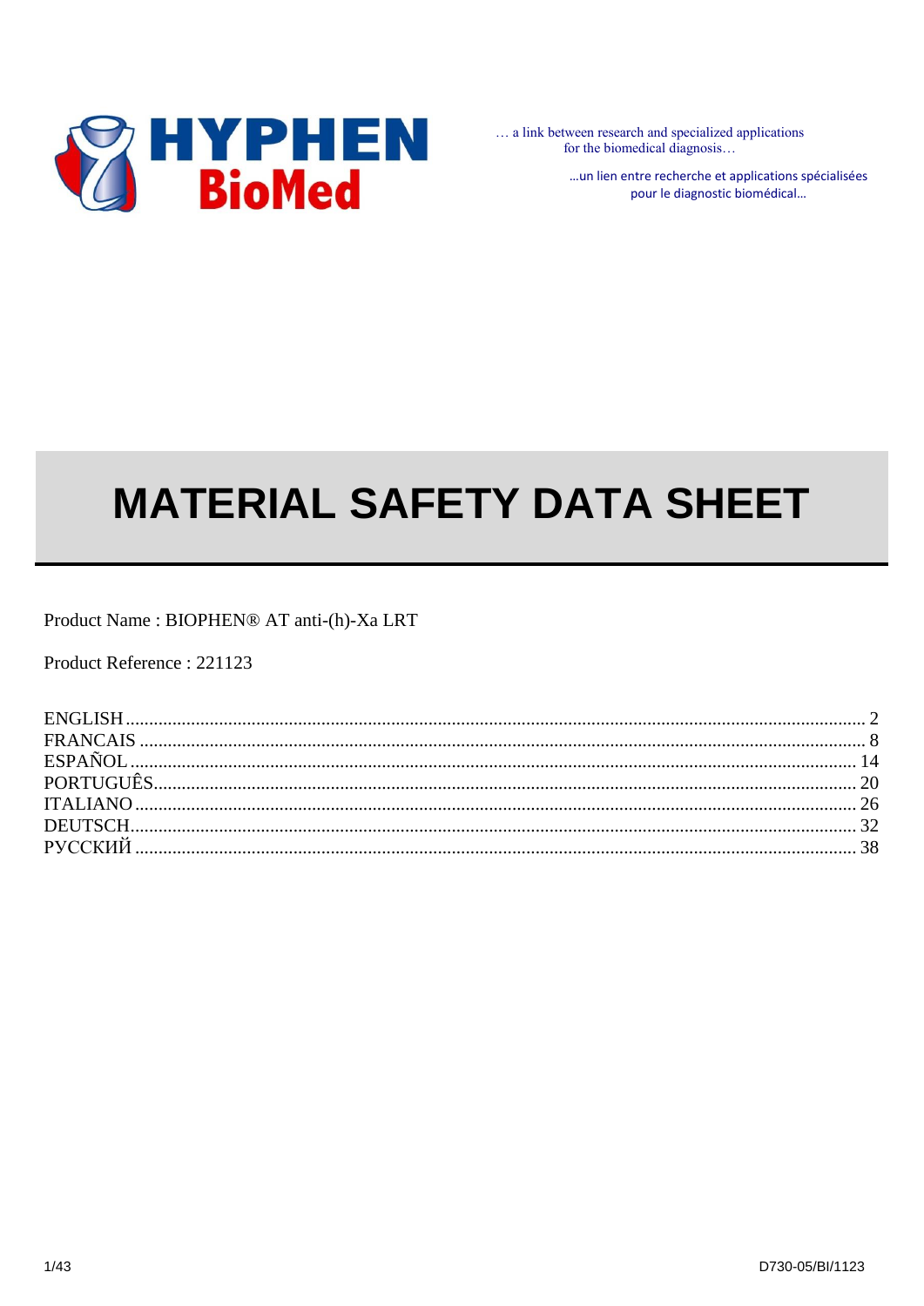HYPHEN BioMed

… a link between research and specialized applications for the biomedical diagnosis…

…un lien entre recherche et applications spécialisées pour le diagnostic biomédical…

# MATERIAL SAFETY DATA SHEET

Product Name : BIOPHEN® AT anti-(h)-Xa LRT

Product Reference : 221123

ENGLISH .......... 2
FRANCAIS .......... 8
ESPAÑOL .......... 14
PORTUGUÊS .......... 20
ITALIANO .......... 26
DEUTSCH .......... 32
РУССКИЙ .......... 38

D730-05/BI/1123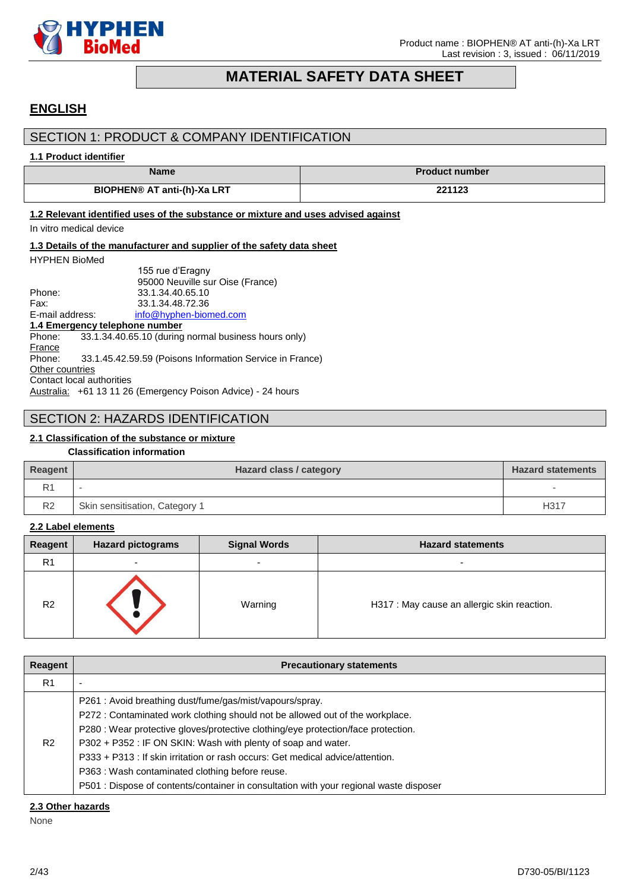# MATERIAL SAFETY DATA SHEET

## ENGLISH

## SECTION 1: PRODUCT & COMPANY IDENTIFICATION

### 1.1 Product identifier

| Name | Product number |
|---|---|
| BIOPHEN® AT anti-(h)-Xa LRT | 221123 |

### 1.2 Relevant identified uses of the substance or mixture and uses advised against

In vitro medical device

### 1.3 Details of the manufacturer and supplier of the safety data sheet

HYPHEN BioMed
155 rue d'Eragny
95000 Neuville sur Oise (France)
Phone: 33.1.34.40.65.10
Fax: 33.1.34.48.72.36
E-mail address: info@hyphen-biomed.com

### 1.4 Emergency telephone number

Phone: 33.1.34.40.65.10 (during normal business hours only)

France
Phone: 33.1.45.42.59.59 (Poisons Information Service in France)

Other countries
Contact local authorities

Australia: +61 13 11 26 (Emergency Poison Advice) - 24 hours

## SECTION 2: HAZARDS IDENTIFICATION

### 2.1 Classification of the substance or mixture

**Classification information**

| Reagent | Hazard class / category | Hazard statements |
|---|---|---|
| R1 | - | - |
| R2 | Skin sensitisation, Category 1 | H317 |

### 2.2 Label elements

| Reagent | Hazard pictograms | Signal Words | Hazard statements |
|---|---|---|---|
| R1 | - | - | - |
| R2 | | Warning | H317 : May cause an allergic skin reaction. |

| Reagent | Precautionary statements |
|---|---|
| R1 | - |
| R2 | P261 : Avoid breathing dust/fume/gas/mist/vapours/spray.<br>P272 : Contaminated work clothing should not be allowed out of the workplace.<br>P280 : Wear protective gloves/protective clothing/eye protection/face protection.<br>P302 + P352 : IF ON SKIN: Wash with plenty of soap and water.<br>P333 + P313 : If skin irritation or rash occurs: Get medical advice/attention.<br>P363 : Wash contaminated clothing before reuse.<br>P501 : Dispose of contents/container in consultation with your regional waste disposer |

### 2.3 Other hazards

None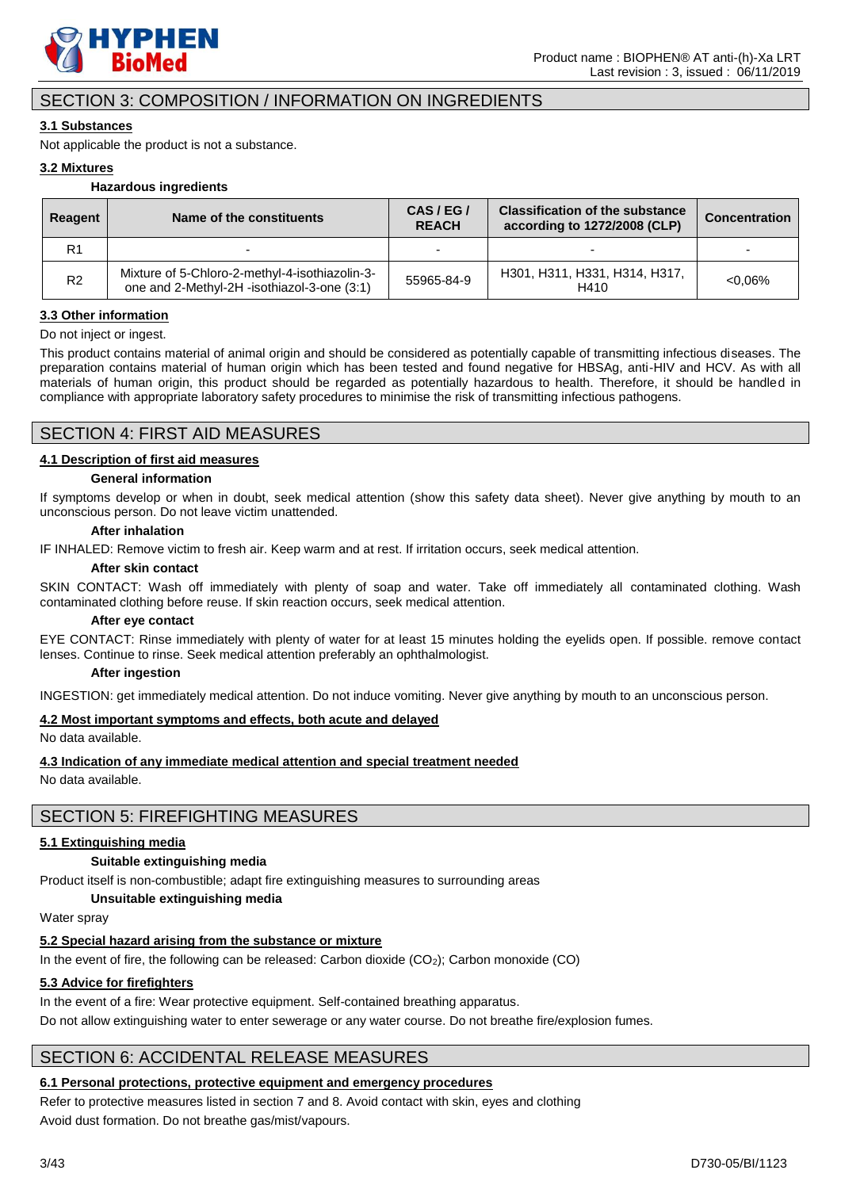## SECTION 3: COMPOSITION / INFORMATION ON INGREDIENTS

### 3.1 Substances

Not applicable the product is not a substance.

### 3.2 Mixtures

**Hazardous ingredients**

| Reagent | Name of the constituents | CAS / EG / REACH | Classification of the substance according to 1272/2008 (CLP) | Concentration |
|---|---|---|---|---|
| R1 | - | - | - | - |
| R2 | Mixture of 5-Chloro-2-methyl-4-isothiazolin-3-one and 2-Methyl-2H -isothiazol-3-one (3:1) | 55965-84-9 | H301, H311, H331, H314, H317, H410 | <0,06% |

### 3.3 Other information

Do not inject or ingest.

This product contains material of animal origin and should be considered as potentially capable of transmitting infectious diseases. The preparation contains material of human origin which has been tested and found negative for HBSAg, anti-HIV and HCV. As with all materials of human origin, this product should be regarded as potentially hazardous to health. Therefore, it should be handled in compliance with appropriate laboratory safety procedures to minimise the risk of transmitting infectious pathogens.

## SECTION 4: FIRST AID MEASURES

### 4.1 Description of first aid measures

**General information**

If symptoms develop or when in doubt, seek medical attention (show this safety data sheet). Never give anything by mouth to an unconscious person. Do not leave victim unattended.

**After inhalation**

IF INHALED: Remove victim to fresh air. Keep warm and at rest. If irritation occurs, seek medical attention.

**After skin contact**

SKIN CONTACT: Wash off immediately with plenty of soap and water. Take off immediately all contaminated clothing. Wash contaminated clothing before reuse. If skin reaction occurs, seek medical attention.

**After eye contact**

EYE CONTACT: Rinse immediately with plenty of water for at least 15 minutes holding the eyelids open. If possible. remove contact lenses. Continue to rinse. Seek medical attention preferably an ophthalmologist.

**After ingestion**

INGESTION: get immediately medical attention. Do not induce vomiting. Never give anything by mouth to an unconscious person.

### 4.2 Most important symptoms and effects, both acute and delayed

No data available.

### 4.3 Indication of any immediate medical attention and special treatment needed

No data available.

## SECTION 5: FIREFIGHTING MEASURES

### 5.1 Extinguishing media

**Suitable extinguishing media**

Product itself is non-combustible; adapt fire extinguishing measures to surrounding areas

**Unsuitable extinguishing media**

Water spray

### 5.2 Special hazard arising from the substance or mixture

In the event of fire, the following can be released: Carbon dioxide ($CO_2$); Carbon monoxide (CO)

### 5.3 Advice for firefighters

In the event of a fire: Wear protective equipment. Self-contained breathing apparatus.

Do not allow extinguishing water to enter sewerage or any water course. Do not breathe fire/explosion fumes.

## SECTION 6: ACCIDENTAL RELEASE MEASURES

### 6.1 Personal protections, protective equipment and emergency procedures

Refer to protective measures listed in section 7 and 8. Avoid contact with skin, eyes and clothing

Avoid dust formation. Do not breathe gas/mist/vapours.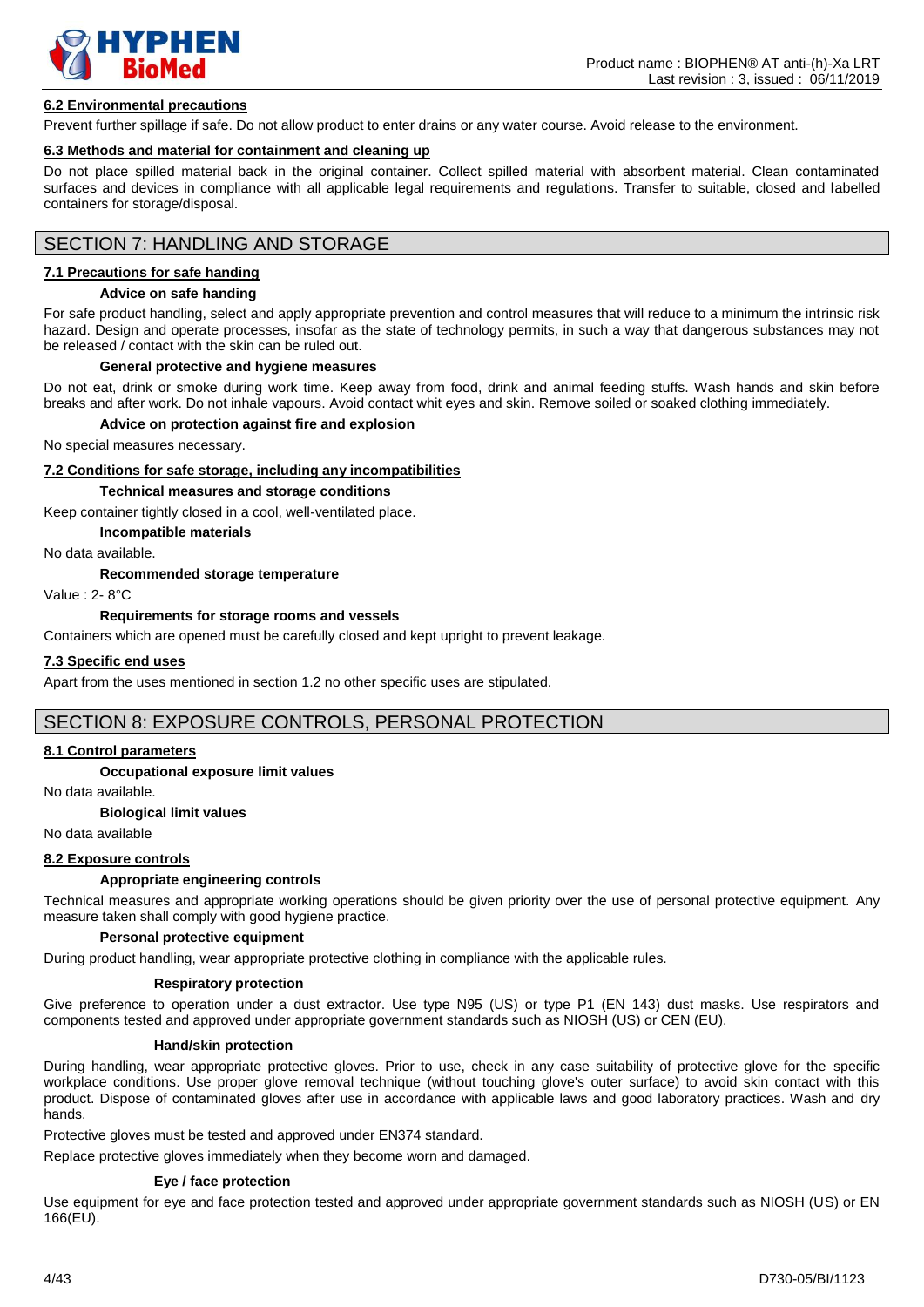#### 6.2 Environmental precautions

Prevent further spillage if safe. Do not allow product to enter drains or any water course. Avoid release to the environment.

#### 6.3 Methods and material for containment and cleaning up

Do not place spilled material back in the original container. Collect spilled material with absorbent material. Clean contaminated surfaces and devices in compliance with all applicable legal requirements and regulations. Transfer to suitable, closed and labelled containers for storage/disposal.

## SECTION 7: HANDLING AND STORAGE

#### 7.1 Precautions for safe handing

**Advice on safe handing**

For safe product handling, select and apply appropriate prevention and control measures that will reduce to a minimum the intrinsic risk hazard. Design and operate processes, insofar as the state of technology permits, in such a way that dangerous substances may not be released / contact with the skin can be ruled out.

**General protective and hygiene measures**

Do not eat, drink or smoke during work time. Keep away from food, drink and animal feeding stuffs. Wash hands and skin before breaks and after work. Do not inhale vapours. Avoid contact whit eyes and skin. Remove soiled or soaked clothing immediately.

**Advice on protection against fire and explosion**

No special measures necessary.

#### 7.2 Conditions for safe storage, including any incompatibilities

**Technical measures and storage conditions**

Keep container tightly closed in a cool, well-ventilated place.

**Incompatible materials**

No data available.

**Recommended storage temperature**

Value : 2- 8°C

**Requirements for storage rooms and vessels**

Containers which are opened must be carefully closed and kept upright to prevent leakage.

#### 7.3 Specific end uses

Apart from the uses mentioned in section 1.2 no other specific uses are stipulated.

## SECTION 8: EXPOSURE CONTROLS, PERSONAL PROTECTION

#### 8.1 Control parameters

**Occupational exposure limit values**

No data available.

**Biological limit values**

No data available

#### 8.2 Exposure controls

**Appropriate engineering controls**

Technical measures and appropriate working operations should be given priority over the use of personal protective equipment. Any measure taken shall comply with good hygiene practice.

**Personal protective equipment**

During product handling, wear appropriate protective clothing in compliance with the applicable rules.

**Respiratory protection**

Give preference to operation under a dust extractor. Use type N95 (US) or type P1 (EN 143) dust masks. Use respirators and components tested and approved under appropriate government standards such as NIOSH (US) or CEN (EU).

**Hand/skin protection**

During handling, wear appropriate protective gloves. Prior to use, check in any case suitability of protective glove for the specific workplace conditions. Use proper glove removal technique (without touching glove's outer surface) to avoid skin contact with this product. Dispose of contaminated gloves after use in accordance with applicable laws and good laboratory practices. Wash and dry hands.

Protective gloves must be tested and approved under EN374 standard.

Replace protective gloves immediately when they become worn and damaged.

**Eye / face protection**

Use equipment for eye and face protection tested and approved under appropriate government standards such as NIOSH (US) or EN 166(EU).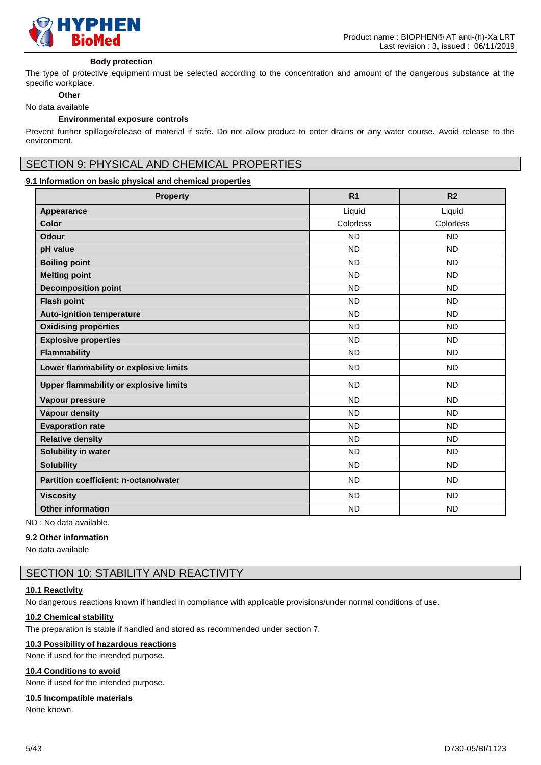**Body protection**

The type of protective equipment must be selected according to the concentration and amount of the dangerous substance at the specific workplace.

**Other**

No data available

**Environmental exposure controls**

Prevent further spillage/release of material if safe. Do not allow product to enter drains or any water course. Avoid release to the environment.

## SECTION 9: PHYSICAL AND CHEMICAL PROPERTIES

### 9.1 Information on basic physical and chemical properties

| Property | R1 | R2 |
|---|---|---|
| **Appearance** | Liquid | Liquid |
| **Color** | Colorless | Colorless |
| **Odour** | ND | ND |
| **pH value** | ND | ND |
| **Boiling point** | ND | ND |
| **Melting point** | ND | ND |
| **Decomposition point** | ND | ND |
| **Flash point** | ND | ND |
| **Auto-ignition temperature** | ND | ND |
| **Oxidising properties** | ND | ND |
| **Explosive properties** | ND | ND |
| **Flammability** | ND | ND |
| **Lower flammability or explosive limits** | ND | ND |
| **Upper flammability or explosive limits** | ND | ND |
| **Vapour pressure** | ND | ND |
| **Vapour density** | ND | ND |
| **Evaporation rate** | ND | ND |
| **Relative density** | ND | ND |
| **Solubility in water** | ND | ND |
| **Solubility** | ND | ND |
| **Partition coefficient: n-octano/water** | ND | ND |
| **Viscosity** | ND | ND |
| **Other information** | ND | ND |

ND : No data available.

### 9.2 Other information

No data available

## SECTION 10: STABILITY AND REACTIVITY

### 10.1 Reactivity

No dangerous reactions known if handled in compliance with applicable provisions/under normal conditions of use.

### 10.2 Chemical stability

The preparation is stable if handled and stored as recommended under section 7.

### 10.3 Possibility of hazardous reactions

None if used for the intended purpose.

### 10.4 Conditions to avoid

None if used for the intended purpose.

### 10.5 Incompatible materials

None known.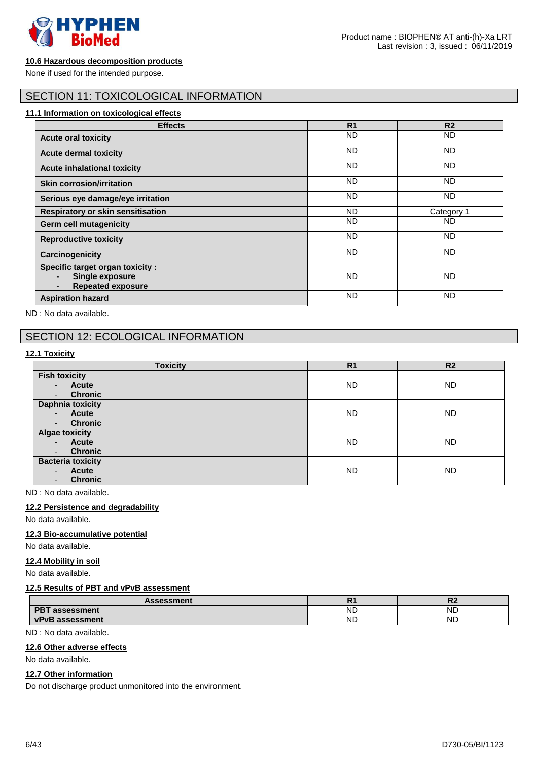### 10.6 Hazardous decomposition products

None if used for the intended purpose.

## SECTION 11: TOXICOLOGICAL INFORMATION

### 11.1 Information on toxicological effects

| Effects | R1 | R2 |
|---|---|---|
| **Acute oral toxicity** | ND | ND |
| **Acute dermal toxicity** | ND | ND |
| **Acute inhalational toxicity** | ND | ND |
| **Skin corrosion/irritation** | ND | ND |
| **Serious eye damage/eye irritation** | ND | ND |
| **Respiratory or skin sensitisation** | ND | Category 1 |
| **Germ cell mutagenicity** | ND | ND |
| **Reproductive toxicity** | ND | ND |
| **Carcinogenicity** | ND | ND |
| **Specific target organ toxicity :** - **Single exposure** - **Repeated exposure** | ND | ND |
| **Aspiration hazard** | ND | ND |

ND : No data available.

## SECTION 12: ECOLOGICAL INFORMATION

### 12.1 Toxicity

| Toxicity | R1 | R2 |
|---|---|---|
| **Fish toxicity** - **Acute** - **Chronic** | ND | ND |
| **Daphnia toxicity** - **Acute** - **Chronic** | ND | ND |
| **Algae toxicity** - **Acute** - **Chronic** | ND | ND |
| **Bacteria toxicity** - **Acute** - **Chronic** | ND | ND |

ND : No data available.

### 12.2 Persistence and degradability

No data available.

### 12.3 Bio-accumulative potential

No data available.

### 12.4 Mobility in soil

No data available.

### 12.5 Results of PBT and vPvB assessment

| Assessment | R1 | R2 |
|---|---|---|
| **PBT assessment** | ND | ND |
| **vPvB assessment** | ND | ND |

ND : No data available.

### 12.6 Other adverse effects

No data available.

### 12.7 Other information

Do not discharge product unmonitored into the environment.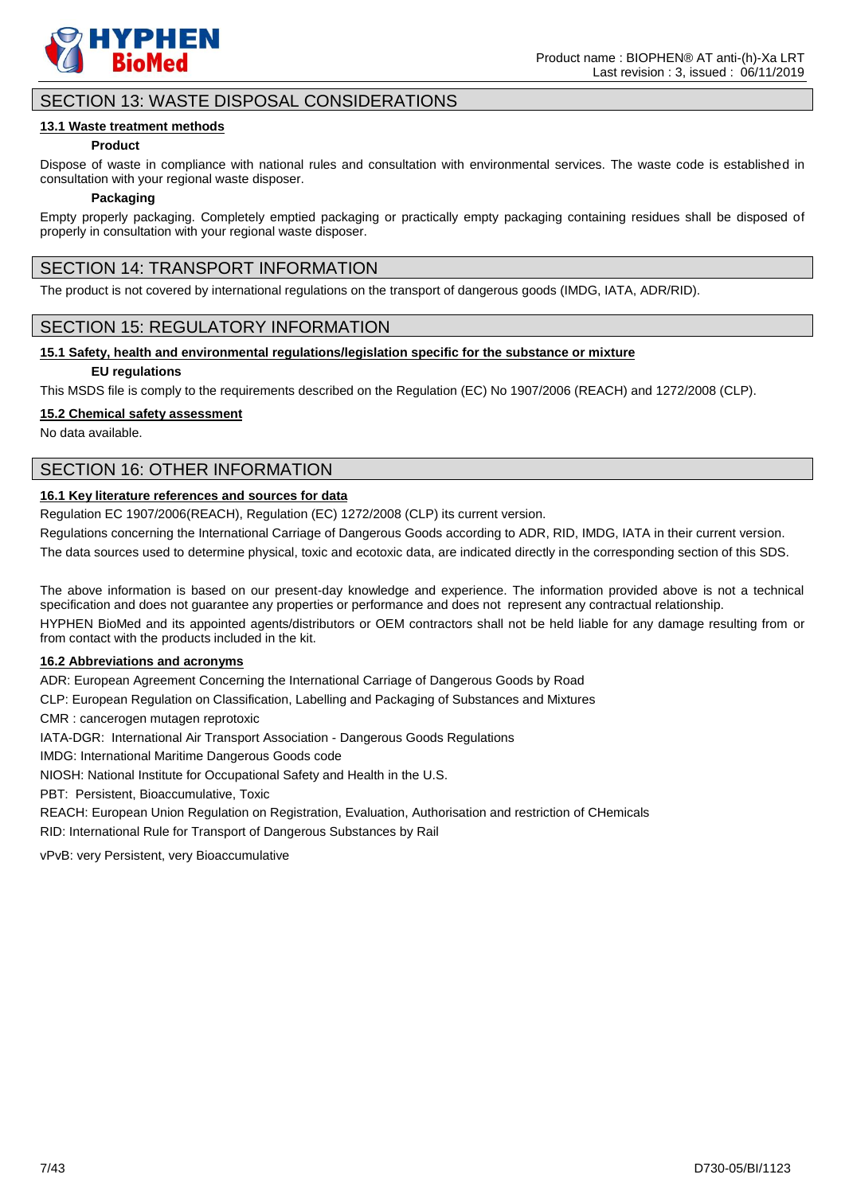## SECTION 13: WASTE DISPOSAL CONSIDERATIONS

### 13.1 Waste treatment methods

**Product**

Dispose of waste in compliance with national rules and consultation with environmental services. The waste code is established in consultation with your regional waste disposer.

**Packaging**

Empty properly packaging. Completely emptied packaging or practically empty packaging containing residues shall be disposed of properly in consultation with your regional waste disposer.

## SECTION 14: TRANSPORT INFORMATION

The product is not covered by international regulations on the transport of dangerous goods (IMDG, IATA, ADR/RID).

## SECTION 15: REGULATORY INFORMATION

### 15.1 Safety, health and environmental regulations/legislation specific for the substance or mixture

**EU regulations**

This MSDS file is comply to the requirements described on the Regulation (EC) No 1907/2006 (REACH) and 1272/2008 (CLP).

### 15.2 Chemical safety assessment

No data available.

## SECTION 16: OTHER INFORMATION

### 16.1 Key literature references and sources for data

Regulation EC 1907/2006(REACH), Regulation (EC) 1272/2008 (CLP) its current version.

Regulations concerning the International Carriage of Dangerous Goods according to ADR, RID, IMDG, IATA in their current version.

The data sources used to determine physical, toxic and ecotoxic data, are indicated directly in the corresponding section of this SDS.

The above information is based on our present-day knowledge and experience. The information provided above is not a technical specification and does not guarantee any properties or performance and does not represent any contractual relationship.

HYPHEN BioMed and its appointed agents/distributors or OEM contractors shall not be held liable for any damage resulting from or from contact with the products included in the kit.

### 16.2 Abbreviations and acronyms

ADR: European Agreement Concerning the International Carriage of Dangerous Goods by Road

CLP: European Regulation on Classification, Labelling and Packaging of Substances and Mixtures

CMR : cancerogen mutagen reprotoxic

IATA-DGR: International Air Transport Association - Dangerous Goods Regulations

IMDG: International Maritime Dangerous Goods code

NIOSH: National Institute for Occupational Safety and Health in the U.S.

PBT: Persistent, Bioaccumulative, Toxic

REACH: European Union Regulation on Registration, Evaluation, Authorisation and restriction of CHemicals

RID: International Rule for Transport of Dangerous Substances by Rail

vPvB: very Persistent, very Bioaccumulative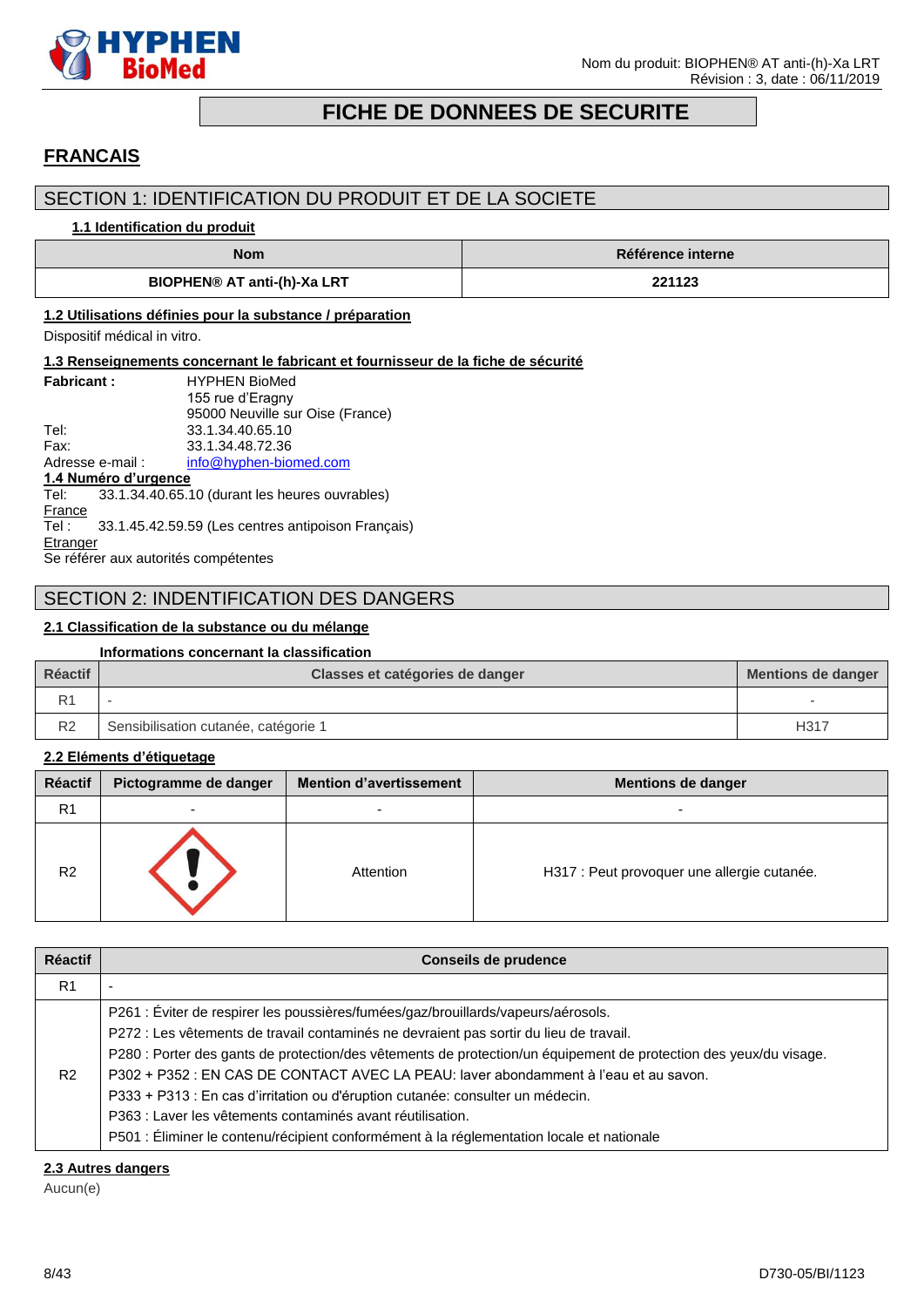# FICHE DE DONNEES DE SECURITE

## FRANCAIS

## SECTION 1: IDENTIFICATION DU PRODUIT ET DE LA SOCIETE

### 1.1 Identification du produit

| Nom | Référence interne |
|---|---|
| BIOPHEN® AT anti-(h)-Xa LRT | 221123 |

### 1.2 Utilisations définies pour la substance / préparation

Dispositif médical in vitro.

### 1.3 Renseignements concernant le fabricant et fournisseur de la fiche de sécurité

**Fabricant :** HYPHEN BioMed
155 rue d'Eragny
95000 Neuville sur Oise (France)

Tel: 33.1.34.40.65.10
Fax: 33.1.34.48.72.36
Adresse e-mail : info@hyphen-biomed.com

### 1.4 Numéro d'urgence

Tel: 33.1.34.40.65.10 (durant les heures ouvrables)

France
Tel : 33.1.45.42.59.59 (Les centres antipoison Français)

Etranger
Se référer aux autorités compétentes

## SECTION 2: INDENTIFICATION DES DANGERS

### 2.1 Classification de la substance ou du mélange

**Informations concernant la classification**

| Réactif | Classes et catégories de danger | Mentions de danger |
|---|---|---|
| R1 | - | - |
| R2 | Sensibilisation cutanée, catégorie 1 | H317 |

### 2.2 Eléments d'étiquetage

| Réactif | Pictogramme de danger | Mention d'avertissement | Mentions de danger |
|---|---|---|---|
| R1 | - | - | - |
| R2 | | Attention | H317 : Peut provoquer une allergie cutanée. |

| Réactif | Conseils de prudence |
|---|---|
| R1 | - |
| R2 | P261 : Éviter de respirer les poussières/fumées/gaz/brouillards/vapeurs/aérosols.<br>P272 : Les vêtements de travail contaminés ne devraient pas sortir du lieu de travail.<br>P280 : Porter des gants de protection/des vêtements de protection/un équipement de protection des yeux/du visage.<br>P302 + P352 : EN CAS DE CONTACT AVEC LA PEAU: laver abondamment à l'eau et au savon.<br>P333 + P313 : En cas d'irritation ou d'éruption cutanée: consulter un médecin.<br>P363 : Laver les vêtements contaminés avant réutilisation.<br>P501 : Éliminer le contenu/récipient conformément à la réglementation locale et nationale |

### 2.3 Autres dangers

Aucun(e)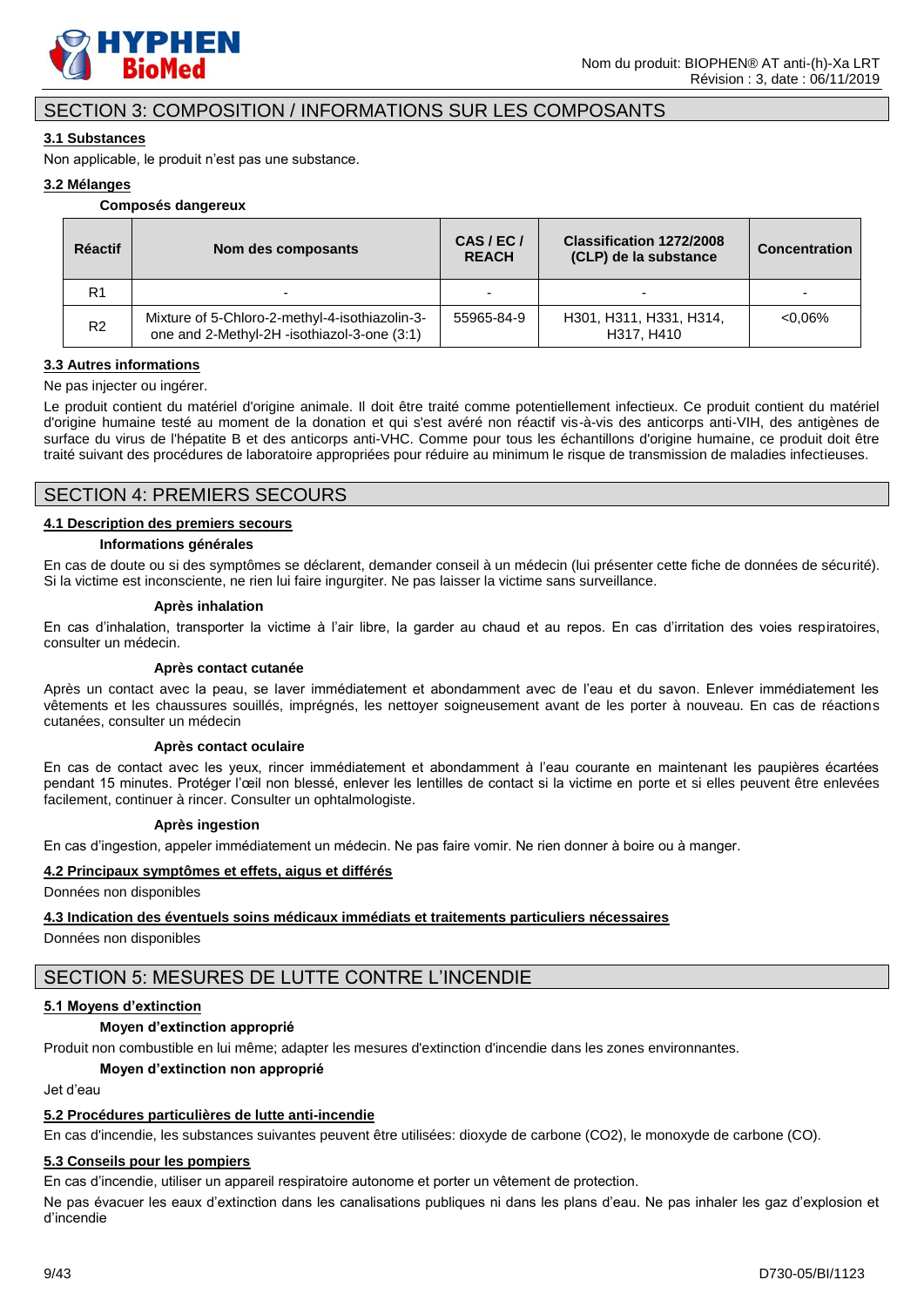## SECTION 3: COMPOSITION / INFORMATIONS SUR LES COMPOSANTS

### 3.1 Substances

Non applicable, le produit n'est pas une substance.

### 3.2 Mélanges

**Composés dangereux**

| Réactif | Nom des composants | CAS / EC / REACH | Classification 1272/2008 (CLP) de la substance | Concentration |
|---|---|---|---|---|
| R1 | - | - | - | - |
| R2 | Mixture of 5-Chloro-2-methyl-4-isothiazolin-3-one and 2-Methyl-2H -isothiazol-3-one (3:1) | 55965-84-9 | H301, H311, H331, H314, H317, H410 | <0,06% |

### 3.3 Autres informations

Ne pas injecter ou ingérer.

Le produit contient du matériel d'origine animale. Il doit être traité comme potentiellement infectieux. Ce produit contient du matériel d'origine humaine testé au moment de la donation et qui s'est avéré non réactif vis-à-vis des anticorps anti-VIH, des antigènes de surface du virus de l'hépatite B et des anticorps anti-VHC. Comme pour tous les échantillons d'origine humaine, ce produit doit être traité suivant des procédures de laboratoire appropriées pour réduire au minimum le risque de transmission de maladies infectieuses.

## SECTION 4: PREMIERS SECOURS

### 4.1 Description des premiers secours

**Informations générales**

En cas de doute ou si des symptômes se déclarent, demander conseil à un médecin (lui présenter cette fiche de données de sécurité). Si la victime est inconsciente, ne rien lui faire ingurgiter. Ne pas laisser la victime sans surveillance.

**Après inhalation**

En cas d'inhalation, transporter la victime à l'air libre, la garder au chaud et au repos. En cas d'irritation des voies respiratoires, consulter un médecin.

**Après contact cutanée**

Après un contact avec la peau, se laver immédiatement et abondamment avec de l'eau et du savon. Enlever immédiatement les vêtements et les chaussures souillés, imprégnés, les nettoyer soigneusement avant de les porter à nouveau. En cas de réactions cutanées, consulter un médecin

**Après contact oculaire**

En cas de contact avec les yeux, rincer immédiatement et abondamment à l'eau courante en maintenant les paupières écartées pendant 15 minutes. Protéger l'œil non blessé, enlever les lentilles de contact si la victime en porte et si elles peuvent être enlevées facilement, continuer à rincer. Consulter un ophtalmologiste.

**Après ingestion**

En cas d'ingestion, appeler immédiatement un médecin. Ne pas faire vomir. Ne rien donner à boire ou à manger.

### 4.2 Principaux symptômes et effets, aigus et différés

Données non disponibles

### 4.3 Indication des éventuels soins médicaux immédiats et traitements particuliers nécessaires

Données non disponibles

## SECTION 5: MESURES DE LUTTE CONTRE L'INCENDIE

### 5.1 Moyens d'extinction

**Moyen d'extinction approprié**

Produit non combustible en lui même; adapter les mesures d'extinction d'incendie dans les zones environnantes.

**Moyen d'extinction non approprié**

Jet d'eau

### 5.2 Procédures particulières de lutte anti-incendie

En cas d'incendie, les substances suivantes peuvent être utilisées: dioxyde de carbone ($CO_2$), le monoxyde de carbone (CO).

### 5.3 Conseils pour les pompiers

En cas d'incendie, utiliser un appareil respiratoire autonome et porter un vêtement de protection.

Ne pas évacuer les eaux d'extinction dans les canalisations publiques ni dans les plans d'eau. Ne pas inhaler les gaz d'explosion et d'incendie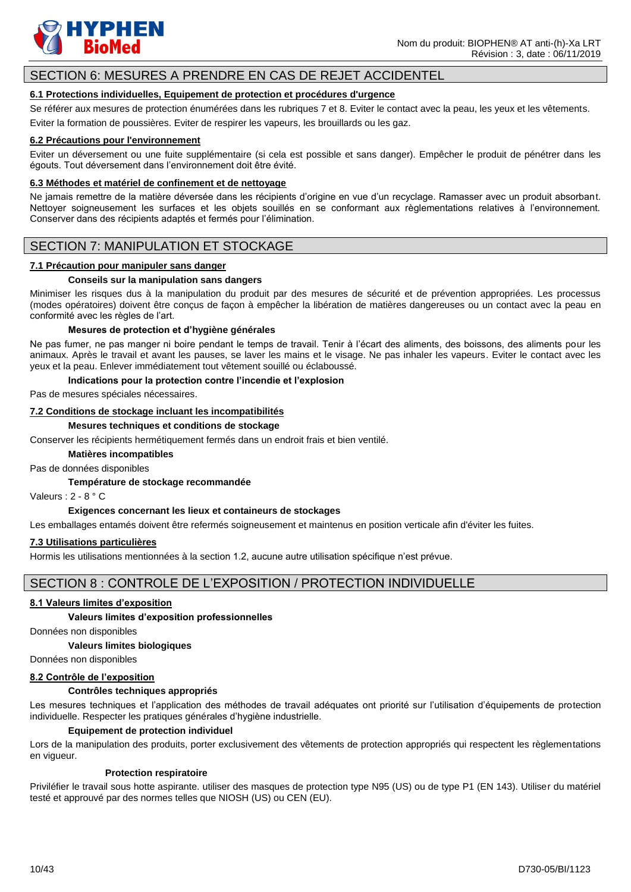## SECTION 6: MESURES A PRENDRE EN CAS DE REJET ACCIDENTEL

### 6.1 Protections individuelles, Equipement de protection et procédures d'urgence

Se référer aux mesures de protection énumérées dans les rubriques 7 et 8. Eviter le contact avec la peau, les yeux et les vêtements. Eviter la formation de poussières. Eviter de respirer les vapeurs, les brouillards ou les gaz.

### 6.2 Précautions pour l'environnement

Eviter un déversement ou une fuite supplémentaire (si cela est possible et sans danger). Empêcher le produit de pénétrer dans les égouts. Tout déversement dans l'environnement doit être évité.

### 6.3 Méthodes et matériel de confinement et de nettoyage

Ne jamais remettre de la matière déversée dans les récipients d'origine en vue d'un recyclage. Ramasser avec un produit absorbant. Nettoyer soigneusement les surfaces et les objets souillés en se conformant aux règlementations relatives à l'environnement. Conserver dans des récipients adaptés et fermés pour l'élimination.

## SECTION 7: MANIPULATION ET STOCKAGE

### 7.1 Précaution pour manipuler sans danger

**Conseils sur la manipulation sans dangers**

Minimiser les risques dus à la manipulation du produit par des mesures de sécurité et de prévention appropriées. Les processus (modes opératoires) doivent être conçus de façon à empêcher la libération de matières dangereuses ou un contact avec la peau en conformité avec les règles de l'art.

**Mesures de protection et d'hygiène générales**

Ne pas fumer, ne pas manger ni boire pendant le temps de travail. Tenir à l'écart des aliments, des boissons, des aliments pour les animaux. Après le travail et avant les pauses, se laver les mains et le visage. Ne pas inhaler les vapeurs. Eviter le contact avec les yeux et la peau. Enlever immédiatement tout vêtement souillé ou éclaboussé.

**Indications pour la protection contre l'incendie et l'explosion**

Pas de mesures spéciales nécessaires.

### 7.2 Conditions de stockage incluant les incompatibilités

**Mesures techniques et conditions de stockage**

Conserver les récipients hermétiquement fermés dans un endroit frais et bien ventilé.

**Matières incompatibles**

Pas de données disponibles

**Température de stockage recommandée**

Valeurs : 2 - 8 ° C

**Exigences concernant les lieux et containeurs de stockages**

Les emballages entamés doivent être refermés soigneusement et maintenus en position verticale afin d'éviter les fuites.

### 7.3 Utilisations particulières

Hormis les utilisations mentionnées à la section 1.2, aucune autre utilisation spécifique n'est prévue.

## SECTION 8 : CONTROLE DE L'EXPOSITION / PROTECTION INDIVIDUELLE

### 8.1 Valeurs limites d'exposition

**Valeurs limites d'exposition professionnelles**

Données non disponibles

**Valeurs limites biologiques**

Données non disponibles

### 8.2 Contrôle de l'exposition

**Contrôles techniques appropriés**

Les mesures techniques et l'application des méthodes de travail adéquates ont priorité sur l'utilisation d'équipements de protection individuelle. Respecter les pratiques générales d'hygiène industrielle.

**Equipement de protection individuel**

Lors de la manipulation des produits, porter exclusivement des vêtements de protection appropriés qui respectent les règlementations en vigueur.

**Protection respiratoire**

Priviléfier le travail sous hotte aspirante. utiliser des masques de protection type N95 (US) ou de type P1 (EN 143). Utiliser du matériel testé et approuvé par des normes telles que NIOSH (US) ou CEN (EU).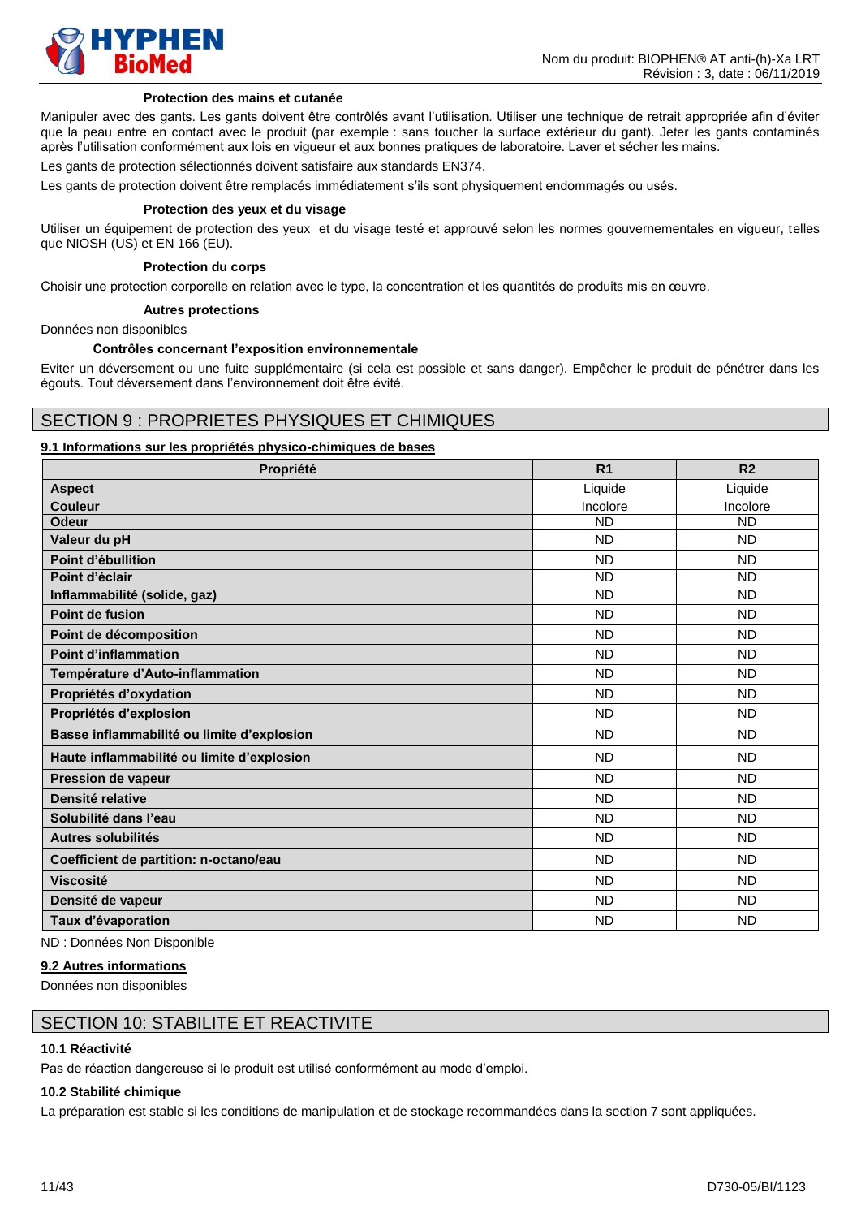#### Protection des mains et cutanée

Manipuler avec des gants. Les gants doivent être contrôlés avant l'utilisation. Utiliser une technique de retrait appropriée afin d'éviter que la peau entre en contact avec le produit (par exemple : sans toucher la surface extérieur du gant). Jeter les gants contaminés après l'utilisation conformément aux lois en vigueur et aux bonnes pratiques de laboratoire. Laver et sécher les mains.

Les gants de protection sélectionnés doivent satisfaire aux standards EN374.

Les gants de protection doivent être remplacés immédiatement s'ils sont physiquement endommagés ou usés.

#### Protection des yeux et du visage

Utiliser un équipement de protection des yeux et du visage testé et approuvé selon les normes gouvernementales en vigueur, telles que NIOSH (US) et EN 166 (EU).

#### Protection du corps

Choisir une protection corporelle en relation avec le type, la concentration et les quantités de produits mis en œuvre.

#### Autres protections

Données non disponibles

#### Contrôles concernant l'exposition environnementale

Eviter un déversement ou une fuite supplémentaire (si cela est possible et sans danger). Empêcher le produit de pénétrer dans les égouts. Tout déversement dans l'environnement doit être évité.

## SECTION 9 : PROPRIETES PHYSIQUES ET CHIMIQUES

### 9.1 Informations sur les propriétés physico-chimiques de bases

| Propriété | R1 | R2 |
|---|---|---|
| **Aspect** | Liquide | Liquide |
| **Couleur** | Incolore | Incolore |
| **Odeur** | ND | ND |
| **Valeur du pH** | ND | ND |
| **Point d'ébullition** | ND | ND |
| **Point d'éclair** | ND | ND |
| **Inflammabilité (solide, gaz)** | ND | ND |
| **Point de fusion** | ND | ND |
| **Point de décomposition** | ND | ND |
| **Point d'inflammation** | ND | ND |
| **Température d'Auto-inflammation** | ND | ND |
| **Propriétés d'oxydation** | ND | ND |
| **Propriétés d'explosion** | ND | ND |
| **Basse inflammabilité ou limite d'explosion** | ND | ND |
| **Haute inflammabilité ou limite d'explosion** | ND | ND |
| **Pression de vapeur** | ND | ND |
| **Densité relative** | ND | ND |
| **Solubilité dans l'eau** | ND | ND |
| **Autres solubilités** | ND | ND |
| **Coefficient de partition: n-octano/eau** | ND | ND |
| **Viscosité** | ND | ND |
| **Densité de vapeur** | ND | ND |
| **Taux d'évaporation** | ND | ND |

ND : Données Non Disponible

### 9.2 Autres informations

Données non disponibles

## SECTION 10: STABILITE ET REACTIVITE

### 10.1 Réactivité

Pas de réaction dangereuse si le produit est utilisé conformément au mode d'emploi.

### 10.2 Stabilité chimique

La préparation est stable si les conditions de manipulation et de stockage recommandées dans la section 7 sont appliquées.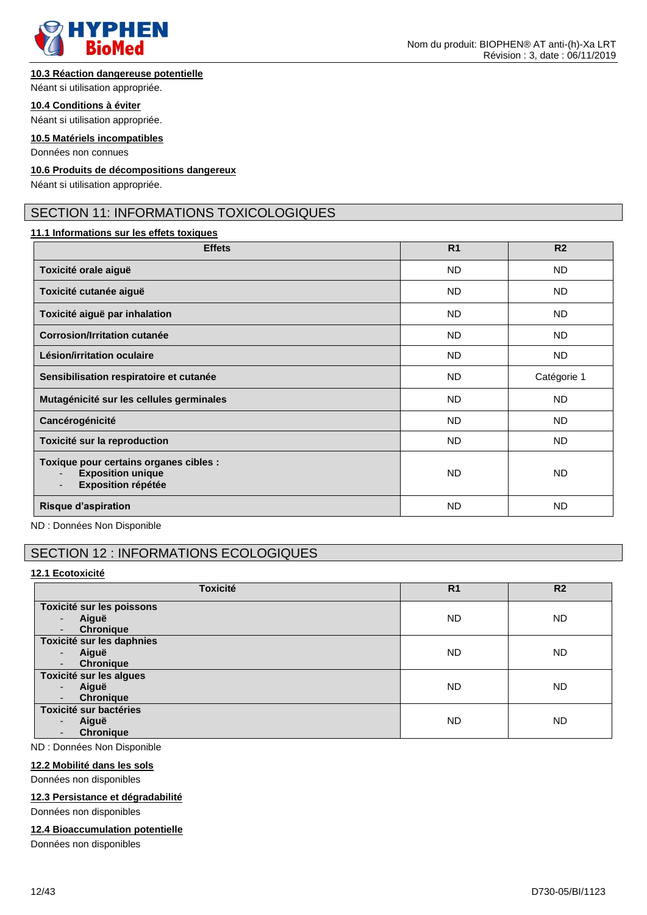**10.3 Réaction dangereuse potentielle**

Néant si utilisation appropriée.

**10.4 Conditions à éviter**

Néant si utilisation appropriée.

**10.5 Matériels incompatibles**

Données non connues

**10.6 Produits de décompositions dangereux**

Néant si utilisation appropriée.

## SECTION 11: INFORMATIONS TOXICOLOGIQUES

**11.1 Informations sur les effets toxiques**

| Effets | R1 | R2 |
|---|---|---|
| **Toxicité orale aiguë** | ND | ND |
| **Toxicité cutanée aiguë** | ND | ND |
| **Toxicité aiguë par inhalation** | ND | ND |
| **Corrosion/Irritation cutanée** | ND | ND |
| **Lésion/irritation oculaire** | ND | ND |
| **Sensibilisation respiratoire et cutanée** | ND | Catégorie 1 |
| **Mutagénicité sur les cellules germinales** | ND | ND |
| **Cancérogénicité** | ND | ND |
| **Toxicité sur la reproduction** | ND | ND |
| **Toxique pour certains organes cibles :** - **Exposition unique** - **Exposition répétée** | ND | ND |
| **Risque d'aspiration** | ND | ND |

ND : Données Non Disponible

## SECTION 12 : INFORMATIONS ECOLOGIQUES

**12.1 Ecotoxicité**

| Toxicité | R1 | R2 |
|---|---|---|
| **Toxicité sur les poissons** - **Aiguë** - **Chronique** | ND | ND |
| **Toxicité sur les daphnies** - **Aiguë** - **Chronique** | ND | ND |
| **Toxicité sur les algues** - **Aiguë** - **Chronique** | ND | ND |
| **Toxicité sur bactéries** - **Aiguë** - **Chronique** | ND | ND |

ND : Données Non Disponible

**12.2 Mobilité dans les sols**

Données non disponibles

**12.3 Persistance et dégradabilité**

Données non disponibles

**12.4 Bioaccumulation potentielle**

Données non disponibles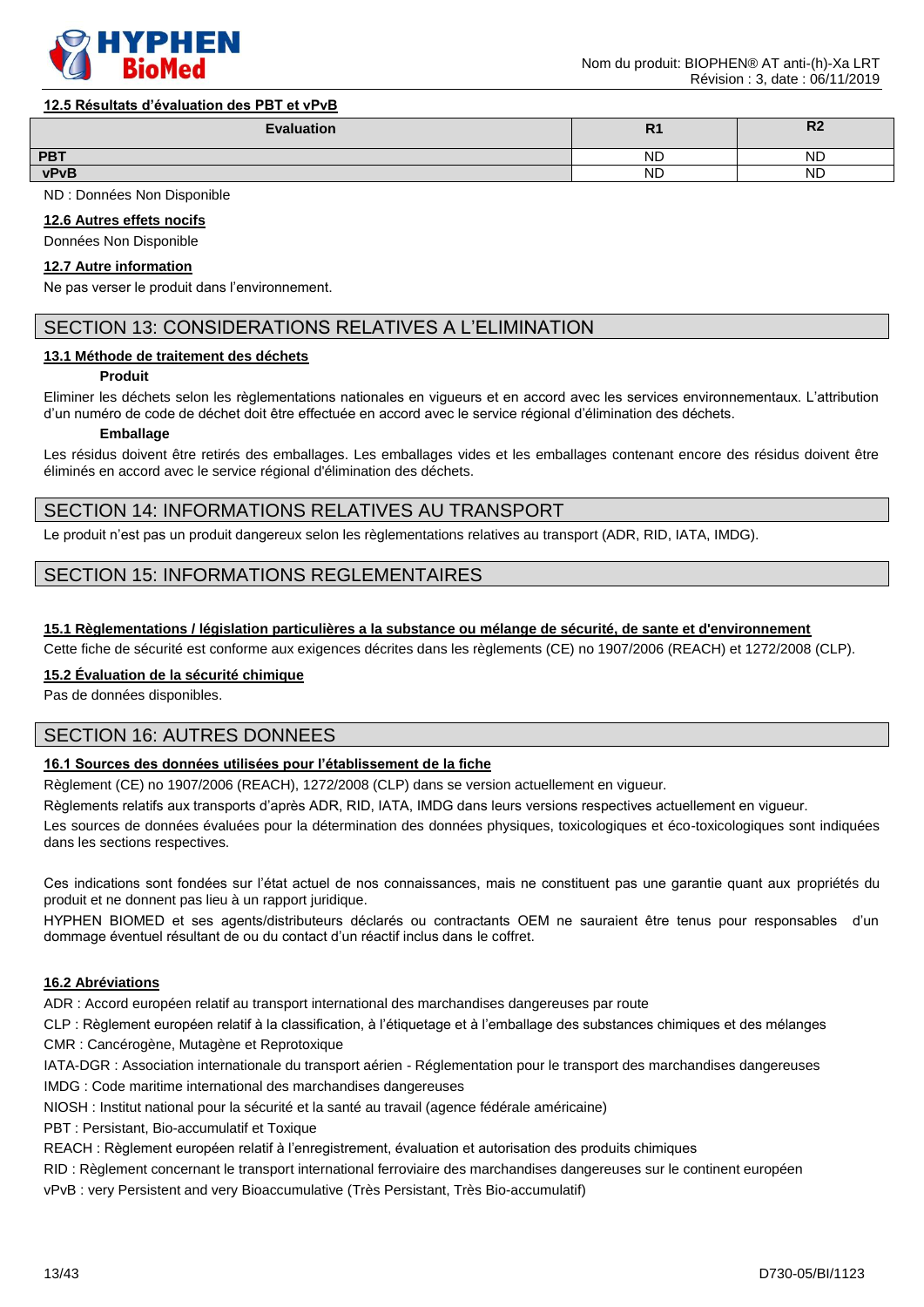#### 12.5 Résultats d'évaluation des PBT et vPvB

| Evaluation | R1 | R2 |
|---|---|---|
| **PBT** | ND | ND |
| **vPvB** | ND | ND |

ND : Données Non Disponible

#### 12.6 Autres effets nocifs

Données Non Disponible

#### 12.7 Autre information

Ne pas verser le produit dans l'environnement.

## SECTION 13: CONSIDERATIONS RELATIVES A L'ELIMINATION

#### 13.1 Méthode de traitement des déchets

**Produit**

Eliminer les déchets selon les règlementations nationales en vigueurs et en accord avec les services environnementaux. L'attribution d'un numéro de code de déchet doit être effectuée en accord avec le service régional d'élimination des déchets.

**Emballage**

Les résidus doivent être retirés des emballages. Les emballages vides et les emballages contenant encore des résidus doivent être éliminés en accord avec le service régional d'élimination des déchets.

## SECTION 14: INFORMATIONS RELATIVES AU TRANSPORT

Le produit n'est pas un produit dangereux selon les règlementations relatives au transport (ADR, RID, IATA, IMDG).

## SECTION 15: INFORMATIONS REGLEMENTAIRES

#### 15.1 Règlementations / législation particulières a la substance ou mélange de sécurité, de sante et d'environnement

Cette fiche de sécurité est conforme aux exigences décrites dans les règlements (CE) no 1907/2006 (REACH) et 1272/2008 (CLP).

#### 15.2 Évaluation de la sécurité chimique

Pas de données disponibles.

## SECTION 16: AUTRES DONNEES

#### 16.1 Sources des données utilisées pour l'établissement de la fiche

Règlement (CE) no 1907/2006 (REACH), 1272/2008 (CLP) dans se version actuellement en vigueur.

Règlements relatifs aux transports d'après ADR, RID, IATA, IMDG dans leurs versions respectives actuellement en vigueur.

Les sources de données évaluées pour la détermination des données physiques, toxicologiques et éco-toxicologiques sont indiquées dans les sections respectives.

Ces indications sont fondées sur l'état actuel de nos connaissances, mais ne constituent pas une garantie quant aux propriétés du produit et ne donnent pas lieu à un rapport juridique.

HYPHEN BIOMED et ses agents/distributeurs déclarés ou contractants OEM ne sauraient être tenus pour responsables d'un dommage éventuel résultant de ou du contact d'un réactif inclus dans le coffret.

#### 16.2 Abréviations

ADR : Accord européen relatif au transport international des marchandises dangereuses par route

CLP : Règlement européen relatif à la classification, à l'étiquetage et à l'emballage des substances chimiques et des mélanges

CMR : Cancérogène, Mutagène et Reprotoxique

IATA-DGR : Association internationale du transport aérien - Réglementation pour le transport des marchandises dangereuses

IMDG : Code maritime international des marchandises dangereuses

NIOSH : Institut national pour la sécurité et la santé au travail (agence fédérale américaine)

PBT : Persistant, Bio-accumulatif et Toxique

REACH : Règlement européen relatif à l'enregistrement, évaluation et autorisation des produits chimiques

RID : Règlement concernant le transport international ferroviaire des marchandises dangereuses sur le continent européen

vPvB : very Persistent and very Bioaccumulative (Très Persistant, Très Bio-accumulatif)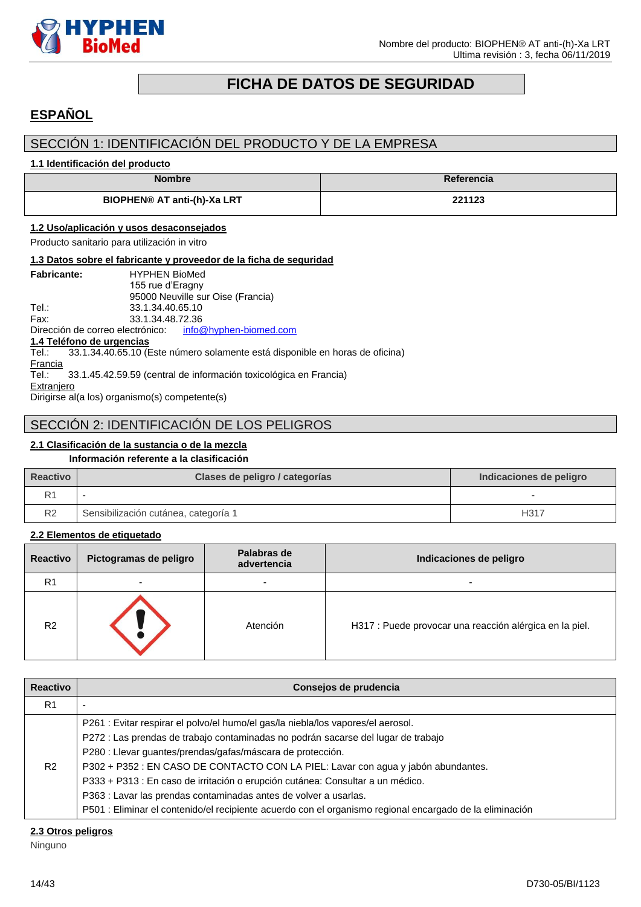# FICHA DE DATOS DE SEGURIDAD

## ESPAÑOL

## SECCIÓN 1: IDENTIFICACIÓN DEL PRODUCTO Y DE LA EMPRESA

### 1.1 Identificación del producto

| Nombre | Referencia |
|---|---|
| **BIOPHEN® AT anti-(h)-Xa LRT** | **221123** |

### 1.2 Uso/aplicación y usos desaconsejados

Producto sanitario para utilización in vitro

### 1.3 Datos sobre el fabricante y proveedor de la ficha de seguridad

**Fabricante:** HYPHEN BioMed
155 rue d'Eragny
95000 Neuville sur Oise (Francia)
Tel.: 33.1.34.40.65.10
Fax: 33.1.34.48.72.36
Dirección de correo electrónico: info@hyphen-biomed.com

### 1.4 Teléfono de urgencias

Tel.: 33.1.34.40.65.10 (Este número solamente está disponible en horas de oficina)

Francia
Tel.: 33.1.45.42.59.59 (central de información toxicológica en Francia)

Extranjero
Dirigirse al(a los) organismo(s) competente(s)

## SECCIÓN 2: IDENTIFICACIÓN DE LOS PELIGROS

### 2.1 Clasificación de la sustancia o de la mezcla

**Información referente a la clasificación**

| Reactivo | Clases de peligro / categorías | Indicaciones de peligro |
|---|---|---|
| R1 | - | - |
| R2 | Sensibilización cutánea, categoría 1 | H317 |

### 2.2 Elementos de etiquetado

| Reactivo | Pictogramas de peligro | Palabras de advertencia | Indicaciones de peligro |
|---|---|---|---|
| R1 | - | - | - |
| R2 | | Atención | H317 : Puede provocar una reacción alérgica en la piel. |

| Reactivo | Consejos de prudencia |
|---|---|
| R1 | - |
| R2 | P261 : Evitar respirar el polvo/el humo/el gas/la niebla/los vapores/el aerosol.<br>P272 : Las prendas de trabajo contaminadas no podrán sacarse del lugar de trabajo<br>P280 : Llevar guantes/prendas/gafas/máscara de protección.<br>P302 + P352 : EN CASO DE CONTACTO CON LA PIEL: Lavar con agua y jabón abundantes.<br>P333 + P313 : En caso de irritación o erupción cutánea: Consultar a un médico.<br>P363 : Lavar las prendas contaminadas antes de volver a usarlas.<br>P501 : Eliminar el contenido/el recipiente acuerdo con el organismo regional encargado de la eliminación |

### 2.3 Otros peligros

Ninguno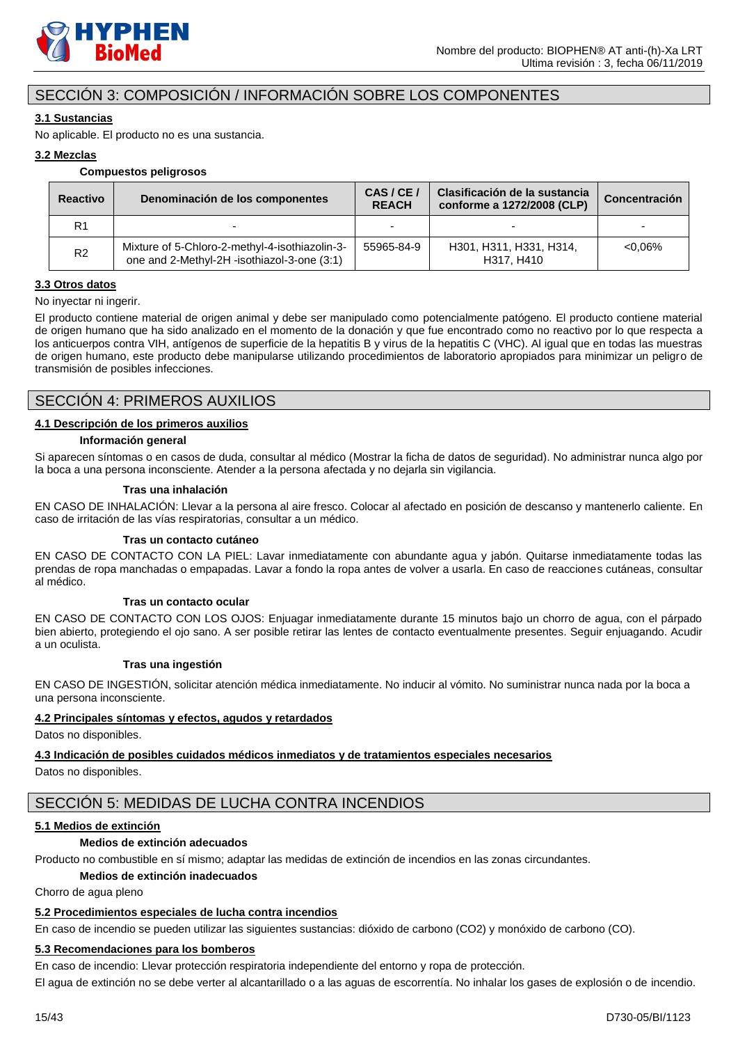## SECCIÓN 3: COMPOSICIÓN / INFORMACIÓN SOBRE LOS COMPONENTES

### 3.1 Sustancias

No aplicable. El producto no es una sustancia.

### 3.2 Mezclas

**Compuestos peligrosos**

| Reactivo | Denominación de los componentes | CAS / CE / REACH | Clasificación de la sustancia conforme a 1272/2008 (CLP) | Concentración |
|---|---|---|---|---|
| R1 | - | - | - | - |
| R2 | Mixture of 5-Chloro-2-methyl-4-isothiazolin-3-one and 2-Methyl-2H -isothiazol-3-one (3:1) | 55965-84-9 | H301, H311, H331, H314, H317, H410 | <0,06% |

### 3.3 Otros datos

No inyectar ni ingerir.

El producto contiene material de origen animal y debe ser manipulado como potencialmente patógeno. El producto contiene material de origen humano que ha sido analizado en el momento de la donación y que fue encontrado como no reactivo por lo que respecta a los anticuerpos contra VIH, antígenos de superficie de la hepatitis B y virus de la hepatitis C (VHC). Al igual que en todas las muestras de origen humano, este producto debe manipularse utilizando procedimientos de laboratorio apropiados para minimizar un peligro de transmisión de posibles infecciones.

## SECCIÓN 4: PRIMEROS AUXILIOS

### 4.1 Descripción de los primeros auxilios

**Información general**

Si aparecen síntomas o en casos de duda, consultar al médico (Mostrar la ficha de datos de seguridad). No administrar nunca algo por la boca a una persona inconsciente. Atender a la persona afectada y no dejarla sin vigilancia.

**Tras una inhalación**

EN CASO DE INHALACIÓN: Llevar a la persona al aire fresco. Colocar al afectado en posición de descanso y mantenerlo caliente. En caso de irritación de las vías respiratorias, consultar a un médico.

**Tras un contacto cutáneo**

EN CASO DE CONTACTO CON LA PIEL: Lavar inmediatamente con abundante agua y jabón. Quitarse inmediatamente todas las prendas de ropa manchadas o empapadas. Lavar a fondo la ropa antes de volver a usarla. En caso de reacciones cutáneas, consultar al médico.

**Tras un contacto ocular**

EN CASO DE CONTACTO CON LOS OJOS: Enjuagar inmediatamente durante 15 minutos bajo un chorro de agua, con el párpado bien abierto, protegiendo el ojo sano. A ser posible retirar las lentes de contacto eventualmente presentes. Seguir enjuagando. Acudir a un oculista.

**Tras una ingestión**

EN CASO DE INGESTIÓN, solicitar atención médica inmediatamente. No inducir al vómito. No suministrar nunca nada por la boca a una persona inconsciente.

### 4.2 Principales síntomas y efectos, agudos y retardados

Datos no disponibles.

### 4.3 Indicación de posibles cuidados médicos inmediatos y de tratamientos especiales necesarios

Datos no disponibles.

## SECCIÓN 5: MEDIDAS DE LUCHA CONTRA INCENDIOS

### 5.1 Medios de extinción

**Medios de extinción adecuados**

Producto no combustible en sí mismo; adaptar las medidas de extinción de incendios en las zonas circundantes.

**Medios de extinción inadecuados**

Chorro de agua pleno

### 5.2 Procedimientos especiales de lucha contra incendios

En caso de incendio se pueden utilizar las siguientes sustancias: dióxido de carbono ($CO_2$) y monóxido de carbono (CO).

### 5.3 Recomendaciones para los bomberos

En caso de incendio: Llevar protección respiratoria independiente del entorno y ropa de protección.

El agua de extinción no se debe verter al alcantarillado o a las aguas de escorrentía. No inhalar los gases de explosión o de incendio.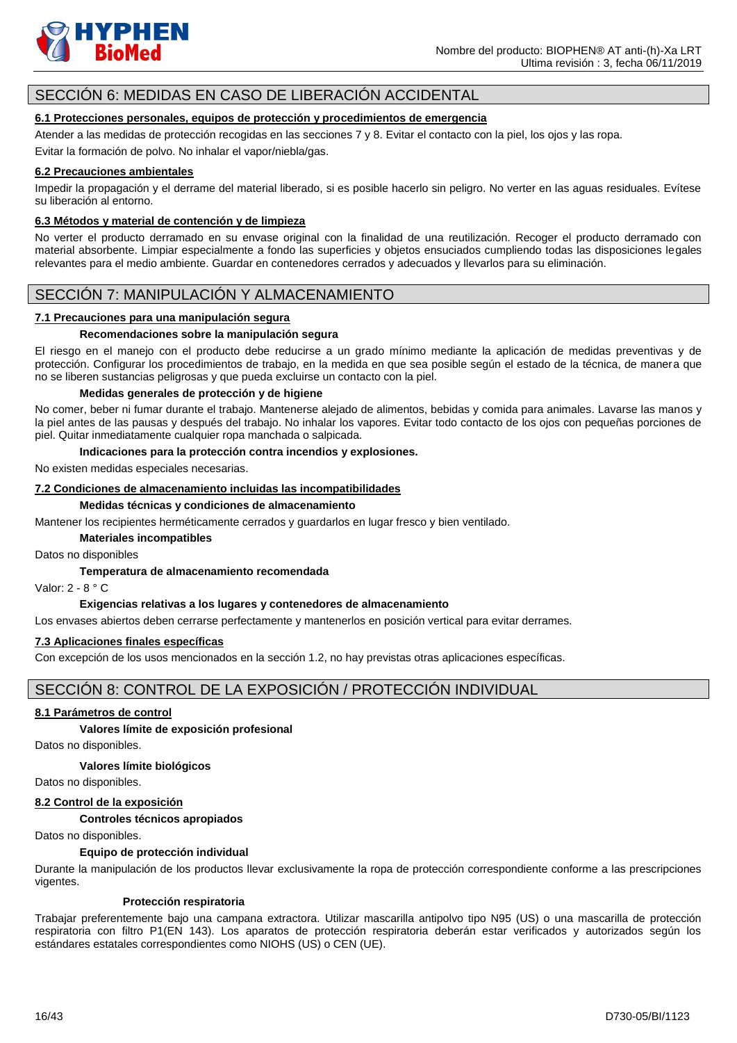## SECCIÓN 6: MEDIDAS EN CASO DE LIBERACIÓN ACCIDENTAL

### 6.1 Protecciones personales, equipos de protección y procedimientos de emergencia

Atender a las medidas de protección recogidas en las secciones 7 y 8. Evitar el contacto con la piel, los ojos y las ropa.

Evitar la formación de polvo. No inhalar el vapor/niebla/gas.

### 6.2 Precauciones ambientales

Impedir la propagación y el derrame del material liberado, si es posible hacerlo sin peligro. No verter en las aguas residuales. Evítese su liberación al entorno.

### 6.3 Métodos y material de contención y de limpieza

No verter el producto derramado en su envase original con la finalidad de una reutilización. Recoger el producto derramado con material absorbente. Limpiar especialmente a fondo las superficies y objetos ensuciados cumpliendo todas las disposiciones legales relevantes para el medio ambiente. Guardar en contenedores cerrados y adecuados y llevarlos para su eliminación.

## SECCIÓN 7: MANIPULACIÓN Y ALMACENAMIENTO

### 7.1 Precauciones para una manipulación segura

**Recomendaciones sobre la manipulación segura**

El riesgo en el manejo con el producto debe reducirse a un grado mínimo mediante la aplicación de medidas preventivas y de protección. Configurar los procedimientos de trabajo, en la medida en que sea posible según el estado de la técnica, de manera que no se liberen sustancias peligrosas y que pueda excluirse un contacto con la piel.

**Medidas generales de protección y de higiene**

No comer, beber ni fumar durante el trabajo. Mantenerse alejado de alimentos, bebidas y comida para animales. Lavarse las manos y la piel antes de las pausas y después del trabajo. No inhalar los vapores. Evitar todo contacto de los ojos con pequeñas porciones de piel. Quitar inmediatamente cualquier ropa manchada o salpicada.

**Indicaciones para la protección contra incendios y explosiones.**

No existen medidas especiales necesarias.

### 7.2 Condiciones de almacenamiento incluidas las incompatibilidades

**Medidas técnicas y condiciones de almacenamiento**

Mantener los recipientes herméticamente cerrados y guardarlos en lugar fresco y bien ventilado.

**Materiales incompatibles**

Datos no disponibles

**Temperatura de almacenamiento recomendada**

Valor: 2 - 8 ° C

**Exigencias relativas a los lugares y contenedores de almacenamiento**

Los envases abiertos deben cerrarse perfectamente y mantenerlos en posición vertical para evitar derrames.

### 7.3 Aplicaciones finales específicas

Con excepción de los usos mencionados en la sección 1.2, no hay previstas otras aplicaciones específicas.

## SECCIÓN 8: CONTROL DE LA EXPOSICIÓN / PROTECCIÓN INDIVIDUAL

### 8.1 Parámetros de control

**Valores límite de exposición profesional**

Datos no disponibles.

**Valores límite biológicos**

Datos no disponibles.

### 8.2 Control de la exposición

**Controles técnicos apropiados**

Datos no disponibles.

**Equipo de protección individual**

Durante la manipulación de los productos llevar exclusivamente la ropa de protección correspondiente conforme a las prescripciones vigentes.

**Protección respiratoria**

Trabajar preferentemente bajo una campana extractora. Utilizar mascarilla antipolvo tipo N95 (US) o una mascarilla de protección respiratoria con filtro P1(EN 143). Los aparatos de protección respiratoria deberán estar verificados y autorizados según los estándares estatales correspondientes como NIOHS (US) o CEN (UE).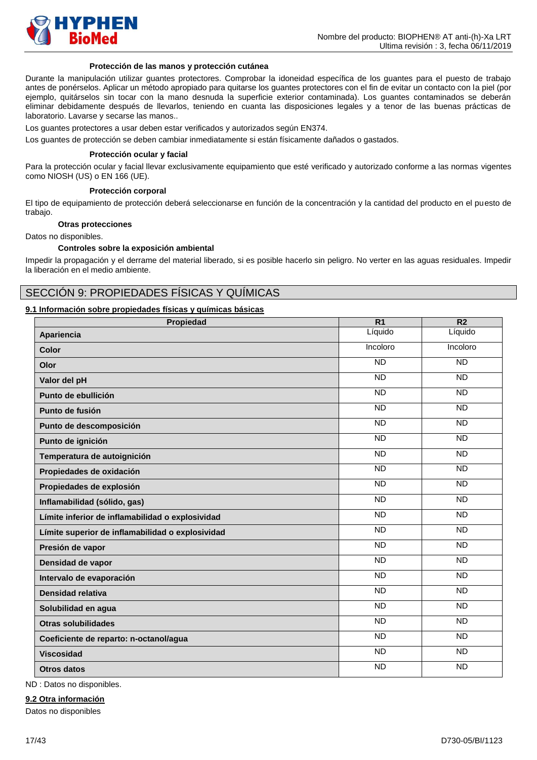#### Protección de las manos y protección cutánea

Durante la manipulación utilizar guantes protectores. Comprobar la idoneidad específica de los guantes para el puesto de trabajo antes de ponérselos. Aplicar un método apropiado para quitarse los guantes protectores con el fin de evitar un contacto con la piel (por ejemplo, quitárselos sin tocar con la mano desnuda la superficie exterior contaminada). Los guantes contaminados se deberán eliminar debidamente después de llevarlos, teniendo en cuenta las disposiciones legales y a tenor de las buenas prácticas de laboratorio. Lavarse y secarse las manos..

Los guantes protectores a usar deben estar verificados y autorizados según EN374.

Los guantes de protección se deben cambiar inmediatamente si están físicamente dañados o gastados.

#### Protección ocular y facial

Para la protección ocular y facial llevar exclusivamente equipamiento que esté verificado y autorizado conforme a las normas vigentes como NIOSH (US) o EN 166 (UE).

#### Protección corporal

El tipo de equipamiento de protección deberá seleccionarse en función de la concentración y la cantidad del producto en el puesto de trabajo.

#### Otras protecciones

Datos no disponibles.

#### Controles sobre la exposición ambiental

Impedir la propagación y el derrame del material liberado, si es posible hacerlo sin peligro. No verter en las aguas residuales. Impedir la liberación en el medio ambiente.

## SECCIÓN 9: PROPIEDADES FÍSICAS Y QUÍMICAS

### 9.1 Información sobre propiedades físicas y químicas básicas

| Propiedad | R1 | R2 |
|---|---|---|
| **Apariencia** | Líquido | Líquido |
| **Color** | Incoloro | Incoloro |
| **Olor** | ND | ND |
| **Valor del pH** | ND | ND |
| **Punto de ebullición** | ND | ND |
| **Punto de fusión** | ND | ND |
| **Punto de descomposición** | ND | ND |
| **Punto de ignición** | ND | ND |
| **Temperatura de autoignición** | ND | ND |
| **Propiedades de oxidación** | ND | ND |
| **Propiedades de explosión** | ND | ND |
| **Inflamabilidad (sólido, gas)** | ND | ND |
| **Límite inferior de inflamabilidad o explosividad** | ND | ND |
| **Límite superior de inflamabilidad o explosividad** | ND | ND |
| **Presión de vapor** | ND | ND |
| **Densidad de vapor** | ND | ND |
| **Intervalo de evaporación** | ND | ND |
| **Densidad relativa** | ND | ND |
| **Solubilidad en agua** | ND | ND |
| **Otras solubilidades** | ND | ND |
| **Coeficiente de reparto: n-octanol/agua** | ND | ND |
| **Viscosidad** | ND | ND |
| **Otros datos** | ND | ND |

ND : Datos no disponibles.

### 9.2 Otra información

Datos no disponibles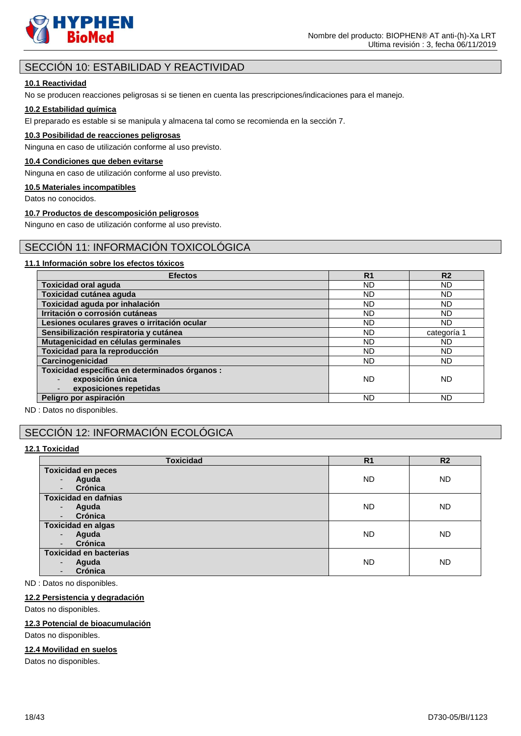## SECCIÓN 10: ESTABILIDAD Y REACTIVIDAD

### 10.1 Reactividad

No se producen reacciones peligrosas si se tienen en cuenta las prescripciones/indicaciones para el manejo.

### 10.2 Estabilidad química

El preparado es estable si se manipula y almacena tal como se recomienda en la sección 7.

### 10.3 Posibilidad de reacciones peligrosas

Ninguna en caso de utilización conforme al uso previsto.

### 10.4 Condiciones que deben evitarse

Ninguna en caso de utilización conforme al uso previsto.

### 10.5 Materiales incompatibles

Datos no conocidos.

### 10.7 Productos de descomposición peligrosos

Ninguno en caso de utilización conforme al uso previsto.

## SECCIÓN 11: INFORMACIÓN TOXICOLÓGICA

### 11.1 Información sobre los efectos tóxicos

| Efectos | R1 | R2 |
|---|---|---|
| **Toxicidad oral aguda** | ND | ND |
| **Toxicidad cutánea aguda** | ND | ND |
| **Toxicidad aguda por inhalación** | ND | ND |
| **Irritación o corrosión cutáneas** | ND | ND |
| **Lesiones oculares graves o irritación ocular** | ND | ND |
| **Sensibilización respiratoria y cutánea** | ND | categoría 1 |
| **Mutagenicidad en células germinales** | ND | ND |
| **Toxicidad para la reproducción** | ND | ND |
| **Carcinogenicidad** | ND | ND |
| **Toxicidad específica en determinados órganos :**<br>- **exposición única**<br>- **exposiciones repetidas** | ND | ND |
| **Peligro por aspiración** | ND | ND |

ND : Datos no disponibles.

## SECCIÓN 12: INFORMACIÓN ECOLÓGICA

### 12.1 Toxicidad

| Toxicidad | R1 | R2 |
|---|---|---|
| **Toxicidad en peces**<br>- **Aguda**<br>- **Crónica** | ND | ND |
| **Toxicidad en dafnias**<br>- **Aguda**<br>- **Crónica** | ND | ND |
| **Toxicidad en algas**<br>- **Aguda**<br>- **Crónica** | ND | ND |
| **Toxicidad en bacterias**<br>- **Aguda**<br>- **Crónica** | ND | ND |

ND : Datos no disponibles.

### 12.2 Persistencia y degradación

Datos no disponibles.

### 12.3 Potencial de bioacumulación

Datos no disponibles.

### 12.4 Movilidad en suelos

Datos no disponibles.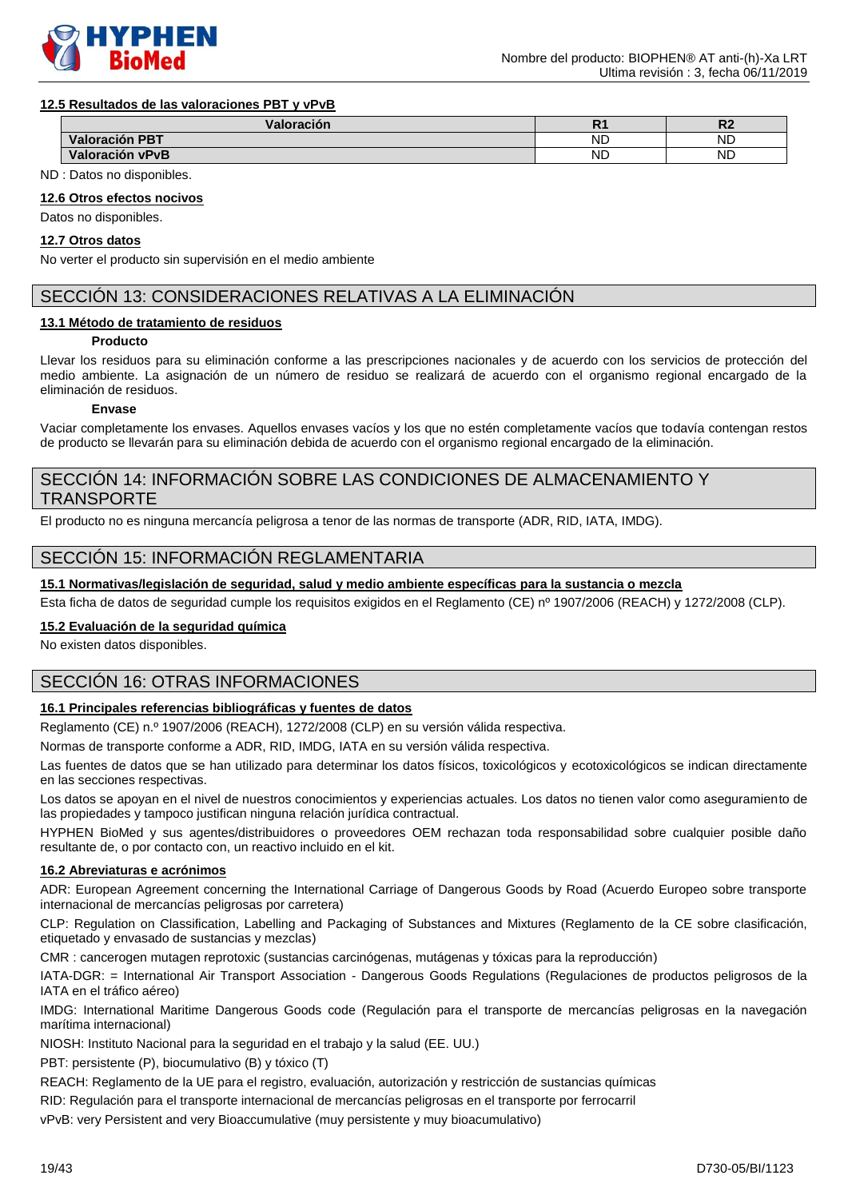#### 12.5 Resultados de las valoraciones PBT y vPvB

| Valoración | R1 | R2 |
|---|---|---|
| **Valoración PBT** | ND | ND |
| **Valoración vPvB** | ND | ND |

ND : Datos no disponibles.

#### 12.6 Otros efectos nocivos

Datos no disponibles.

#### 12.7 Otros datos

No verter el producto sin supervisión en el medio ambiente

## SECCIÓN 13: CONSIDERACIONES RELATIVAS A LA ELIMINACIÓN

#### 13.1 Método de tratamiento de residuos

**Producto**

Llevar los residuos para su eliminación conforme a las prescripciones nacionales y de acuerdo con los servicios de protección del medio ambiente. La asignación de un número de residuo se realizará de acuerdo con el organismo regional encargado de la eliminación de residuos.

**Envase**

Vaciar completamente los envases. Aquellos envases vacíos y los que no estén completamente vacíos que todavía contengan restos de producto se llevarán para su eliminación debida de acuerdo con el organismo regional encargado de la eliminación.

## SECCIÓN 14: INFORMACIÓN SOBRE LAS CONDICIONES DE ALMACENAMIENTO Y TRANSPORTE

El producto no es ninguna mercancía peligrosa a tenor de las normas de transporte (ADR, RID, IATA, IMDG).

## SECCIÓN 15: INFORMACIÓN REGLAMENTARIA

#### 15.1 Normativas/legislación de seguridad, salud y medio ambiente específicas para la sustancia o mezcla

Esta ficha de datos de seguridad cumple los requisitos exigidos en el Reglamento (CE) nº 1907/2006 (REACH) y 1272/2008 (CLP).

#### 15.2 Evaluación de la seguridad química

No existen datos disponibles.

## SECCIÓN 16: OTRAS INFORMACIONES

#### 16.1 Principales referencias bibliográficas y fuentes de datos

Reglamento (CE) n.º 1907/2006 (REACH), 1272/2008 (CLP) en su versión válida respectiva.

Normas de transporte conforme a ADR, RID, IMDG, IATA en su versión válida respectiva.

Las fuentes de datos que se han utilizado para determinar los datos físicos, toxicológicos y ecotoxicológicos se indican directamente en las secciones respectivas.

Los datos se apoyan en el nivel de nuestros conocimientos y experiencias actuales. Los datos no tienen valor como aseguramiento de las propiedades y tampoco justifican ninguna relación jurídica contractual.

HYPHEN BioMed y sus agentes/distribuidores o proveedores OEM rechazan toda responsabilidad sobre cualquier posible daño resultante de, o por contacto con, un reactivo incluido en el kit.

#### 16.2 Abreviaturas e acrónimos

ADR: European Agreement concerning the International Carriage of Dangerous Goods by Road (Acuerdo Europeo sobre transporte internacional de mercancías peligrosas por carretera)

CLP: Regulation on Classification, Labelling and Packaging of Substances and Mixtures (Reglamento de la CE sobre clasificación, etiquetado y envasado de sustancias y mezclas)

CMR : cancerogen mutagen reprotoxic (sustancias carcinógenas, mutágenas y tóxicas para la reproducción)

IATA-DGR: = International Air Transport Association - Dangerous Goods Regulations (Regulaciones de productos peligrosos de la IATA en el tráfico aéreo)

IMDG: International Maritime Dangerous Goods code (Regulación para el transporte de mercancías peligrosas en la navegación marítima internacional)

NIOSH: Instituto Nacional para la seguridad en el trabajo y la salud (EE. UU.)

PBT: persistente (P), biocumulativo (B) y tóxico (T)

REACH: Reglamento de la UE para el registro, evaluación, autorización y restricción de sustancias químicas

RID: Regulación para el transporte internacional de mercancías peligrosas en el transporte por ferrocarril

vPvB: very Persistent and very Bioaccumulative (muy persistente y muy bioacumulativo)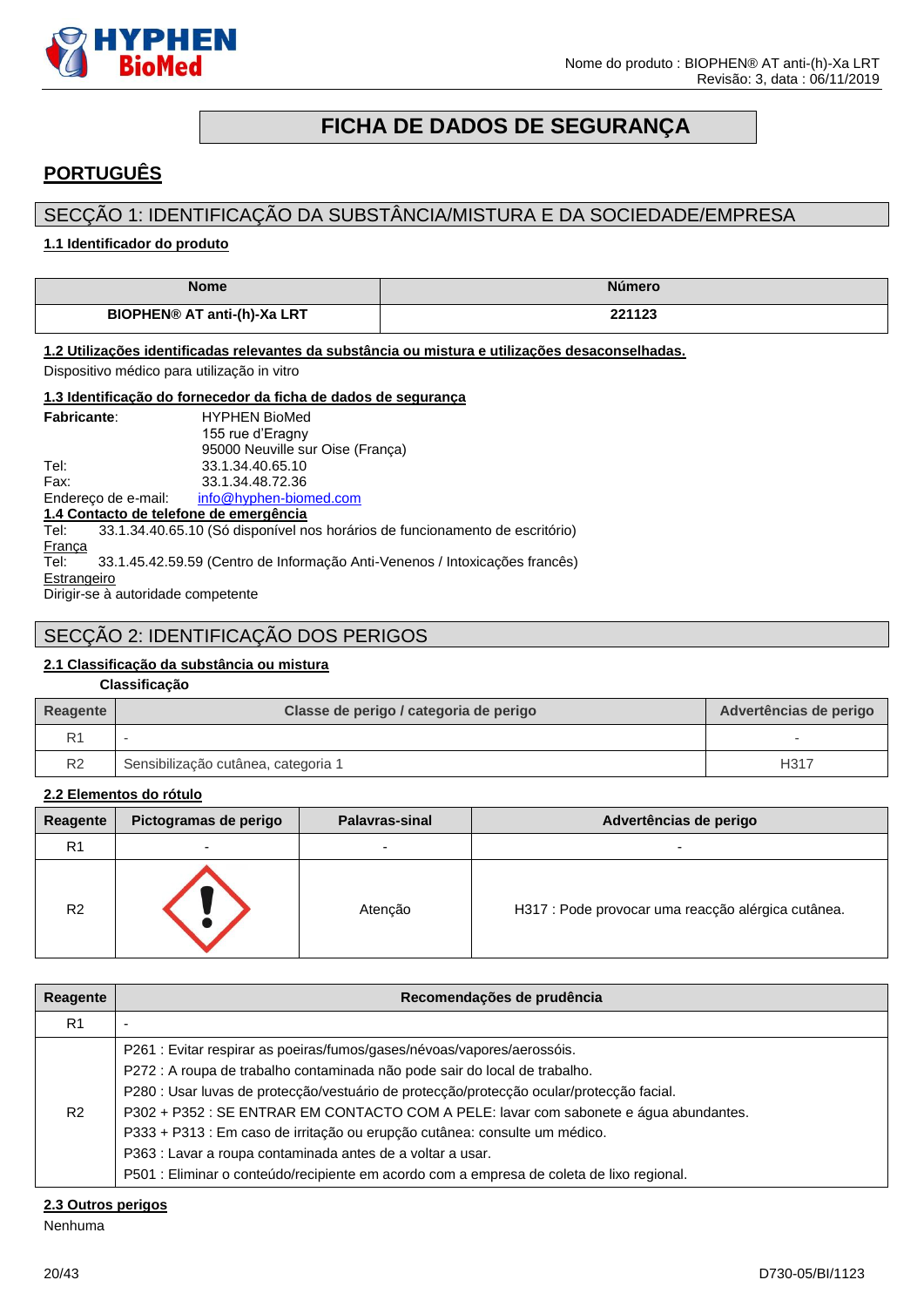# FICHA DE DADOS DE SEGURANÇA

## PORTUGUÊS

## SECÇÃO 1: IDENTIFICAÇÃO DA SUBSTÂNCIA/MISTURA E DA SOCIEDADE/EMPRESA

### 1.1 Identificador do produto

| Nome | Número |
|---|---|
| BIOPHEN® AT anti-(h)-Xa LRT | 221123 |

### 1.2 Utilizações identificadas relevantes da substância ou mistura e utilizações desaconselhadas.

Dispositivo médico para utilização in vitro

### 1.3 Identificação do fornecedor da ficha de dados de segurança

**Fabricante**: HYPHEN BioMed
155 rue d'Eragny
95000 Neuville sur Oise (França)

Tel: 33.1.34.40.65.10
Fax: 33.1.34.48.72.36
Endereço de e-mail: info@hyphen-biomed.com

### 1.4 Contacto de telefone de emergência

Tel: 33.1.34.40.65.10 (Só disponível nos horários de funcionamento de escritório)

França
Tel: 33.1.45.42.59.59 (Centro de Informação Anti-Venenos / Intoxicações francês)

Estrangeiro
Dirigir-se à autoridade competente

## SECÇÃO 2: IDENTIFICAÇÃO DOS PERIGOS

### 2.1 Classificação da substância ou mistura

**Classificação**

| Reagente | Classe de perigo / categoria de perigo | Advertências de perigo |
|---|---|---|
| R1 | - | - |
| R2 | Sensibilização cutânea, categoria 1 | H317 |

### 2.2 Elementos do rótulo

| Reagente | Pictogramas de perigo | Palavras-sinal | Advertências de perigo |
|---|---|---|---|
| R1 | - | - | - |
| R2 | | Atenção | H317 : Pode provocar uma reacção alérgica cutânea. |

| Reagente | Recomendações de prudência |
|---|---|
| R1 | - |
| R2 | P261 : Evitar respirar as poeiras/fumos/gases/névoas/vapores/aerossóis.<br>P272 : A roupa de trabalho contaminada não pode sair do local de trabalho.<br>P280 : Usar luvas de protecção/vestuário de protecção/protecção ocular/protecção facial.<br>P302 + P352 : SE ENTRAR EM CONTACTO COM A PELE: lavar com sabonete e água abundantes.<br>P333 + P313 : Em caso de irritação ou erupção cutânea: consulte um médico.<br>P363 : Lavar a roupa contaminada antes de a voltar a usar.<br>P501 : Eliminar o conteúdo/recipiente em acordo com a empresa de coleta de lixo regional. |

### 2.3 Outros perigos

Nenhuma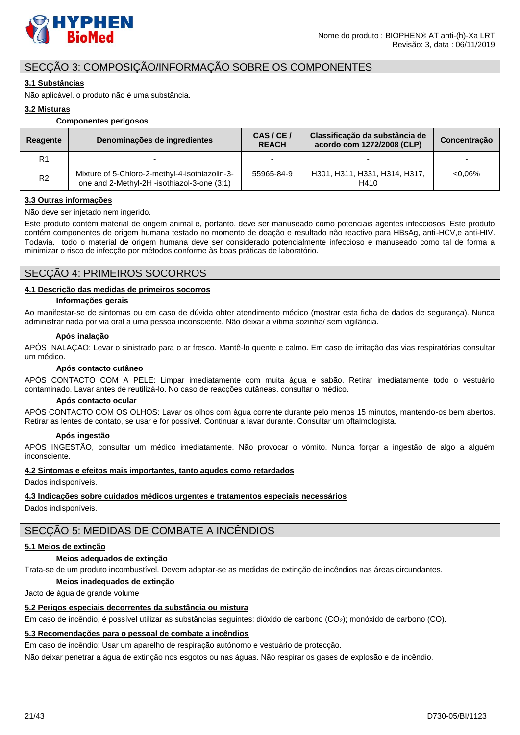## SECÇÃO 3: COMPOSIÇÃO/INFORMAÇÃO SOBRE OS COMPONENTES

### 3.1 Substâncias

Não aplicável, o produto não é uma substância.

### 3.2 Misturas

**Componentes perigosos**

| Reagente | Denominações de ingredientes | CAS / CE / REACH | Classificação da substância de acordo com 1272/2008 (CLP) | Concentração |
|---|---|---|---|---|
| R1 | - | - | - | - |
| R2 | Mixture of 5-Chloro-2-methyl-4-isothiazolin-3-one and 2-Methyl-2H -isothiazol-3-one (3:1) | 55965-84-9 | H301, H311, H331, H314, H317, H410 | <0,06% |

### 3.3 Outras informações

Não deve ser injetado nem ingerido.

Este produto contém material de origem animal e, portanto, deve ser manuseado como potenciais agentes infecciosos. Este produto contém componentes de origem humana testado no momento de doação e resultado não reactivo para HBsAg, anti-HCV,e anti-HIV. Todavia, todo o material de origem humana deve ser considerado potencialmente infeccioso e manuseado como tal de forma a minimizar o risco de infecção por métodos conforme às boas práticas de laboratório.

## SECÇÃO 4: PRIMEIROS SOCORROS

### 4.1 Descrição das medidas de primeiros socorros

**Informações gerais**

Ao manifestar-se de sintomas ou em caso de dúvida obter atendimento médico (mostrar esta ficha de dados de segurança). Nunca administrar nada por via oral a uma pessoa inconsciente. Não deixar a vítima sozinha/ sem vigilância.

**Após inalação**

APÓS INALAÇAO: Levar o sinistrado para o ar fresco. Mantê-lo quente e calmo. Em caso de irritação das vias respiratórias consultar um médico.

**Após contacto cutâneo**

APÓS CONTACTO COM A PELE: Limpar imediatamente com muita água e sabão. Retirar imediatamente todo o vestuário contaminado. Lavar antes de reutilizá-lo. No caso de reacções cutâneas, consultar o médico.

**Após contacto ocular**

APÓS CONTACTO COM OS OLHOS: Lavar os olhos com água corrente durante pelo menos 15 minutos, mantendo-os bem abertos. Retirar as lentes de contato, se usar e for possível. Continuar a lavar durante. Consultar um oftalmologista.

**Após ingestão**

APÓS INGESTÃO, consultar um médico imediatamente. Não provocar o vómito. Nunca forçar a ingestão de algo a alguém inconsciente.

### 4.2 Sintomas e efeitos mais importantes, tanto agudos como retardados

Dados indisponíveis.

### 4.3 Indicações sobre cuidados médicos urgentes e tratamentos especiais necessários

Dados indisponíveis.

## SECÇÃO 5: MEDIDAS DE COMBATE A INCÊNDIOS

### 5.1 Meios de extinção

**Meios adequados de extinção**

Trata-se de um produto incombustível. Devem adaptar-se as medidas de extinção de incêndios nas áreas circundantes.

**Meios inadequados de extinção**

Jacto de água de grande volume

### 5.2 Perigos especiais decorrentes da substância ou mistura

Em caso de incêndio, é possível utilizar as substâncias seguintes: dióxido de carbono ($CO_2$); monóxido de carbono (CO).

### 5.3 Recomendações para o pessoal de combate a incêndios

Em caso de incêndio: Usar um aparelho de respiração autónomo e vestuário de protecção.

Não deixar penetrar a água de extinção nos esgotos ou nas águas. Não respirar os gases de explosão e de incêndio.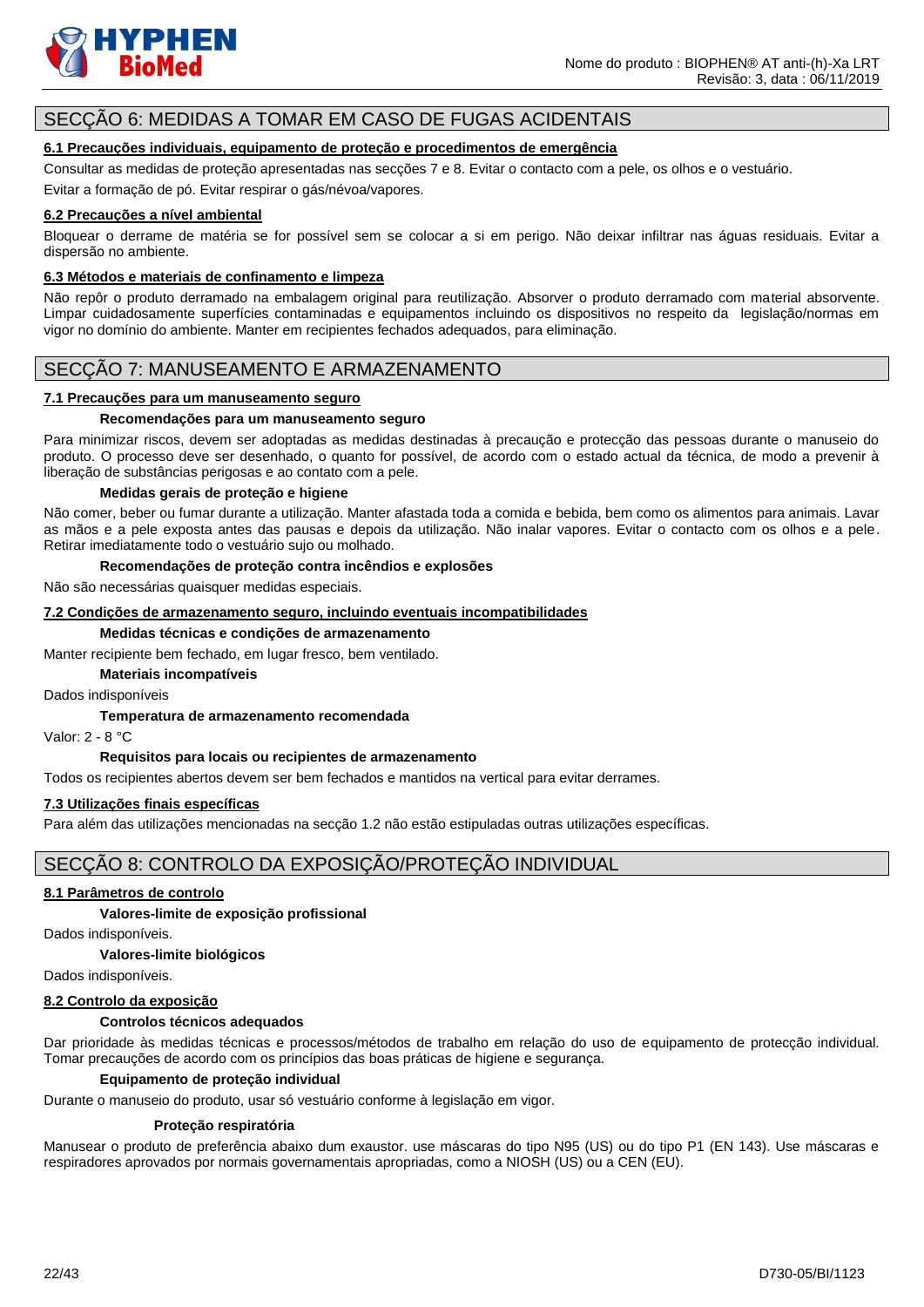## SECÇÃO 6: MEDIDAS A TOMAR EM CASO DE FUGAS ACIDENTAIS

**6.1 Precauções individuais, equipamento de proteção e procedimentos de emergência**

Consultar as medidas de proteção apresentadas nas secções 7 e 8. Evitar o contacto com a pele, os olhos e o vestuário.

Evitar a formação de pó. Evitar respirar o gás/névoa/vapores.

**6.2 Precauções a nível ambiental**

Bloquear o derrame de matéria se for possível sem se colocar a si em perigo. Não deixar infiltrar nas águas residuais. Evitar a dispersão no ambiente.

**6.3 Métodos e materiais de confinamento e limpeza**

Não repôr o produto derramado na embalagem original para reutilização. Absorver o produto derramado com material absorvente. Limpar cuidadosamente superfícies contaminadas e equipamentos incluindo os dispositivos no respeito da legislação/normas em vigor no domínio do ambiente. Manter em recipientes fechados adequados, para eliminação.

## SECÇÃO 7: MANUSEAMENTO E ARMAZENAMENTO

**7.1 Precauções para um manuseamento seguro**

**Recomendações para um manuseamento seguro**

Para minimizar riscos, devem ser adoptadas as medidas destinadas à precaução e protecção das pessoas durante o manuseio do produto. O processo deve ser desenhado, o quanto for possível, de acordo com o estado actual da técnica, de modo a prevenir à liberação de substâncias perigosas e ao contato com a pele.

**Medidas gerais de proteção e higiene**

Não comer, beber ou fumar durante a utilização. Manter afastada toda a comida e bebida, bem como os alimentos para animais. Lavar as mãos e a pele exposta antes das pausas e depois da utilização. Não inalar vapores. Evitar o contacto com os olhos e a pele. Retirar imediatamente todo o vestuário sujo ou molhado.

**Recomendações de proteção contra incêndios e explosões**

Não são necessárias quaisquer medidas especiais.

**7.2 Condições de armazenamento seguro, incluindo eventuais incompatibilidades**

**Medidas técnicas e condições de armazenamento**

Manter recipiente bem fechado, em lugar fresco, bem ventilado.

**Materiais incompatíveis**

Dados indisponíveis

**Temperatura de armazenamento recomendada**

Valor: 2 - 8 °C

**Requisitos para locais ou recipientes de armazenamento**

Todos os recipientes abertos devem ser bem fechados e mantidos na vertical para evitar derrames.

**7.3 Utilizações finais específicas**

Para além das utilizações mencionadas na secção 1.2 não estão estipuladas outras utilizações específicas.

## SECÇÃO 8: CONTROLO DA EXPOSIÇÃO/PROTEÇÃO INDIVIDUAL

**8.1 Parâmetros de controlo**

**Valores-limite de exposição profissional**

Dados indisponíveis.

**Valores-limite biológicos**

Dados indisponíveis.

**8.2 Controlo da exposição**

**Controlos técnicos adequados**

Dar prioridade às medidas técnicas e processos/métodos de trabalho em relação do uso de equipamento de protecção individual. Tomar precauções de acordo com os princípios das boas práticas de higiene e segurança.

**Equipamento de proteção individual**

Durante o manuseio do produto, usar só vestuário conforme à legislação em vigor.

**Proteção respiratória**

Manusear o produto de preferência abaixo dum exaustor. use máscaras do tipo N95 (US) ou do tipo P1 (EN 143). Use máscaras e respiradores aprovados por normais governamentais apropriadas, como a NIOSH (US) ou a CEN (EU).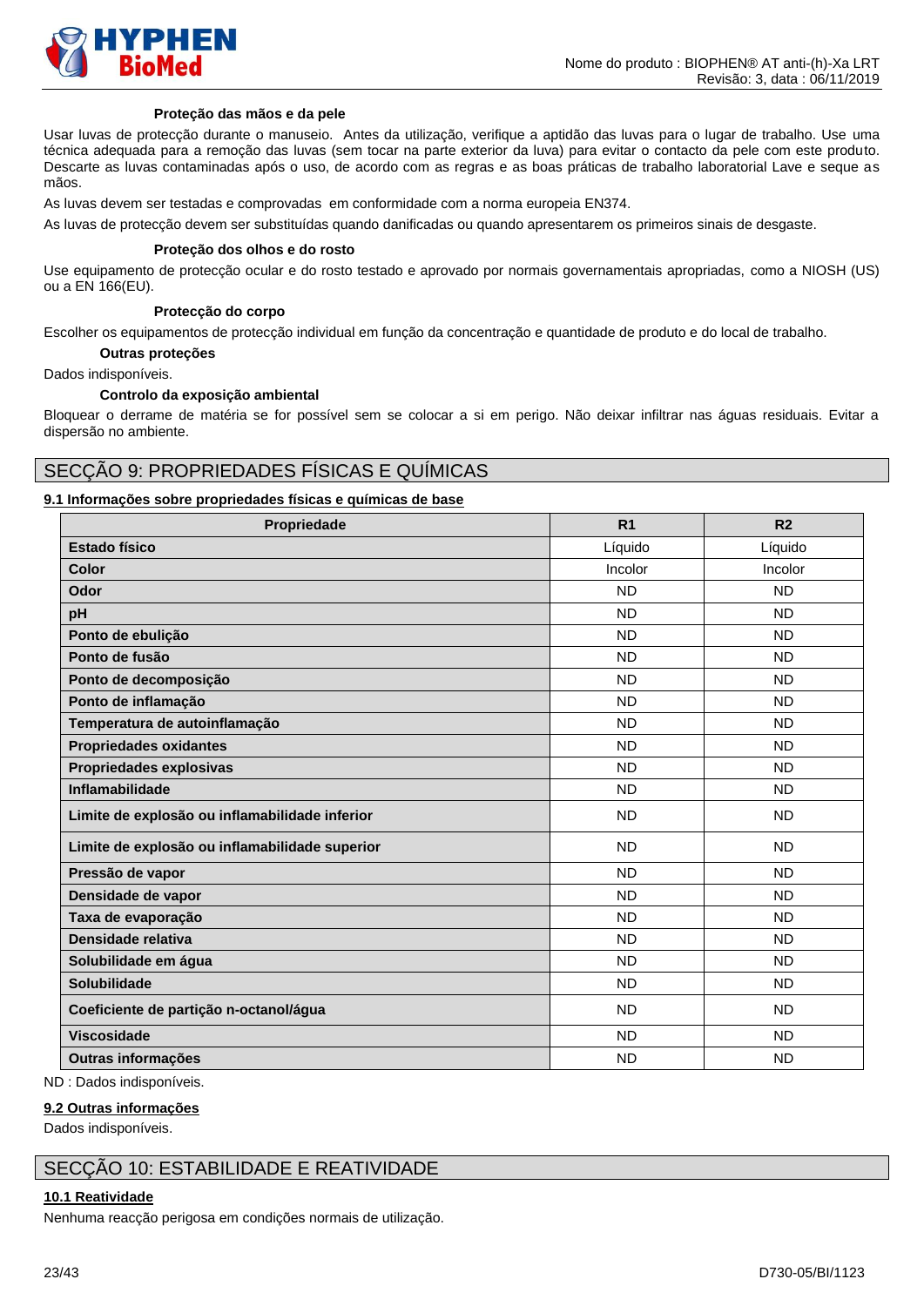#### Proteção das mãos e da pele

Usar luvas de protecção durante o manuseio. Antes da utilização, verifique a aptidão das luvas para o lugar de trabalho. Use uma técnica adequada para a remoção das luvas (sem tocar na parte exterior da luva) para evitar o contacto da pele com este produto. Descarte as luvas contaminadas após o uso, de acordo com as regras e as boas práticas de trabalho laboratorial Lave e seque as mãos.

As luvas devem ser testadas e comprovadas em conformidade com a norma europeia EN374.

As luvas de protecção devem ser substituídas quando danificadas ou quando apresentarem os primeiros sinais de desgaste.

#### Proteção dos olhos e do rosto

Use equipamento de protecção ocular e do rosto testado e aprovado por normais governamentais apropriadas, como a NIOSH (US) ou a EN 166(EU).

#### Protecção do corpo

Escolher os equipamentos de protecção individual em função da concentração e quantidade de produto e do local de trabalho.

#### Outras proteções

Dados indisponíveis.

#### Controlo da exposição ambiental

Bloquear o derrame de matéria se for possível sem se colocar a si em perigo. Não deixar infiltrar nas águas residuais. Evitar a dispersão no ambiente.

## SECÇÃO 9: PROPRIEDADES FÍSICAS E QUÍMICAS

### 9.1 Informações sobre propriedades físicas e químicas de base

| Propriedade | R1 | R2 |
|---|---|---|
| **Estado físico** | Líquido | Líquido |
| **Color** | Incolor | Incolor |
| **Odor** | ND | ND |
| **pH** | ND | ND |
| **Ponto de ebulição** | ND | ND |
| **Ponto de fusão** | ND | ND |
| **Ponto de decomposição** | ND | ND |
| **Ponto de inflamação** | ND | ND |
| **Temperatura de autoinflamação** | ND | ND |
| **Propriedades oxidantes** | ND | ND |
| **Propriedades explosivas** | ND | ND |
| **Inflamabilidade** | ND | ND |
| **Limite de explosão ou inflamabilidade inferior** | ND | ND |
| **Limite de explosão ou inflamabilidade superior** | ND | ND |
| **Pressão de vapor** | ND | ND |
| **Densidade de vapor** | ND | ND |
| **Taxa de evaporação** | ND | ND |
| **Densidade relativa** | ND | ND |
| **Solubilidade em água** | ND | ND |
| **Solubilidade** | ND | ND |
| **Coeficiente de partição n-octanol/água** | ND | ND |
| **Viscosidade** | ND | ND |
| **Outras informações** | ND | ND |

ND : Dados indisponíveis.

### 9.2 Outras informações

Dados indisponíveis.

## SECÇÃO 10: ESTABILIDADE E REATIVIDADE

### 10.1 Reatividade

Nenhuma reacção perigosa em condições normais de utilização.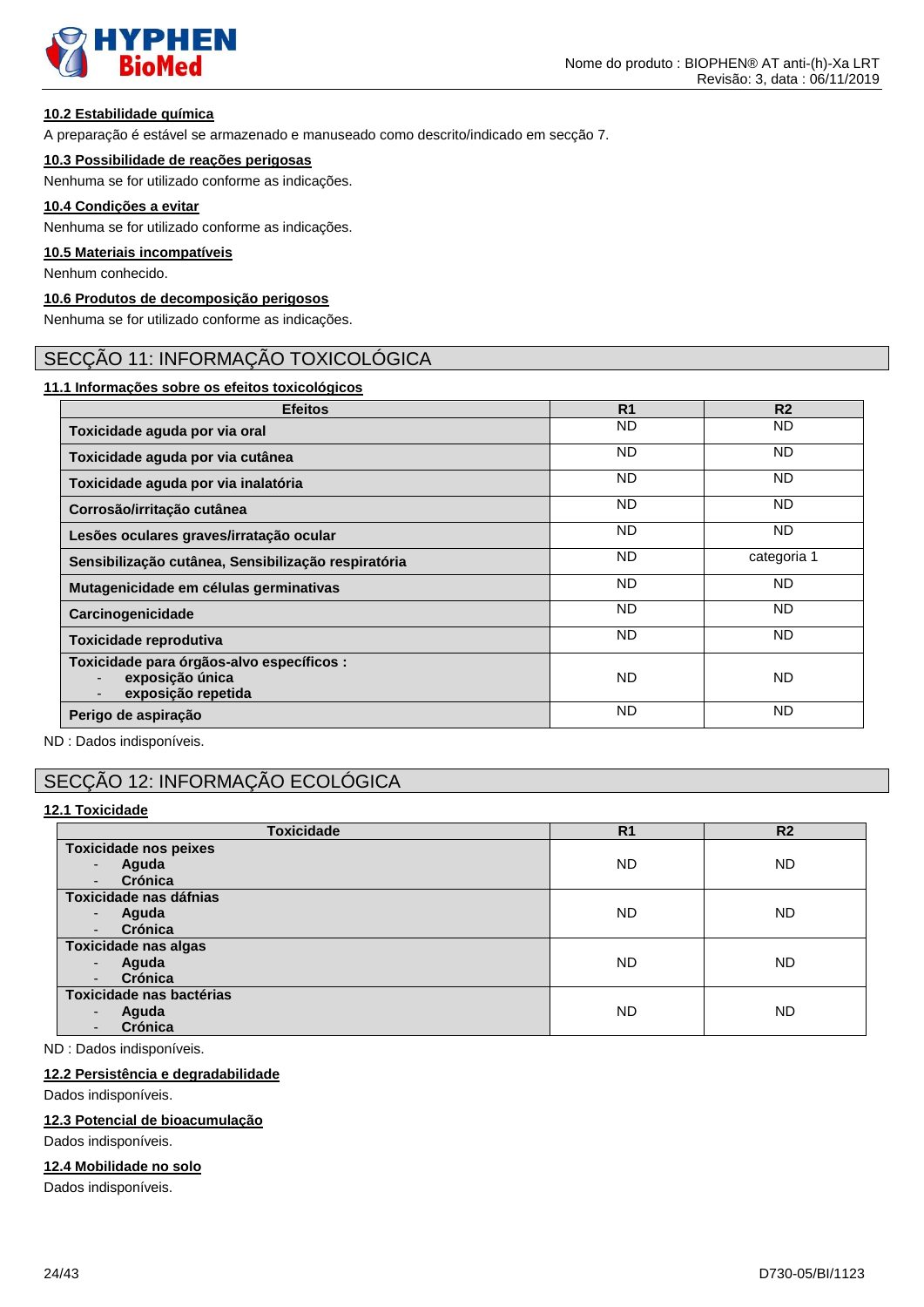#### 10.2 Estabilidade química

A preparação é estável se armazenado e manuseado como descrito/indicado em secção 7.

#### 10.3 Possibilidade de reações perigosas

Nenhuma se for utilizado conforme as indicações.

#### 10.4 Condições a evitar

Nenhuma se for utilizado conforme as indicações.

#### 10.5 Materiais incompatíveis

Nenhum conhecido.

#### 10.6 Produtos de decomposição perigosos

Nenhuma se for utilizado conforme as indicações.

## SECÇÃO 11: INFORMAÇÃO TOXICOLÓGICA

#### 11.1 Informações sobre os efeitos toxicológicos

| Efeitos | R1 | R2 |
|---|---|---|
| **Toxicidade aguda por via oral** | ND | ND |
| **Toxicidade aguda por via cutânea** | ND | ND |
| **Toxicidade aguda por via inalatória** | ND | ND |
| **Corrosão/irritação cutânea** | ND | ND |
| **Lesões oculares graves/irratação ocular** | ND | ND |
| **Sensibilização cutânea, Sensibilização respiratória** | ND | categoria 1 |
| **Mutagenicidade em células germinativas** | ND | ND |
| **Carcinogenicidade** | ND | ND |
| **Toxicidade reprodutiva** | ND | ND |
| **Toxicidade para órgãos-alvo específicos :**<br>- **exposição única**<br>- **exposição repetida** | ND | ND |
| **Perigo de aspiração** | ND | ND |

ND : Dados indisponíveis.

## SECÇÃO 12: INFORMAÇÃO ECOLÓGICA

#### 12.1 Toxicidade

| Toxicidade | R1 | R2 |
|---|---|---|
| **Toxicidade nos peixes**<br>- **Aguda**<br>- **Crónica** | ND | ND |
| **Toxicidade nas dáfnias**<br>- **Aguda**<br>- **Crónica** | ND | ND |
| **Toxicidade nas algas**<br>- **Aguda**<br>- **Crónica** | ND | ND |
| **Toxicidade nas bactérias**<br>- **Aguda**<br>- **Crónica** | ND | ND |

ND : Dados indisponíveis.

#### 12.2 Persistência e degradabilidade

Dados indisponíveis.

#### 12.3 Potencial de bioacumulação

Dados indisponíveis.

#### 12.4 Mobilidade no solo

Dados indisponíveis.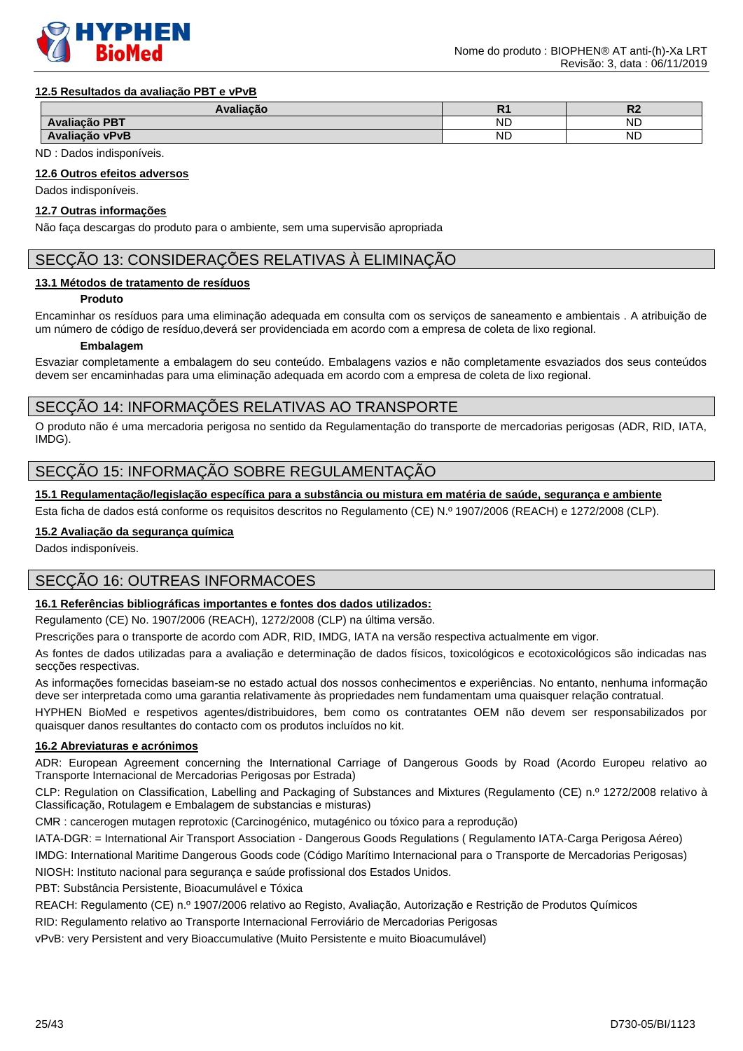### 12.5 Resultados da avaliação PBT e vPvB

| Avaliação | R1 | R2 |
|---|---|---|
| **Avaliação PBT** | ND | ND |
| **Avaliação vPvB** | ND | ND |

ND : Dados indisponíveis.

### 12.6 Outros efeitos adversos

Dados indisponíveis.

### 12.7 Outras informações

Não faça descargas do produto para o ambiente, sem uma supervisão apropriada

## SECÇÃO 13: CONSIDERAÇÕES RELATIVAS À ELIMINAÇÃO

### 13.1 Métodos de tratamento de resíduos

**Produto**

Encaminhar os resíduos para uma eliminação adequada em consulta com os serviços de saneamento e ambientais . A atribuição de um número de código de resíduo,deverá ser providenciada em acordo com a empresa de coleta de lixo regional.

**Embalagem**

Esvaziar completamente a embalagem do seu conteúdo. Embalagens vazios e não completamente esvaziados dos seus conteúdos devem ser encaminhadas para uma eliminação adequada em acordo com a empresa de coleta de lixo regional.

## SECÇÃO 14: INFORMAÇÕES RELATIVAS AO TRANSPORTE

O produto não é uma mercadoria perigosa no sentido da Regulamentação do transporte de mercadorias perigosas (ADR, RID, IATA, IMDG).

## SECÇÃO 15: INFORMAÇÃO SOBRE REGULAMENTAÇÃO

### 15.1 Regulamentação/legislação específica para a substância ou mistura em matéria de saúde, segurança e ambiente

Esta ficha de dados está conforme os requisitos descritos no Regulamento (CE) N.º 1907/2006 (REACH) e 1272/2008 (CLP).

### 15.2 Avaliação da segurança química

Dados indisponíveis.

## SECÇÃO 16: OUTREAS INFORMACOES

### 16.1 Referências bibliográficas importantes e fontes dos dados utilizados:

Regulamento (CE) No. 1907/2006 (REACH), 1272/2008 (CLP) na última versão.

Prescrições para o transporte de acordo com ADR, RID, IMDG, IATA na versão respectiva actualmente em vigor.

As fontes de dados utilizadas para a avaliação e determinação de dados físicos, toxicológicos e ecotoxicológicos são indicadas nas secções respectivas.

As informações fornecidas baseiam-se no estado actual dos nossos conhecimentos e experiências. No entanto, nenhuma informação deve ser interpretada como uma garantia relativamente às propriedades nem fundamentam uma quaisquer relação contratual.

HYPHEN BioMed e respetivos agentes/distribuidores, bem como os contratantes OEM não devem ser responsabilizados por quaisquer danos resultantes do contacto com os produtos incluídos no kit.

### 16.2 Abreviaturas e acrónimos

ADR: European Agreement concerning the International Carriage of Dangerous Goods by Road (Acordo Europeu relativo ao Transporte Internacional de Mercadorias Perigosas por Estrada)

CLP: Regulation on Classification, Labelling and Packaging of Substances and Mixtures (Regulamento (CE) n.º 1272/2008 relativo à Classificação, Rotulagem e Embalagem de substancias e misturas)

CMR : cancerogen mutagen reprotoxic (Carcinogénico, mutagénico ou tóxico para a reprodução)

IATA-DGR: = International Air Transport Association - Dangerous Goods Regulations ( Regulamento IATA-Carga Perigosa Aéreo)

IMDG: International Maritime Dangerous Goods code (Código Marítimo Internacional para o Transporte de Mercadorias Perigosas)

NIOSH: Instituto nacional para segurança e saúde profissional dos Estados Unidos.

PBT: Substância Persistente, Bioacumulável e Tóxica

REACH: Regulamento (CE) n.º 1907/2006 relativo ao Registo, Avaliação, Autorização e Restrição de Produtos Químicos

RID: Regulamento relativo ao Transporte Internacional Ferroviário de Mercadorias Perigosas

vPvB: very Persistent and very Bioaccumulative (Muito Persistente e muito Bioacumulável)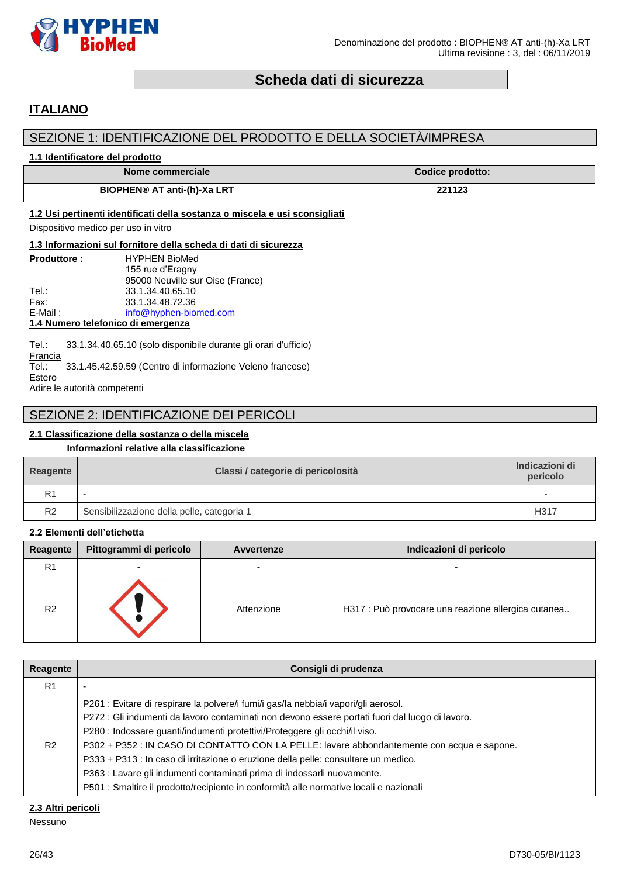# Scheda dati di sicurezza

## ITALIANO

## SEZIONE 1: IDENTIFICAZIONE DEL PRODOTTO E DELLA SOCIETÀ/IMPRESA

### 1.1 Identificatore del prodotto

| Nome commerciale | Codice prodotto: |
|---|---|
| **BIOPHEN® AT anti-(h)-Xa LRT** | **221123** |

### 1.2 Usi pertinenti identificati della sostanza o miscela e usi sconsigliati

Dispositivo medico per uso in vitro

### 1.3 Informazioni sul fornitore della scheda di dati di sicurezza

**Produttore :** HYPHEN BioMed
155 rue d'Eragny
95000 Neuville sur Oise (France)
Tel.: 33.1.34.40.65.10
Fax: 33.1.34.48.72.36
E-Mail : info@hyphen-biomed.com

### 1.4 Numero telefonico di emergenza

Tel.: 33.1.34.40.65.10 (solo disponibile durante gli orari d'ufficio)
Francia
Tel.: 33.1.45.42.59.59 (Centro di informazione Veleno francese)
Estero
Adire le autorità competenti

## SEZIONE 2: IDENTIFICAZIONE DEI PERICOLI

### 2.1 Classificazione della sostanza o della miscela

**Informazioni relative alla classificazione**

| Reagente | Classi / categorie di pericolosità | Indicazioni di pericolo |
|---|---|---|
| R1 | - | - |
| R2 | Sensibilizzazione della pelle, categoria 1 | H317 |

### 2.2 Elementi dell'etichetta

| Reagente | Pittogrammi di pericolo | Avvertenze | Indicazioni di pericolo |
|---|---|---|---|
| R1 | - | - | - |
| R2 | | Attenzione | H317 : Può provocare una reazione allergica cutanea.. |

| Reagente | Consigli di prudenza |
|---|---|
| R1 | - |
| R2 | P261 : Evitare di respirare la polvere/i fumi/i gas/la nebbia/i vapori/gli aerosol.<br>P272 : Gli indumenti da lavoro contaminati non devono essere portati fuori dal luogo di lavoro.<br>P280 : Indossare guanti/indumenti protettivi/Proteggere gli occhi/il viso.<br>P302 + P352 : IN CASO DI CONTATTO CON LA PELLE: lavare abbondantemente con acqua e sapone.<br>P333 + P313 : In caso di irritazione o eruzione della pelle: consultare un medico.<br>P363 : Lavare gli indumenti contaminati prima di indossarli nuovamente.<br>P501 : Smaltire il prodotto/recipiente in conformità alle normative locali e nazionali |

### 2.3 Altri pericoli

Nessuno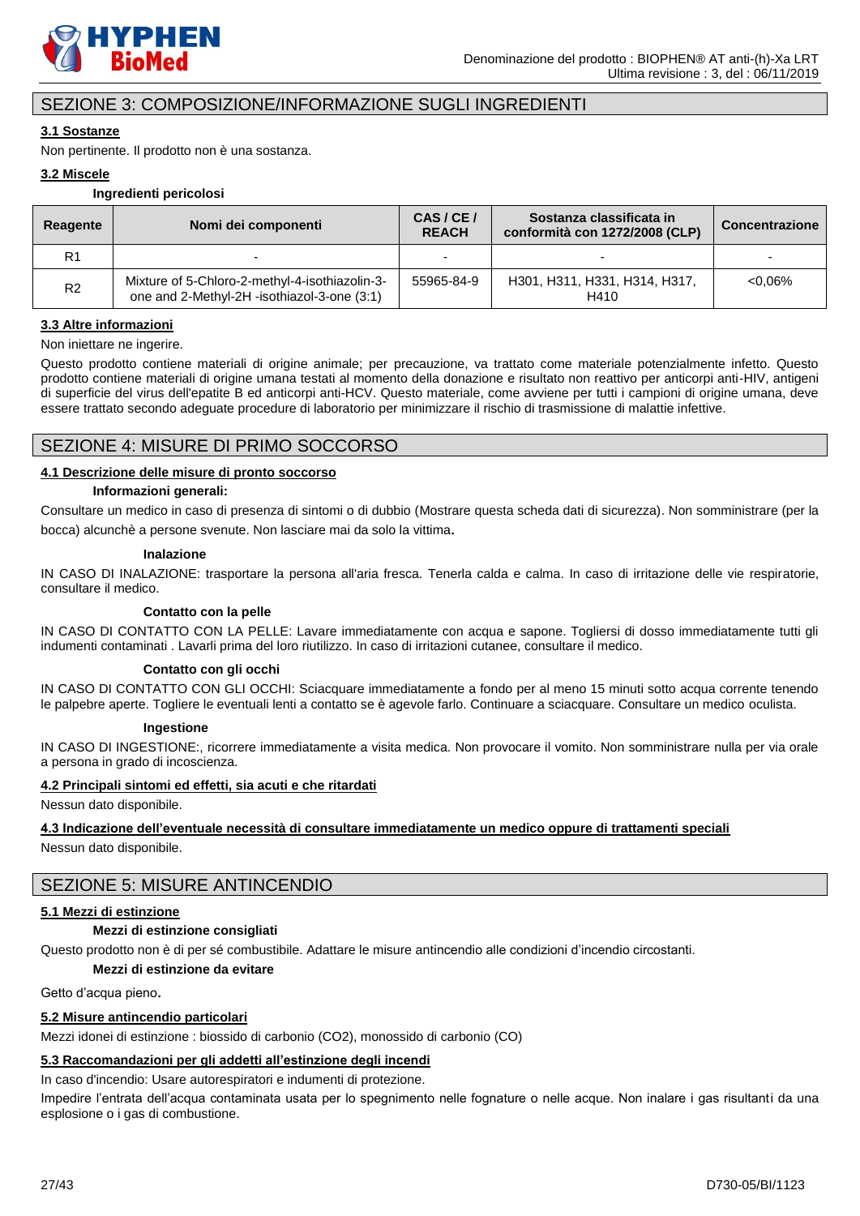## SEZIONE 3: COMPOSIZIONE/INFORMAZIONE SUGLI INGREDIENTI

**3.1 Sostanze**

Non pertinente. Il prodotto non è una sostanza.

**3.2 Miscele**

**Ingredienti pericolosi**

| Reagente | Nomi dei componenti | CAS / CE / REACH | Sostanza classificata in conformità con 1272/2008 (CLP) | Concentrazione |
|---|---|---|---|---|
| R1 | - | - | - | - |
| R2 | Mixture of 5-Chloro-2-methyl-4-isothiazolin-3-one and 2-Methyl-2H -isothiazol-3-one (3:1) | 55965-84-9 | H301, H311, H331, H314, H317, H410 | <0,06% |

**3.3 Altre informazioni**

Non iniettare ne ingerire.

Questo prodotto contiene materiali di origine animale; per precauzione, va trattato come materiale potenzialmente infetto. Questo prodotto contiene materiali di origine umana testati al momento della donazione e risultato non reattivo per anticorpi anti-HIV, antigeni di superficie del virus dell'epatite B ed anticorpi anti-HCV. Questo materiale, come avviene per tutti i campioni di origine umana, deve essere trattato secondo adeguate procedure di laboratorio per minimizzare il rischio di trasmissione di malattie infettive.

## SEZIONE 4: MISURE DI PRIMO SOCCORSO

**4.1 Descrizione delle misure di pronto soccorso**

**Informazioni generali:**

Consultare un medico in caso di presenza di sintomi o di dubbio (Mostrare questa scheda dati di sicurezza). Non somministrare (per la bocca) alcunchè a persone svenute. Non lasciare mai da solo la vittima.

**Inalazione**

IN CASO DI INALAZIONE: trasportare la persona all'aria fresca. Tenerla calda e calma. In caso di irritazione delle vie respiratorie, consultare il medico.

**Contatto con la pelle**

IN CASO DI CONTATTO CON LA PELLE: Lavare immediatamente con acqua e sapone. Togliersi di dosso immediatamente tutti gli indumenti contaminati . Lavarli prima del loro riutilizzo. In caso di irritazioni cutanee, consultare il medico.

**Contatto con gli occhi**

IN CASO DI CONTATTO CON GLI OCCHI: Sciacquare immediatamente a fondo per al meno 15 minuti sotto acqua corrente tenendo le palpebre aperte. Togliere le eventuali lenti a contatto se è agevole farlo. Continuare a sciacquare. Consultare un medico oculista.

**Ingestione**

IN CASO DI INGESTIONE:, ricorrere immediatamente a visita medica. Non provocare il vomito. Non somministrare nulla per via orale a persona in grado di incoscienza.

**4.2 Principali sintomi ed effetti, sia acuti e che ritardati**

Nessun dato disponibile.

**4.3 Indicazione dell'eventuale necessità di consultare immediatamente un medico oppure di trattamenti speciali**

Nessun dato disponibile.

## SEZIONE 5: MISURE ANTINCENDIO

**5.1 Mezzi di estinzione**

**Mezzi di estinzione consigliati**

Questo prodotto non è di per sé combustibile. Adattare le misure antincendio alle condizioni d'incendio circostanti.

**Mezzi di estinzione da evitare**

Getto d'acqua pieno.

**5.2 Misure antincendio particolari**

Mezzi idonei di estinzione : biossido di carbonio ($CO_2$), monossido di carbonio (CO)

**5.3 Raccomandazioni per gli addetti all'estinzione degli incendi**

In caso d'incendio: Usare autorespiratori e indumenti di protezione.

Impedire l'entrata dell'acqua contaminata usata per lo spegnimento nelle fognature o nelle acque. Non inalare i gas risultanti da una esplosione o i gas di combustione.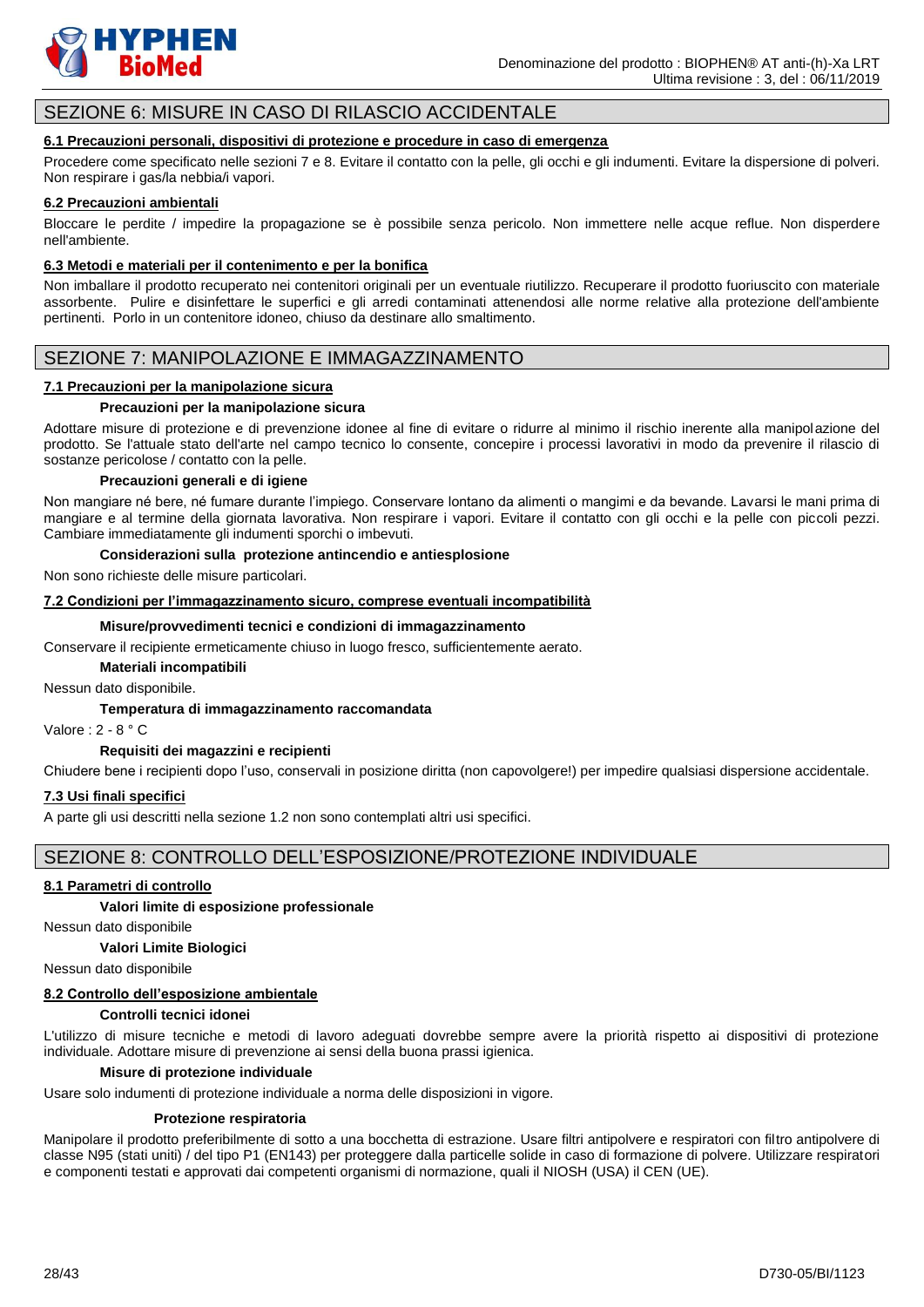## SEZIONE 6: MISURE IN CASO DI RILASCIO ACCIDENTALE

### 6.1 Precauzioni personali, dispositivi di protezione e procedure in caso di emergenza

Procedere come specificato nelle sezioni 7 e 8. Evitare il contatto con la pelle, gli occhi e gli indumenti. Evitare la dispersione di polveri. Non respirare i gas/la nebbia/i vapori.

### 6.2 Precauzioni ambientali

Bloccare le perdite / impedire la propagazione se è possibile senza pericolo. Non immettere nelle acque reflue. Non disperdere nell'ambiente.

### 6.3 Metodi e materiali per il contenimento e per la bonifica

Non imballare il prodotto recuperato nei contenitori originali per un eventuale riutilizzo. Recuperare il prodotto fuoriuscito con materiale assorbente. Pulire e disinfettare le superfici e gli arredi contaminati attenendosi alle norme relative alla protezione dell'ambiente pertinenti. Porlo in un contenitore idoneo, chiuso da destinare allo smaltimento.

## SEZIONE 7: MANIPOLAZIONE E IMMAGAZZINAMENTO

### 7.1 Precauzioni per la manipolazione sicura

**Precauzioni per la manipolazione sicura**

Adottare misure di protezione e di prevenzione idonee al fine di evitare o ridurre al minimo il rischio inerente alla manipolazione del prodotto. Se l'attuale stato dell'arte nel campo tecnico lo consente, concepire i processi lavorativi in modo da prevenire il rilascio di sostanze pericolose / contatto con la pelle.

**Precauzioni generali e di igiene**

Non mangiare né bere, né fumare durante l'impiego. Conservare lontano da alimenti o mangimi e da bevande. Lavarsi le mani prima di mangiare e al termine della giornata lavorativa. Non respirare i vapori. Evitare il contatto con gli occhi e la pelle con piccoli pezzi. Cambiare immediatamente gli indumenti sporchi o imbevuti.

**Considerazioni sulla protezione antincendio e antiesplosione**

Non sono richieste delle misure particolari.

### 7.2 Condizioni per l'immagazzinamento sicuro, comprese eventuali incompatibilità

**Misure/provvedimenti tecnici e condizioni di immagazzinamento**

Conservare il recipiente ermeticamente chiuso in luogo fresco, sufficientemente aerato.

**Materiali incompatibili**

Nessun dato disponibile.

**Temperatura di immagazzinamento raccomandata**

Valore : 2 - 8 ° C

**Requisiti dei magazzini e recipienti**

Chiudere bene i recipienti dopo l'uso, conservali in posizione diritta (non capovolgere!) per impedire qualsiasi dispersione accidentale.

### 7.3 Usi finali specifici

A parte gli usi descritti nella sezione 1.2 non sono contemplati altri usi specifici.

## SEZIONE 8: CONTROLLO DELL'ESPOSIZIONE/PROTEZIONE INDIVIDUALE

### 8.1 Parametri di controllo

**Valori limite di esposizione professionale**

Nessun dato disponibile

**Valori Limite Biologici**

Nessun dato disponibile

### 8.2 Controllo dell'esposizione ambientale

**Controlli tecnici idonei**

L'utilizzo di misure tecniche e metodi di lavoro adeguati dovrebbe sempre avere la priorità rispetto ai dispositivi di protezione individuale. Adottare misure di prevenzione ai sensi della buona prassi igienica.

**Misure di protezione individuale**

Usare solo indumenti di protezione individuale a norma delle disposizioni in vigore.

**Protezione respiratoria**

Manipolare il prodotto preferibilmente di sotto a una bocchetta di estrazione. Usare filtri antipolvere e respiratori con filtro antipolvere di classe N95 (stati uniti) / del tipo P1 (EN143) per proteggere dalla particelle solide in caso di formazione di polvere. Utilizzare respiratori e componenti testati e approvati dai competenti organismi di normazione, quali il NIOSH (USA) il CEN (UE).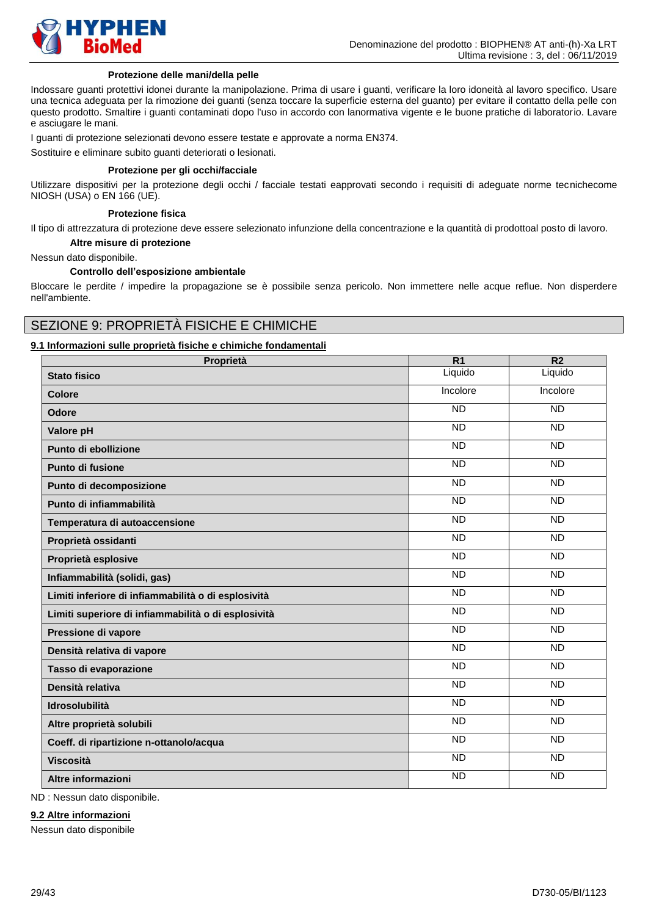#### Protezione delle mani/della pelle

Indossare guanti protettivi idonei durante la manipolazione. Prima di usare i guanti, verificare la loro idoneità al lavoro specifico. Usare una tecnica adeguata per la rimozione dei guanti (senza toccare la superficie esterna del guanto) per evitare il contatto della pelle con questo prodotto. Smaltire i guanti contaminati dopo l'uso in accordo con lanormativa vigente e le buone pratiche di laboratorio. Lavare e asciugare le mani.

I guanti di protezione selezionati devono essere testate e approvate a norma EN374.

Sostituire e eliminare subito guanti deteriorati o lesionati.

#### Protezione per gli occhi/facciale

Utilizzare dispositivi per la protezione degli occhi / facciale testati eapprovati secondo i requisiti di adeguate norme tecnichecome NIOSH (USA) o EN 166 (UE).

#### Protezione fisica

Il tipo di attrezzatura di protezione deve essere selezionato infunzione della concentrazione e la quantità di prodottoal posto di lavoro.

#### Altre misure di protezione

Nessun dato disponibile.

#### Controllo dell'esposizione ambientale

Bloccare le perdite / impedire la propagazione se è possibile senza pericolo. Non immettere nelle acque reflue. Non disperdere nell'ambiente.

## SEZIONE 9: PROPRIETÀ FISICHE E CHIMICHE

### 9.1 Informazioni sulle proprietà fisiche e chimiche fondamentali

| Proprietà | R1 | R2 |
|---|---|---|
| **Stato fisico** | Liquido | Liquido |
| **Colore** | Incolore | Incolore |
| **Odore** | ND | ND |
| **Valore pH** | ND | ND |
| **Punto di ebollizione** | ND | ND |
| **Punto di fusione** | ND | ND |
| **Punto di decomposizione** | ND | ND |
| **Punto di infiammabilità** | ND | ND |
| **Temperatura di autoaccensione** | ND | ND |
| **Proprietà ossidanti** | ND | ND |
| **Proprietà esplosive** | ND | ND |
| **Infiammabilità (solidi, gas)** | ND | ND |
| **Limiti inferiore di infiammabilità o di esplosività** | ND | ND |
| **Limiti superiore di infiammabilità o di esplosività** | ND | ND |
| **Pressione di vapore** | ND | ND |
| **Densità relativa di vapore** | ND | ND |
| **Tasso di evaporazione** | ND | ND |
| **Densità relativa** | ND | ND |
| **Idrosolubilità** | ND | ND |
| **Altre proprietà solubili** | ND | ND |
| **Coeff. di ripartizione n-ottanolo/acqua** | ND | ND |
| **Viscosità** | ND | ND |
| **Altre informazioni** | ND | ND |

ND : Nessun dato disponibile.

### 9.2 Altre informazioni

Nessun dato disponibile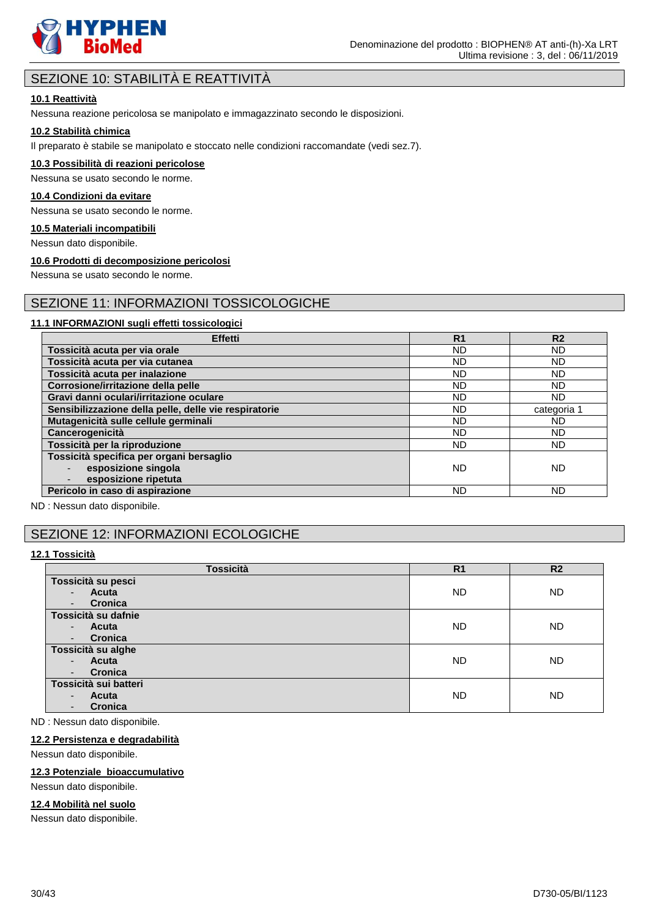## SEZIONE 10: STABILITÀ E REATTIVITÀ

### 10.1 Reattività

Nessuna reazione pericolosa se manipolato e immagazzinato secondo le disposizioni.

### 10.2 Stabilità chimica

Il preparato è stabile se manipolato e stoccato nelle condizioni raccomandate (vedi sez.7).

### 10.3 Possibilità di reazioni pericolose

Nessuna se usato secondo le norme.

### 10.4 Condizioni da evitare

Nessuna se usato secondo le norme.

### 10.5 Materiali incompatibili

Nessun dato disponibile.

### 10.6 Prodotti di decomposizione pericolosi

Nessuna se usato secondo le norme.

## SEZIONE 11: INFORMAZIONI TOSSICOLOGICHE

### 11.1 INFORMAZIONI sugli effetti tossicologici

| Effetti | R1 | R2 |
|---|---|---|
| **Tossicità acuta per via orale** | ND | ND |
| **Tossicità acuta per via cutanea** | ND | ND |
| **Tossicità acuta per inalazione** | ND | ND |
| **Corrosione/irritazione della pelle** | ND | ND |
| **Gravi danni oculari/irritazione oculare** | ND | ND |
| **Sensibilizzazione della pelle, delle vie respiratorie** | ND | categoria 1 |
| **Mutagenicità sulle cellule germinali** | ND | ND |
| **Cancerogenicità** | ND | ND |
| **Tossicità per la riproduzione** | ND | ND |
| **Tossicità specifica per organi bersaglio** - **esposizione singola** - **esposizione ripetuta** | ND | ND |
| **Pericolo in caso di aspirazione** | ND | ND |

ND : Nessun dato disponibile.

## SEZIONE 12: INFORMAZIONI ECOLOGICHE

### 12.1 Tossicità

| Tossicità | R1 | R2 |
|---|---|---|
| **Tossicità su pesci** - **Acuta** - **Cronica** | ND | ND |
| **Tossicità su dafnie** - **Acuta** - **Cronica** | ND | ND |
| **Tossicità su alghe** - **Acuta** - **Cronica** | ND | ND |
| **Tossicità sui batteri** - **Acuta** - **Cronica** | ND | ND |

ND : Nessun dato disponibile.

### 12.2 Persistenza e degradabilità

Nessun dato disponibile.

### 12.3 Potenziale bioaccumulativo

Nessun dato disponibile.

### 12.4 Mobilità nel suolo

Nessun dato disponibile.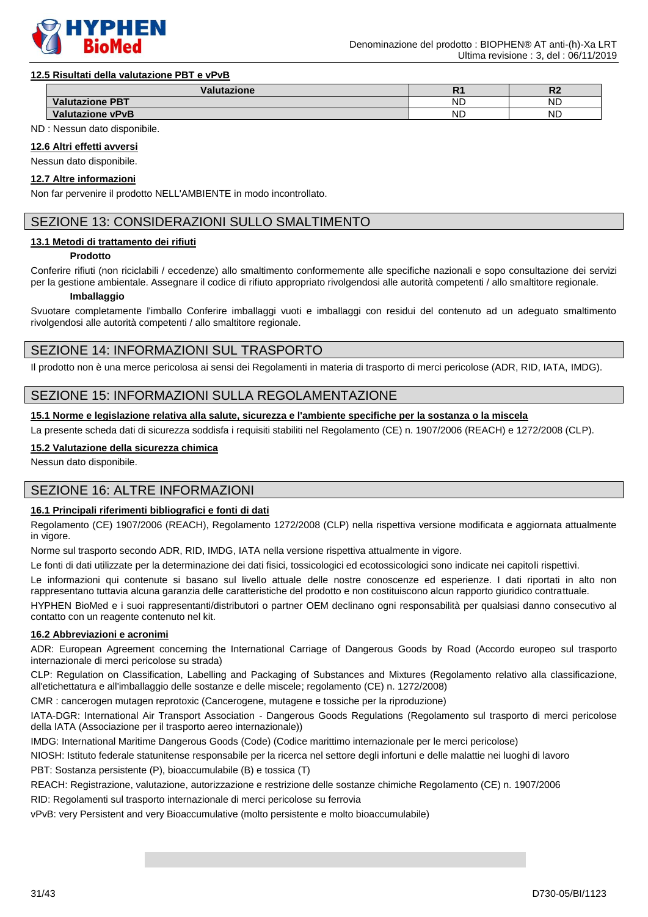#### 12.5 Risultati della valutazione PBT e vPvB

| Valutazione | R1 | R2 |
|---|---|---|
| **Valutazione PBT** | ND | ND |
| **Valutazione vPvB** | ND | ND |

ND : Nessun dato disponibile.

#### 12.6 Altri effetti avversi

Nessun dato disponibile.

#### 12.7 Altre informazioni

Non far pervenire il prodotto NELL'AMBIENTE in modo incontrollato.

## SEZIONE 13: CONSIDERAZIONI SULLO SMALTIMENTO

#### 13.1 Metodi di trattamento dei rifiuti

**Prodotto**

Conferire rifiuti (non riciclabili / eccedenze) allo smaltimento conformemente alle specifiche nazionali e sopo consultazione dei servizi per la gestione ambientale. Assegnare il codice di rifiuto appropriato rivolgendosi alle autorità competenti / allo smaltitore regionale.

**Imballaggio**

Svuotare completamente l'imballo Conferire imballaggi vuoti e imballaggi con residui del contenuto ad un adeguato smaltimento rivolgendosi alle autorità competenti / allo smaltitore regionale.

## SEZIONE 14: INFORMAZIONI SUL TRASPORTO

Il prodotto non è una merce pericolosa ai sensi dei Regolamenti in materia di trasporto di merci pericolose (ADR, RID, IATA, IMDG).

## SEZIONE 15: INFORMAZIONI SULLA REGOLAMENTAZIONE

#### 15.1 Norme e legislazione relativa alla salute, sicurezza e l'ambiente specifiche per la sostanza o la miscela

La presente scheda dati di sicurezza soddisfa i requisiti stabiliti nel Regolamento (CE) n. 1907/2006 (REACH) e 1272/2008 (CLP).

#### 15.2 Valutazione della sicurezza chimica

Nessun dato disponibile.

## SEZIONE 16: ALTRE INFORMAZIONI

#### 16.1 Principali riferimenti bibliografici e fonti di dati

Regolamento (CE) 1907/2006 (REACH), Regolamento 1272/2008 (CLP) nella rispettiva versione modificata e aggiornata attualmente in vigore.

Norme sul trasporto secondo ADR, RID, IMDG, IATA nella versione rispettiva attualmente in vigore.

Le fonti di dati utilizzate per la determinazione dei dati fisici, tossicologici ed ecotossicologici sono indicate nei capitoli rispettivi.

Le informazioni qui contenute si basano sul livello attuale delle nostre conoscenze ed esperienze. I dati riportati in alto non rappresentano tuttavia alcuna garanzia delle caratteristiche del prodotto e non costituiscono alcun rapporto giuridico contrattuale.

HYPHEN BioMed e i suoi rappresentanti/distributori o partner OEM declinano ogni responsabilità per qualsiasi danno consecutivo al contatto con un reagente contenuto nel kit.

#### 16.2 Abbreviazioni e acronimi

ADR: European Agreement concerning the International Carriage of Dangerous Goods by Road (Accordo europeo sul trasporto internazionale di merci pericolose su strada)

CLP: Regulation on Classification, Labelling and Packaging of Substances and Mixtures (Regolamento relativo alla classificazione, all'etichettatura e all'imballaggio delle sostanze e delle miscele; regolamento (CE) n. 1272/2008)

CMR : cancerogen mutagen reprotoxic (Cancerogene, mutagene e tossiche per la riproduzione)

IATA-DGR: International Air Transport Association - Dangerous Goods Regulations (Regolamento sul trasporto di merci pericolose della IATA (Associazione per il trasporto aereo internazionale))

IMDG: International Maritime Dangerous Goods (Code) (Codice marittimo internazionale per le merci pericolose)

NIOSH: Istituto federale statunitense responsabile per la ricerca nel settore degli infortuni e delle malattie nei luoghi di lavoro

PBT: Sostanza persistente (P), bioaccumulabile (B) e tossica (T)

REACH: Registrazione, valutazione, autorizzazione e restrizione delle sostanze chimiche Regolamento (CE) n. 1907/2006

RID: Regolamenti sul trasporto internazionale di merci pericolose su ferrovia

vPvB: very Persistent and very Bioaccumulative (molto persistente e molto bioaccumulabile)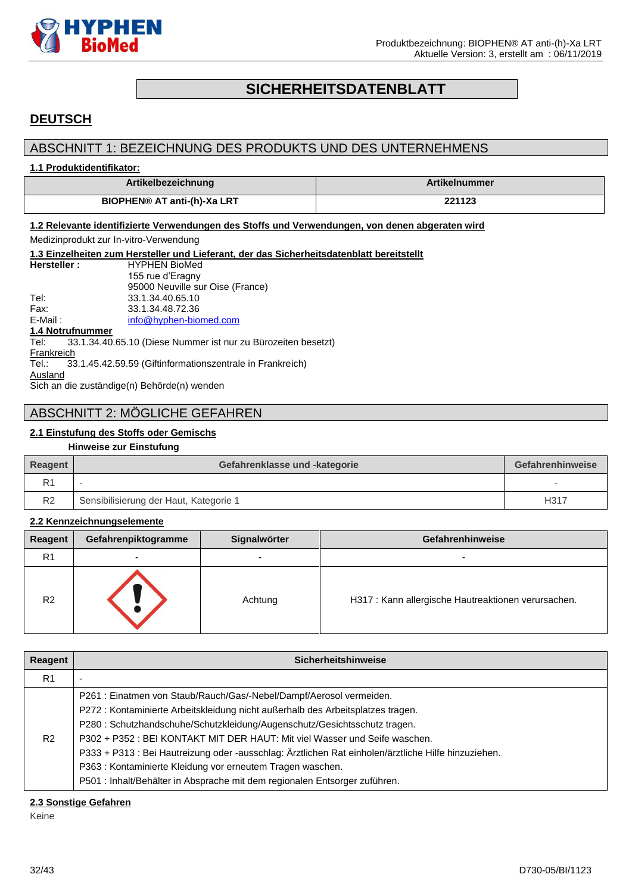# SICHERHEITSDATENBLATT

## DEUTSCH

## ABSCHNITT 1: BEZEICHNUNG DES PRODUKTS UND DES UNTERNEHMENS

**1.1 Produktidentifikator:**

| Artikelbezeichnung | Artikelnummer |
|---|---|
| **BIOPHEN® AT anti-(h)-Xa LRT** | **221123** |

**1.2 Relevante identifizierte Verwendungen des Stoffs und Verwendungen, von denen abgeraten wird**

Medizinprodukt zur In-vitro-Verwendung

**1.3 Einzelheiten zum Hersteller und Lieferant, der das Sicherheitsdatenblatt bereitstellt**

**Hersteller :** HYPHEN BioMed
155 rue d'Eragny
95000 Neuville sur Oise (France)

Tel: 33.1.34.40.65.10
Fax: 33.1.34.48.72.36
E-Mail : info@hyphen-biomed.com

**1.4 Notrufnummer**

Tel: 33.1.34.40.65.10 (Diese Nummer ist nur zu Bürozeiten besetzt)

Frankreich
Tel.: 33.1.45.42.59.59 (Giftinformationszentrale in Frankreich)

Ausland
Sich an die zuständige(n) Behörde(n) wenden

## ABSCHNITT 2: MÖGLICHE GEFAHREN

**2.1 Einstufung des Stoffs oder Gemischs**

**Hinweise zur Einstufung**

| Reagent | Gefahrenklasse und -kategorie | Gefahrenhinweise |
|---|---|---|
| R1 | - | - |
| R2 | Sensibilisierung der Haut, Kategorie 1 | H317 |

**2.2 Kennzeichnungselemente**

| Reagent | Gefahrenpiktogramme | Signalwörter | Gefahrenhinweise |
|---|---|---|---|
| R1 | - | - | - |
| R2 | | Achtung | H317 : Kann allergische Hautreaktionen verursachen. |

| Reagent | Sicherheitshinweise |
|---|---|
| R1 | - |
| R2 | P261 : Einatmen von Staub/Rauch/Gas/-Nebel/Dampf/Aerosol vermeiden.<br>P272 : Kontaminierte Arbeitskleidung nicht außerhalb des Arbeitsplatzes tragen.<br>P280 : Schutzhandschuhe/Schutzkleidung/Augenschutz/Gesichtsschutz tragen.<br>P302 + P352 : BEI KONTAKT MIT DER HAUT: Mit viel Wasser und Seife waschen.<br>P333 + P313 : Bei Hautreizung oder -ausschlag: Ärztlichen Rat einholen/ärztliche Hilfe hinzuziehen.<br>P363 : Kontaminierte Kleidung vor erneutem Tragen waschen.<br>P501 : Inhalt/Behälter in Absprache mit dem regionalen Entsorger zuführen. |

**2.3 Sonstige Gefahren**

Keine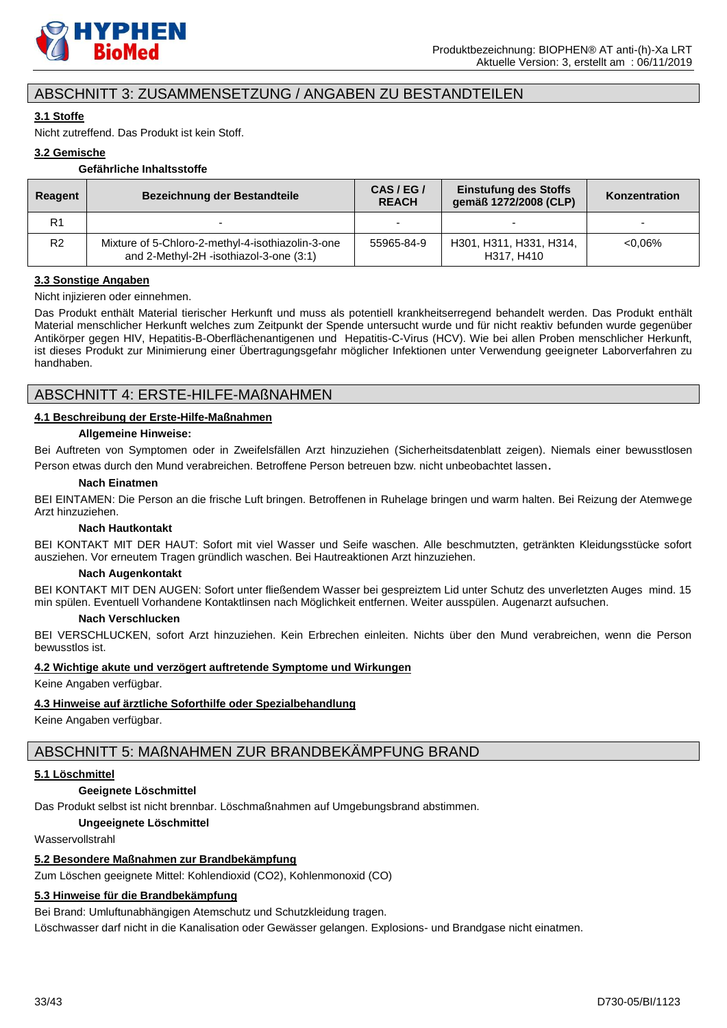## ABSCHNITT 3: ZUSAMMENSETZUNG / ANGABEN ZU BESTANDTEILEN

### 3.1 Stoffe

Nicht zutreffend. Das Produkt ist kein Stoff.

### 3.2 Gemische

**Gefährliche Inhaltsstoffe**

| Reagent | Bezeichnung der Bestandteile | CAS / EG / REACH | Einstufung des Stoffs gemäß 1272/2008 (CLP) | Konzentration |
|---|---|---|---|---|
| R1 | - | - | - | - |
| R2 | Mixture of 5-Chloro-2-methyl-4-isothiazolin-3-one and 2-Methyl-2H -isothiazol-3-one (3:1) | 55965-84-9 | H301, H311, H331, H314, H317, H410 | <0,06% |

### 3.3 Sonstige Angaben

Nicht injizieren oder einnehmen.

Das Produkt enthält Material tierischer Herkunft und muss als potentiell krankheitserregend behandelt werden. Das Produkt enthält Material menschlicher Herkunft welches zum Zeitpunkt der Spende untersucht wurde und für nicht reaktiv befunden wurde gegenüber Antikörper gegen HIV, Hepatitis-B-Oberflächenantigenen und Hepatitis-C-Virus (HCV). Wie bei allen Proben menschlicher Herkunft, ist dieses Produkt zur Minimierung einer Übertragungsgefahr möglicher Infektionen unter Verwendung geeigneter Laborverfahren zu handhaben.

## ABSCHNITT 4: ERSTE-HILFE-MAßNAHMEN

### 4.1 Beschreibung der Erste-Hilfe-Maßnahmen

**Allgemeine Hinweise:**

Bei Auftreten von Symptomen oder in Zweifelsfällen Arzt hinzuziehen (Sicherheitsdatenblatt zeigen). Niemals einer bewusstlosen Person etwas durch den Mund verabreichen. Betroffene Person betreuen bzw. nicht unbeobachtet lassen.

**Nach Einatmen**

BEI EINTAMEN: Die Person an die frische Luft bringen. Betroffenen in Ruhelage bringen und warm halten. Bei Reizung der Atemwege Arzt hinzuziehen.

**Nach Hautkontakt**

BEI KONTAKT MIT DER HAUT: Sofort mit viel Wasser und Seife waschen. Alle beschmutzten, getränkten Kleidungsstücke sofort ausziehen. Vor erneutem Tragen gründlich waschen. Bei Hautreaktionen Arzt hinzuziehen.

**Nach Augenkontakt**

BEI KONTAKT MIT DEN AUGEN: Sofort unter fließendem Wasser bei gespreiztem Lid unter Schutz des unverletzten Auges mind. 15 min spülen. Eventuell Vorhandene Kontaktlinsen nach Möglichkeit entfernen. Weiter ausspülen. Augenarzt aufsuchen.

**Nach Verschlucken**

BEI VERSCHLUCKEN, sofort Arzt hinzuziehen. Kein Erbrechen einleiten. Nichts über den Mund verabreichen, wenn die Person bewusstlos ist.

### 4.2 Wichtige akute und verzögert auftretende Symptome und Wirkungen

Keine Angaben verfügbar.

### 4.3 Hinweise auf ärztliche Soforthilfe oder Spezialbehandlung

Keine Angaben verfügbar.

## ABSCHNITT 5: MAßNAHMEN ZUR BRANDBEKÄMPFUNG BRAND

### 5.1 Löschmittel

**Geeignete Löschmittel**

Das Produkt selbst ist nicht brennbar. Löschmaßnahmen auf Umgebungsbrand abstimmen.

**Ungeeignete Löschmittel**

Wasservollstrahl

### 5.2 Besondere Maßnahmen zur Brandbekämpfung

Zum Löschen geeignete Mittel: Kohlendioxid ($CO_2$), Kohlenmonoxid (CO)

### 5.3 Hinweise für die Brandbekämpfung

Bei Brand: Umluftunabhängigen Atemschutz und Schutzkleidung tragen.

Löschwasser darf nicht in die Kanalisation oder Gewässer gelangen. Explosions- und Brandgase nicht einatmen.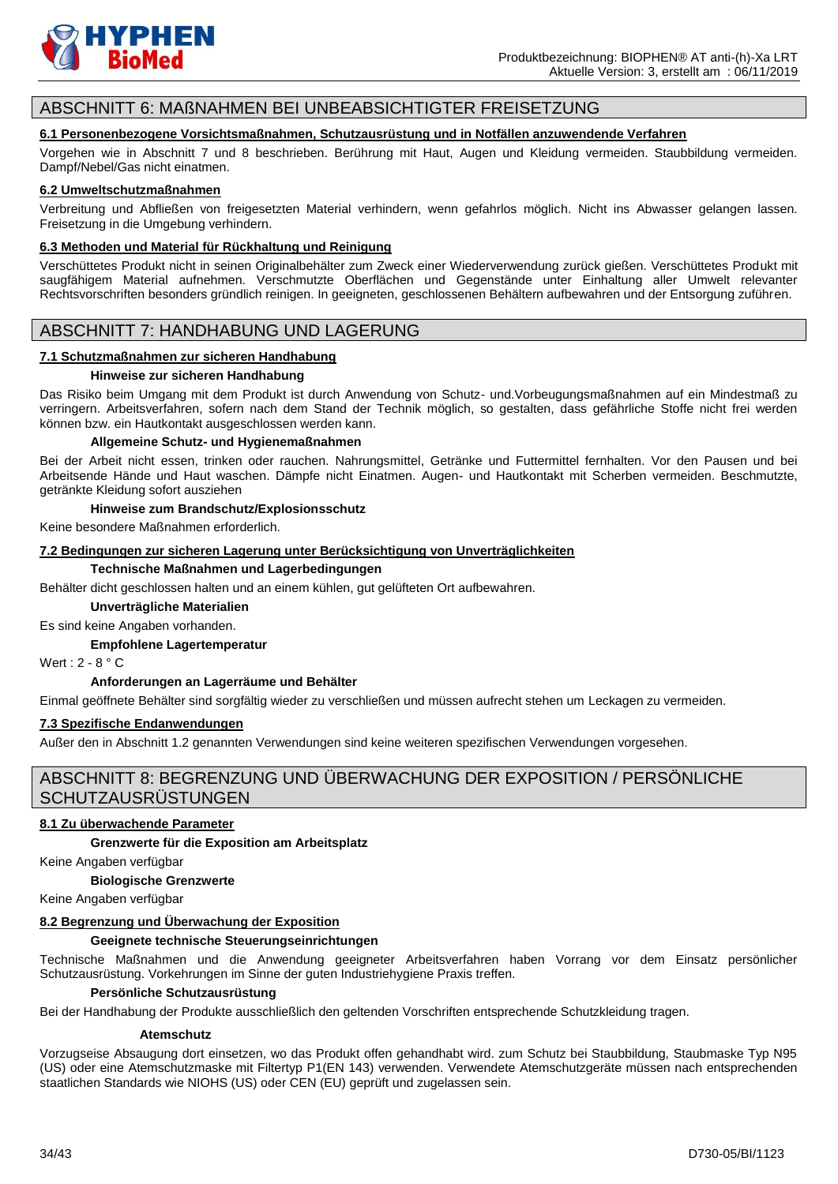## ABSCHNITT 6: MAßNAHMEN BEI UNBEABSICHTIGTER FREISETZUNG

### 6.1 Personenbezogene Vorsichtsmaßnahmen, Schutzausrüstung und in Notfällen anzuwendende Verfahren

Vorgehen wie in Abschnitt 7 und 8 beschrieben. Berührung mit Haut, Augen und Kleidung vermeiden. Staubbildung vermeiden. Dampf/Nebel/Gas nicht einatmen.

### 6.2 Umweltschutzmaßnahmen

Verbreitung und Abfließen von freigesetzten Material verhindern, wenn gefahrlos möglich. Nicht ins Abwasser gelangen lassen. Freisetzung in die Umgebung verhindern.

### 6.3 Methoden und Material für Rückhaltung und Reinigung

Verschüttetes Produkt nicht in seinen Originalbehälter zum Zweck einer Wiederverwendung zurück gießen. Verschüttetes Produkt mit saugfähigem Material aufnehmen. Verschmutzte Oberflächen und Gegenstände unter Einhaltung aller Umwelt relevanter Rechtsvorschriften besonders gründlich reinigen. In geeigneten, geschlossenen Behältern aufbewahren und der Entsorgung zuführen.

## ABSCHNITT 7: HANDHABUNG UND LAGERUNG

### 7.1 Schutzmaßnahmen zur sicheren Handhabung

**Hinweise zur sicheren Handhabung**

Das Risiko beim Umgang mit dem Produkt ist durch Anwendung von Schutz- und.Vorbeugungsmaßnahmen auf ein Mindestmaß zu verringern. Arbeitsverfahren, sofern nach dem Stand der Technik möglich, so gestalten, dass gefährliche Stoffe nicht frei werden können bzw. ein Hautkontakt ausgeschlossen werden kann.

**Allgemeine Schutz- und Hygienemaßnahmen**

Bei der Arbeit nicht essen, trinken oder rauchen. Nahrungsmittel, Getränke und Futtermittel fernhalten. Vor den Pausen und bei Arbeitsende Hände und Haut waschen. Dämpfe nicht Einatmen. Augen- und Hautkontakt mit Scherben vermeiden. Beschmutzte, getränkte Kleidung sofort ausziehen

**Hinweise zum Brandschutz/Explosionsschutz**

Keine besondere Maßnahmen erforderlich.

### 7.2 Bedingungen zur sicheren Lagerung unter Berücksichtigung von Unverträglichkeiten

**Technische Maßnahmen und Lagerbedingungen**

Behälter dicht geschlossen halten und an einem kühlen, gut gelüfteten Ort aufbewahren.

**Unverträgliche Materialien**

Es sind keine Angaben vorhanden.

**Empfohlene Lagertemperatur**

Wert : 2 - 8 ° C

**Anforderungen an Lagerräume und Behälter**

Einmal geöffnete Behälter sind sorgfältig wieder zu verschließen und müssen aufrecht stehen um Leckagen zu vermeiden.

### 7.3 Spezifische Endanwendungen

Außer den in Abschnitt 1.2 genannten Verwendungen sind keine weiteren spezifischen Verwendungen vorgesehen.

## ABSCHNITT 8: BEGRENZUNG UND ÜBERWACHUNG DER EXPOSITION / PERSÖNLICHE SCHUTZAUSRÜSTUNGEN

### 8.1 Zu überwachende Parameter

**Grenzwerte für die Exposition am Arbeitsplatz**

Keine Angaben verfügbar

**Biologische Grenzwerte**

Keine Angaben verfügbar

### 8.2 Begrenzung und Überwachung der Exposition

**Geeignete technische Steuerungseinrichtungen**

Technische Maßnahmen und die Anwendung geeigneter Arbeitsverfahren haben Vorrang vor dem Einsatz persönlicher Schutzausrüstung. Vorkehrungen im Sinne der guten Industriehygiene Praxis treffen.

**Persönliche Schutzausrüstung**

Bei der Handhabung der Produkte ausschließlich den geltenden Vorschriften entsprechende Schutzkleidung tragen.

**Atemschutz**

Vorzugseise Absaugung dort einsetzen, wo das Produkt offen gehandhabt wird. zum Schutz bei Staubbildung, Staubmaske Typ N95 (US) oder eine Atemschutzmaske mit Filtertyp P1(EN 143) verwenden. Verwendete Atemschutzgeräte müssen nach entsprechenden staatlichen Standards wie NIOHS (US) oder CEN (EU) geprüft und zugelassen sein.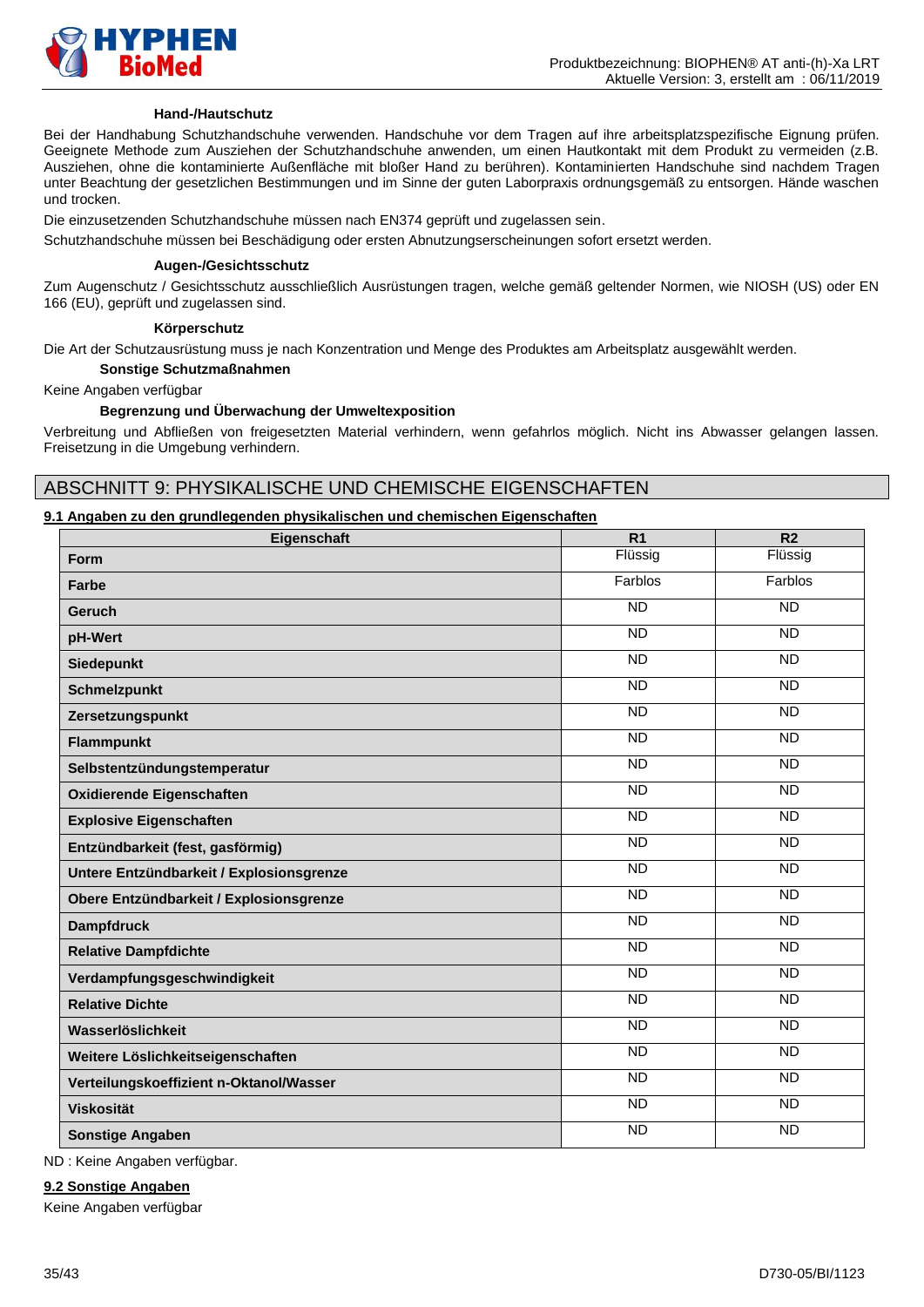#### Hand-/Hautschutz

Bei der Handhabung Schutzhandschuhe verwenden. Handschuhe vor dem Tragen auf ihre arbeitsplatzspezifische Eignung prüfen. Geeignete Methode zum Ausziehen der Schutzhandschuhe anwenden, um einen Hautkontakt mit dem Produkt zu vermeiden (z.B. Ausziehen, ohne die kontaminierte Außenfläche mit bloßer Hand zu berühren). Kontaminierten Handschuhe sind nachdem Tragen unter Beachtung der gesetzlichen Bestimmungen und im Sinne der guten Laborpraxis ordnungsgemäß zu entsorgen. Hände waschen und trocken.

Die einzusetzenden Schutzhandschuhe müssen nach EN374 geprüft und zugelassen sein.

Schutzhandschuhe müssen bei Beschädigung oder ersten Abnutzungserscheinungen sofort ersetzt werden.

#### Augen-/Gesichtsschutz

Zum Augenschutz / Gesichtsschutz ausschließlich Ausrüstungen tragen, welche gemäß geltender Normen, wie NIOSH (US) oder EN 166 (EU), geprüft und zugelassen sind.

#### Körperschutz

Die Art der Schutzausrüstung muss je nach Konzentration und Menge des Produktes am Arbeitsplatz ausgewählt werden.

#### Sonstige Schutzmaßnahmen

Keine Angaben verfügbar

#### Begrenzung und Überwachung der Umweltexposition

Verbreitung und Abfließen von freigesetzten Material verhindern, wenn gefahrlos möglich. Nicht ins Abwasser gelangen lassen. Freisetzung in die Umgebung verhindern.

## ABSCHNITT 9: PHYSIKALISCHE UND CHEMISCHE EIGENSCHAFTEN

### 9.1 Angaben zu den grundlegenden physikalischen und chemischen Eigenschaften

| Eigenschaft | R1 | R2 |
|---|---|---|
| **Form** | Flüssig | Flüssig |
| **Farbe** | Farblos | Farblos |
| **Geruch** | ND | ND |
| **pH-Wert** | ND | ND |
| **Siedepunkt** | ND | ND |
| **Schmelzpunkt** | ND | ND |
| **Zersetzungspunkt** | ND | ND |
| **Flammpunkt** | ND | ND |
| **Selbstentzündungstemperatur** | ND | ND |
| **Oxidierende Eigenschaften** | ND | ND |
| **Explosive Eigenschaften** | ND | ND |
| **Entzündbarkeit (fest, gasförmig)** | ND | ND |
| **Untere Entzündbarkeit / Explosionsgrenze** | ND | ND |
| **Obere Entzündbarkeit / Explosionsgrenze** | ND | ND |
| **Dampfdruck** | ND | ND |
| **Relative Dampfdichte** | ND | ND |
| **Verdampfungsgeschwindigkeit** | ND | ND |
| **Relative Dichte** | ND | ND |
| **Wasserlöslichkeit** | ND | ND |
| **Weitere Löslichkeitseigenschaften** | ND | ND |
| **Verteilungskoeffizient n-Oktanol/Wasser** | ND | ND |
| **Viskosität** | ND | ND |
| **Sonstige Angaben** | ND | ND |

ND : Keine Angaben verfügbar.

### 9.2 Sonstige Angaben

Keine Angaben verfügbar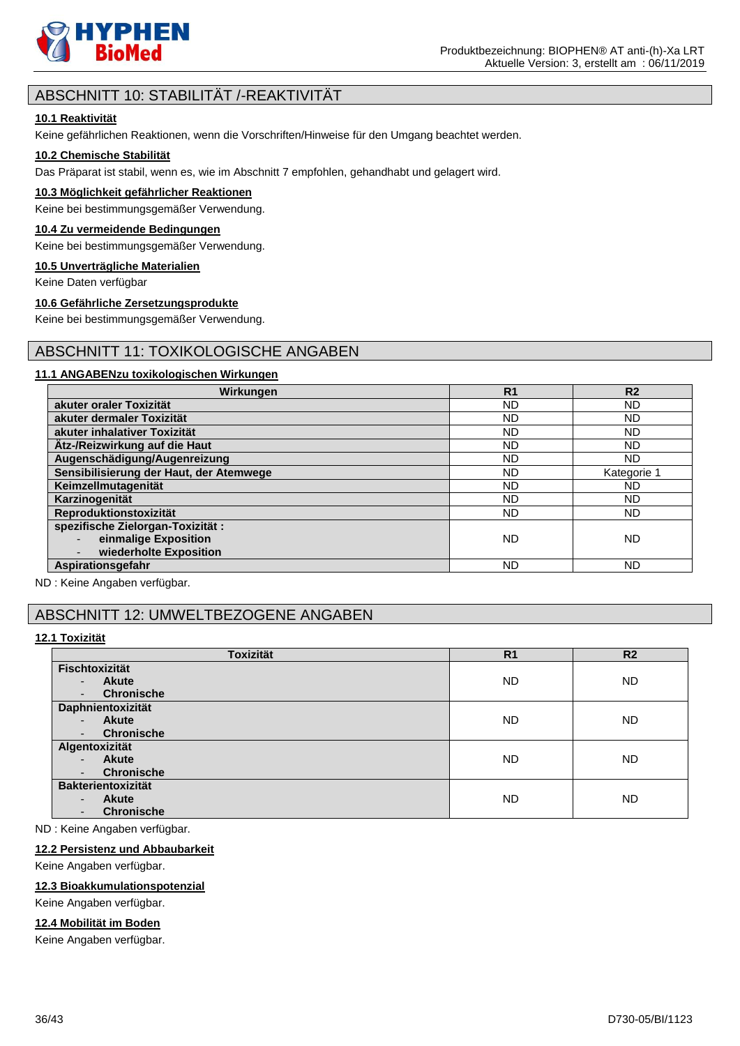## ABSCHNITT 10: STABILITÄT /-REAKTIVITÄT

### 10.1 Reaktivität

Keine gefährlichen Reaktionen, wenn die Vorschriften/Hinweise für den Umgang beachtet werden.

### 10.2 Chemische Stabilität

Das Präparat ist stabil, wenn es, wie im Abschnitt 7 empfohlen, gehandhabt und gelagert wird.

### 10.3 Möglichkeit gefährlicher Reaktionen

Keine bei bestimmungsgemäßer Verwendung.

### 10.4 Zu vermeidende Bedingungen

Keine bei bestimmungsgemäßer Verwendung.

### 10.5 Unverträgliche Materialien

Keine Daten verfügbar

### 10.6 Gefährliche Zersetzungsprodukte

Keine bei bestimmungsgemäßer Verwendung.

## ABSCHNITT 11: TOXIKOLOGISCHE ANGABEN

### 11.1 ANGABENzu toxikologischen Wirkungen

| Wirkungen | R1 | R2 |
|---|---|---|
| **akuter oraler Toxizität** | ND | ND |
| **akuter dermaler Toxizität** | ND | ND |
| **akuter inhalativer Toxizität** | ND | ND |
| **Ätz-/Reizwirkung auf die Haut** | ND | ND |
| **Augenschädigung/Augenreizung** | ND | ND |
| **Sensibilisierung der Haut, der Atemwege** | ND | Kategorie 1 |
| **Keimzellmutagenität** | ND | ND |
| **Karzinogenität** | ND | ND |
| **Reproduktionstoxizität** | ND | ND |
| **spezifische Zielorgan-Toxizität :**<br>- **einmalige Exposition**<br>- **wiederholte Exposition** | ND | ND |
| **Aspirationsgefahr** | ND | ND |

ND : Keine Angaben verfügbar.

## ABSCHNITT 12: UMWELTBEZOGENE ANGABEN

### 12.1 Toxizität

| Toxizität | R1 | R2 |
|---|---|---|
| **Fischtoxizität**<br>- **Akute**<br>- **Chronische** | ND | ND |
| **Daphnientoxizität**<br>- **Akute**<br>- **Chronische** | ND | ND |
| **Algentoxizität**<br>- **Akute**<br>- **Chronische** | ND | ND |
| **Bakterientoxizität**<br>- **Akute**<br>- **Chronische** | ND | ND |

ND : Keine Angaben verfügbar.

### 12.2 Persistenz und Abbaubarkeit

Keine Angaben verfügbar.

### 12.3 Bioakkumulationspotenzial

Keine Angaben verfügbar.

### 12.4 Mobilität im Boden

Keine Angaben verfügbar.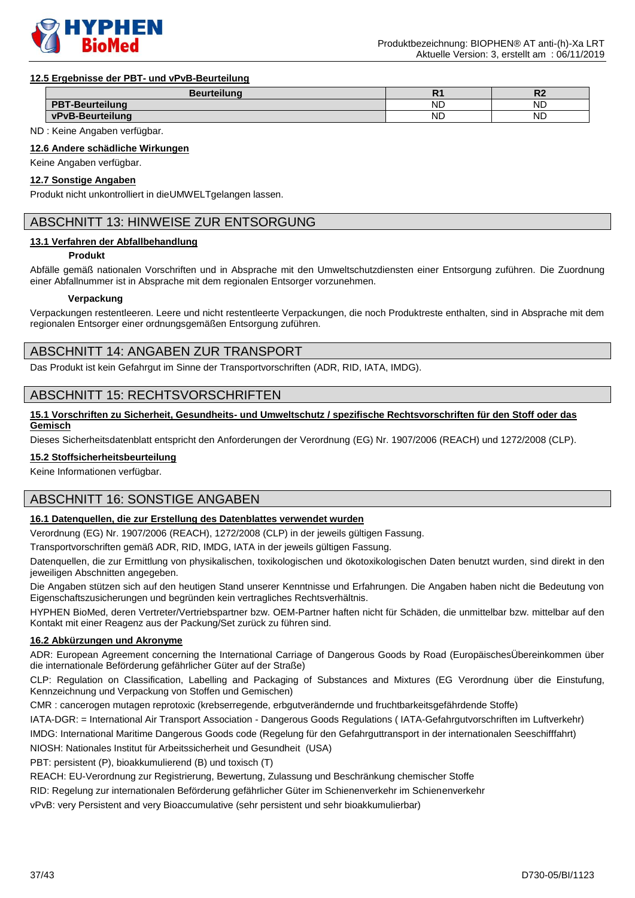#### 12.5 Ergebnisse der PBT- und vPvB-Beurteilung

| Beurteilung | R1 | R2 |
|---|---|---|
| **PBT-Beurteilung** | ND | ND |
| **vPvB-Beurteilung** | ND | ND |

ND : Keine Angaben verfügbar.

#### 12.6 Andere schädliche Wirkungen

Keine Angaben verfügbar.

#### 12.7 Sonstige Angaben

Produkt nicht unkontrolliert in dieUMWELTgelangen lassen.

## ABSCHNITT 13: HINWEISE ZUR ENTSORGUNG

#### 13.1 Verfahren der Abfallbehandlung

**Produkt**

Abfälle gemäß nationalen Vorschriften und in Absprache mit den Umweltschutzdiensten einer Entsorgung zuführen. Die Zuordnung einer Abfallnummer ist in Absprache mit dem regionalen Entsorger vorzunehmen.

**Verpackung**

Verpackungen restentleeren. Leere und nicht restentleerte Verpackungen, die noch Produktreste enthalten, sind in Absprache mit dem regionalen Entsorger einer ordnungsgemäßen Entsorgung zuführen.

## ABSCHNITT 14: ANGABEN ZUR TRANSPORT

Das Produkt ist kein Gefahrgut im Sinne der Transportvorschriften (ADR, RID, IATA, IMDG).

## ABSCHNITT 15: RECHTSVORSCHRIFTEN

#### 15.1 Vorschriften zu Sicherheit, Gesundheits- und Umweltschutz / spezifische Rechtsvorschriften für den Stoff oder das Gemisch

Dieses Sicherheitsdatenblatt entspricht den Anforderungen der Verordnung (EG) Nr. 1907/2006 (REACH) und 1272/2008 (CLP).

#### 15.2 Stoffsicherheitsbeurteilung

Keine Informationen verfügbar.

## ABSCHNITT 16: SONSTIGE ANGABEN

#### 16.1 Datenquellen, die zur Erstellung des Datenblattes verwendet wurden

Verordnung (EG) Nr. 1907/2006 (REACH), 1272/2008 (CLP) in der jeweils gültigen Fassung.

Transportvorschriften gemäß ADR, RID, IMDG, IATA in der jeweils gültigen Fassung.

Datenquellen, die zur Ermittlung von physikalischen, toxikologischen und ökotoxikologischen Daten benutzt wurden, sind direkt in den jeweiligen Abschnitten angegeben.

Die Angaben stützen sich auf den heutigen Stand unserer Kenntnisse und Erfahrungen. Die Angaben haben nicht die Bedeutung von Eigenschaftszusicherungen und begründen kein vertragliches Rechtsverhältnis.

HYPHEN BioMed, deren Vertreter/Vertriebspartner bzw. OEM-Partner haften nicht für Schäden, die unmittelbar bzw. mittelbar auf den Kontakt mit einer Reagenz aus der Packung/Set zurück zu führen sind.

#### 16.2 Abkürzungen und Akronyme

ADR: European Agreement concerning the International Carriage of Dangerous Goods by Road (EuropäischesÜbereinkommen über die internationale Beförderung gefährlicher Güter auf der Straße)

CLP: Regulation on Classification, Labelling and Packaging of Substances and Mixtures (EG Verordnung über die Einstufung, Kennzeichnung und Verpackung von Stoffen und Gemischen)

CMR : cancerogen mutagen reprotoxic (krebserregende, erbgutverändernde und fruchtbarkeitsgefährdende Stoffe)

IATA-DGR: = International Air Transport Association - Dangerous Goods Regulations ( IATA-Gefahrgutvorschriften im Luftverkehr)

IMDG: International Maritime Dangerous Goods code (Regelung für den Gefahrguttransport in der internationalen Seeschifffahrt)

NIOSH: Nationales Institut für Arbeitssicherheit und Gesundheit (USA)

PBT: persistent (P), bioakkumulierend (B) und toxisch (T)

REACH: EU-Verordnung zur Registrierung, Bewertung, Zulassung und Beschränkung chemischer Stoffe

RID: Regelung zur internationalen Beförderung gefährlicher Güter im Schienenverkehr im Schienenverkehr

vPvB: very Persistent and very Bioaccumulative (sehr persistent und sehr bioakkumulierbar)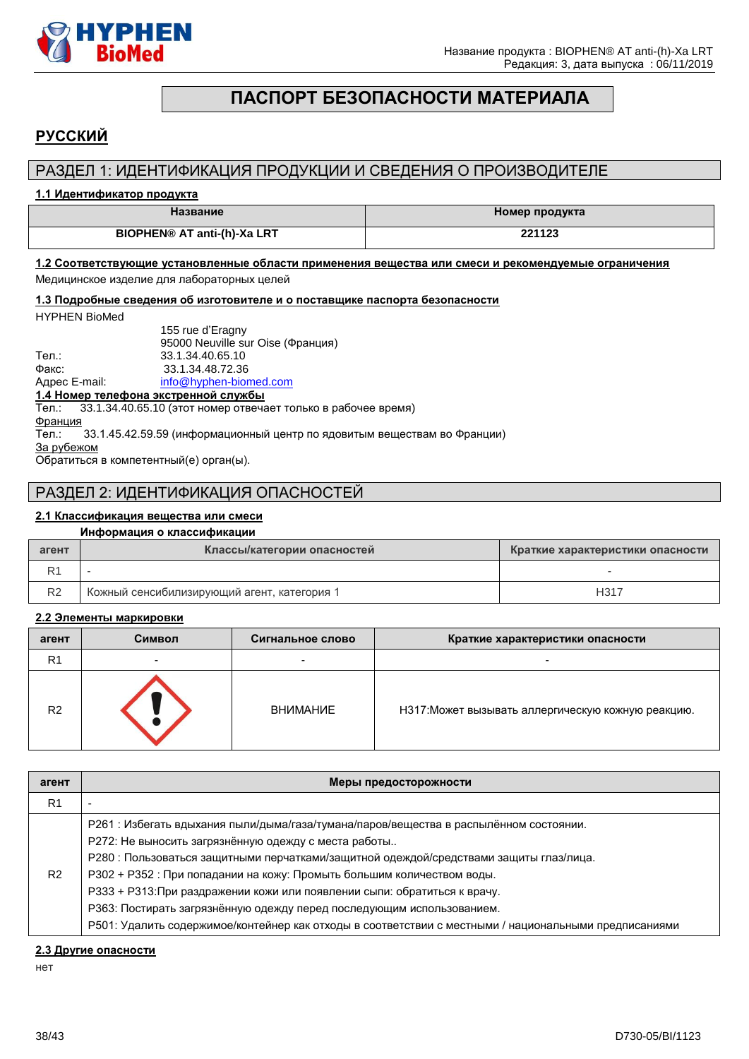# ПАСПОРТ БЕЗОПАСНОСТИ МАТЕРИАЛА

## РУССКИЙ

## РАЗДЕЛ 1: ИДЕНТИФИКАЦИЯ ПРОДУКЦИИ И СВЕДЕНИЯ О ПРОИЗВОДИТЕЛЕ

### 1.1 Идентификатор продукта

| Название | Номер продукта |
|---|---|
| **BIOPHEN® AT anti-(h)-Xa LRT** | **221123** |

### 1.2 Соответствующие установленные области применения вещества или смеси и рекомендуемые ограничения

Медицинское изделие для лабораторных целей

### 1.3 Подробные сведения об изготовителе и о поставщике паспорта безопасности

HYPHEN BioMed

155 rue d'Eragny
95000 Neuville sur Oise (Франция)

Тел.: 33.1.34.40.65.10
Факс: 33.1.34.48.72.36
Адрес E-mail: info@hyphen-biomed.com

### 1.4 Номер телефона экстренной службы

Тел.: 33.1.34.40.65.10 (этот номер отвечает только в рабочее время)

Франция

Тел.: 33.1.45.42.59.59 (информационный центр по ядовитым веществам во Франции)

За рубежом

Обратиться в компетентный(е) орган(ы).

## РАЗДЕЛ 2: ИДЕНТИФИКАЦИЯ ОПАСНОСТЕЙ

### 2.1 Классификация вещества или смеси

**Информация о классификации**

| агент | Классы/категории опасностей | Краткие характеристики опасности |
|---|---|---|
| R1 | - | - |
| R2 | Кожный сенсибилизирующий агент, категория 1 | H317 |

### 2.2 Элементы маркировки

| агент | Символ | Сигнальное слово | Краткие характеристики опасности |
|---|---|---|---|
| R1 | - | - | - |
| R2 | | ВНИМАНИЕ | H317:Может вызывать аллергическую кожную реакцию. |

| агент | Меры предосторожности |
|---|---|
| R1 | - |
| R2 | P261 : Избегать вдыхания пыли/дыма/газа/тумана/паров/вещества в распылённом состоянии.<br>P272: Не выносить загрязнённую одежду с места работы..<br>P280 : Пользоваться защитными перчатками/защитной одеждой/средствами защиты глаз/лица.<br>P302 + P352 : При попадании на кожу: Промыть большим количеством воды.<br>P333 + P313:При раздражении кожи или появлении сыпи: обратиться к врачу.<br>P363: Постирать загрязнённую одежду перед последующим использованием.<br>P501: Удалить содержимое/контейнер как отходы в соответствии с местными / национальными предписаниями |

### 2.3 Другие опасности

нет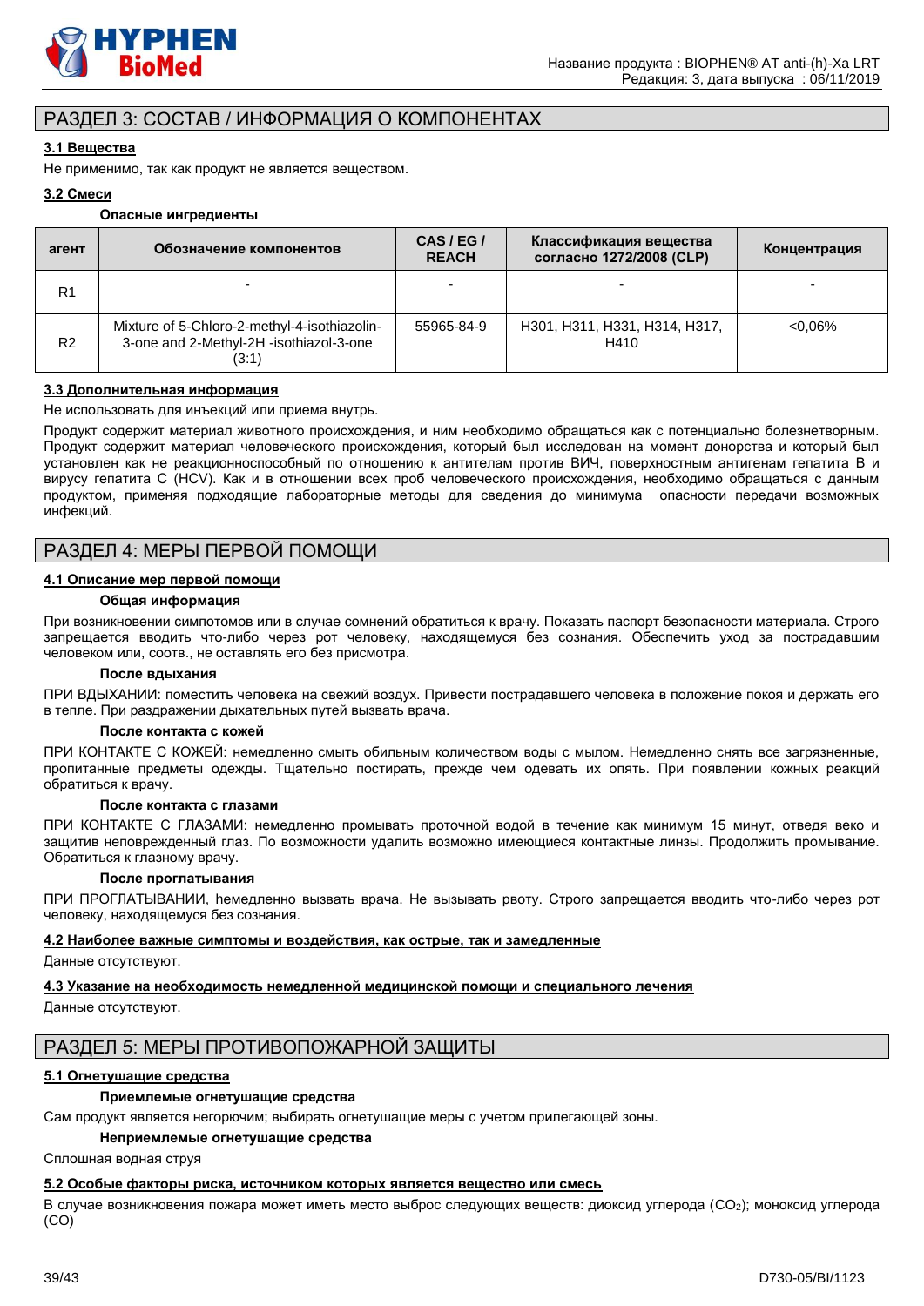## РАЗДЕЛ 3: СОСТАВ / ИНФОРМАЦИЯ О КОМПОНЕНТАХ

**3.1 Вещества**

Не применимо, так как продукт не является веществом.

**3.2 Смеси**

**Опасные ингредиенты**

| агент | Обозначение компонентов | CAS / EG / REACH | Классификация вещества согласно 1272/2008 (CLP) | Концентрация |
|---|---|---|---|---|
| R1 | - | - | - | - |
| R2 | Mixture of 5-Chloro-2-methyl-4-isothiazolin-3-one and 2-Methyl-2H -isothiazol-3-one (3:1) | 55965-84-9 | H301, H311, H331, H314, H317, H410 | <0,06% |

**3.3 Дополнительная информация**

Не использовать для инъекций или приема внутрь.

Продукт содержит материал животного происхождения, и ним необходимо обращаться как с потенциально болезнетворным. Продукт содержит материал человеческого происхождения, который был исследован на момент донорства и который был установлен как не реакционноспособный по отношению к антителам против ВИЧ, поверхностным антигенам гепатита B и вирусу гепатита C (HCV). Как и в отношении всех проб человеческого происхождения, необходимо обращаться с данным продуктом, применяя подходящие лабораторные методы для сведения до минимума опасности передачи возможных инфекций.

## РАЗДЕЛ 4: МЕРЫ ПЕРВОЙ ПОМОЩИ

**4.1 Описание мер первой помощи**

**Общая информация**

При возникновении симптомов или в случае сомнений обратиться к врачу. Показать паспорт безопасности материала. Строго запрещается вводить что-либо через рот человеку, находящемуся без сознания. Обеспечить уход за пострадавшим человеком или, соотв., не оставлять его без присмотра.

**После вдыхания**

ПРИ ВДЫХАНИИ: поместить человека на свежий воздух. Привести пострадавшего человека в положение покоя и держать его в тепле. При раздражении дыхательных путей вызвать врача.

**После контакта с кожей**

ПРИ КОНТАКТЕ С КОЖЕЙ: немедленно смыть обильным количеством воды с мылом. Немедленно снять все загрязненные, пропитанные предметы одежды. Тщательно постирать, прежде чем одевать их опять. При появлении кожных реакций обратиться к врачу.

**После контакта с глазами**

ПРИ КОНТАКТЕ С ГЛАЗАМИ: немедленно промывать проточной водой в течение как минимум 15 минут, отведя веко и защитив неповрежденный глаз. По возможности удалить возможно имеющиеся контактные линзы. Продолжить промывание. Обратиться к глазному врачу.

**После проглатывания**

ПРИ ПРОГЛАТЫВАНИИ, hемедленно вызвать врача. Не вызывать рвоту. Строго запрещается вводить что-либо через рот человеку, находящемуся без сознания.

**4.2 Наиболее важные симптомы и воздействия, как острые, так и замедленные**

Данные отсутствуют.

**4.3 Указание на необходимость немедленной медицинской помощи и специального лечения**

Данные отсутствуют.

## РАЗДЕЛ 5: МЕРЫ ПРОТИВОПОЖАРНОЙ ЗАЩИТЫ

**5.1 Огнетушащие средства**

**Приемлемые огнетушащие средства**

Сам продукт является негорючим; выбирать огнетушащие меры с учетом прилегающей зоны.

**Неприемлемые огнетушащие средства**

Сплошная водная струя

**5.2 Особые факторы риска, источником которых является вещество или смесь**

В случае возникновения пожара может иметь место выброс следующих веществ: диоксид углерода ($CO_2$); моноксид углерода (CO)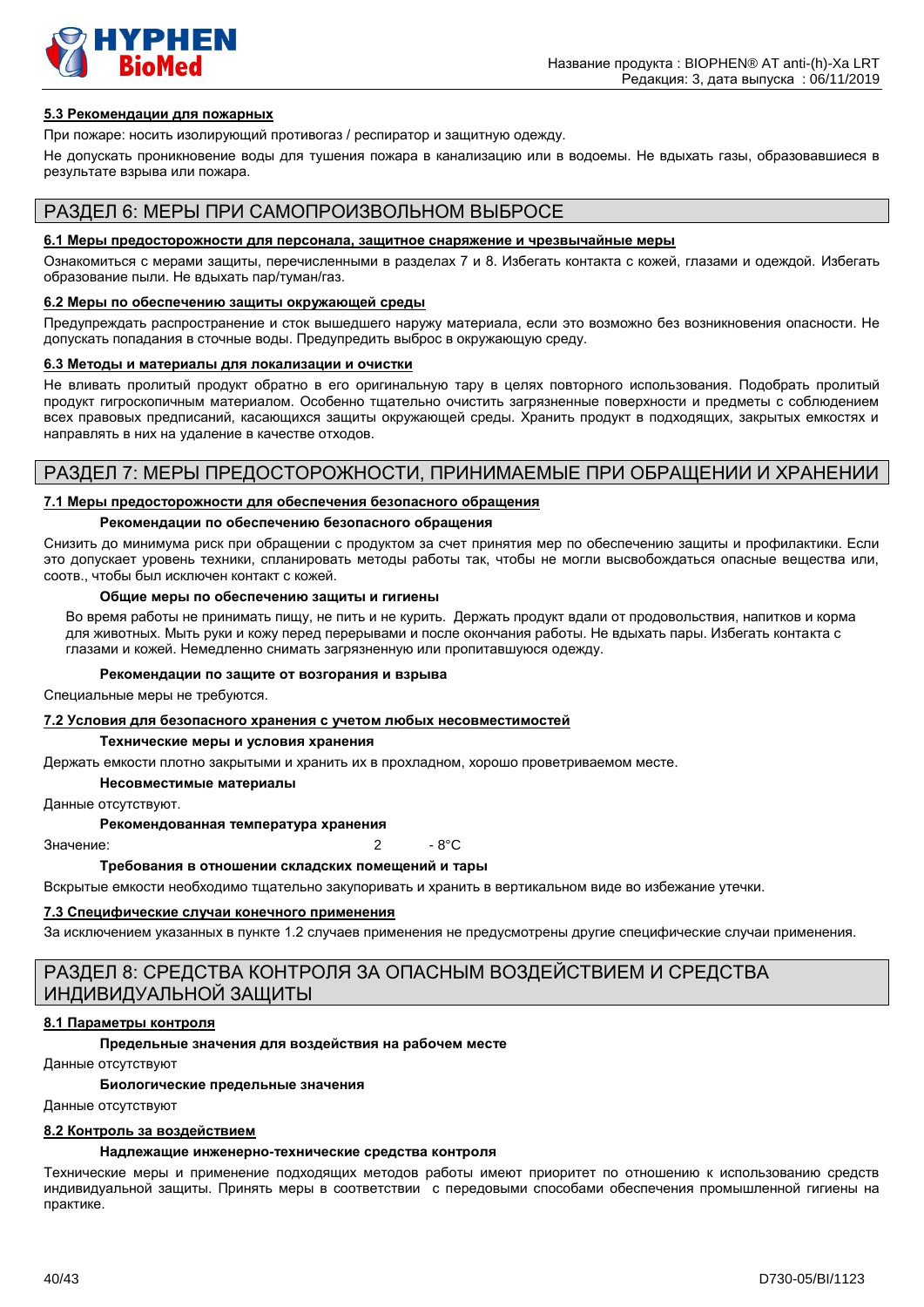#### 5.3 Рекомендации для пожарных

При пожаре: носить изолирующий противогаз / респиратор и защитную одежду.

Не допускать проникновение воды для тушения пожара в канализацию или в водоемы. Не вдыхать газы, образовавшиеся в результате взрыва или пожара.

## РАЗДЕЛ 6: МЕРЫ ПРИ САМОПРОИЗВОЛЬНОМ ВЫБРОСЕ

#### 6.1 Меры предосторожности для персонала, защитное снаряжение и чрезвычайные меры

Ознакомиться с мерами защиты, перечисленными в разделах 7 и 8. Избегать контакта с кожей, глазами и одеждой. Избегать образование пыли. Не вдыхать пар/туман/газ.

#### 6.2 Меры по обеспечению защиты окружающей среды

Предупреждать распространение и сток вышедшего наружу материала, если это возможно без возникновения опасности. Не допускать попадания в сточные воды. Предупредить выброс в окружающую среду.

#### 6.3 Методы и материалы для локализации и очистки

Не вливать пролитый продукт обратно в его оригинальную тару в целях повторного использования. Подобрать пролитый продукт гигроскопичным материалом. Особенно тщательно очистить загрязненные поверхности и предметы с соблюдением всех правовых предписаний, касающихся защиты окружающей среды. Хранить продукт в подходящих, закрытых емкостях и направлять в них на удаление в качестве отходов.

## РАЗДЕЛ 7: МЕРЫ ПРЕДОСТОРОЖНОСТИ, ПРИНИМАЕМЫЕ ПРИ ОБРАЩЕНИИ И ХРАНЕНИИ

#### 7.1 Меры предосторожности для обеспечения безопасного обращения

**Рекомендации по обеспечению безопасного обращения**

Снизить до минимума риск при обращении с продуктом за счет принятия мер по обеспечению защиты и профилактики. Если это допускает уровень техники, спланировать методы работы так, чтобы не могли высвобождаться опасные вещества или, соотв., чтобы был исключен контакт с кожей.

**Общие меры по обеспечению защиты и гигиены**

Во время работы не принимать пищу, не пить и не курить. Держать продукт вдали от продовольствия, напитков и корма для животных. Мыть руки и кожу перед перерывами и после окончания работы. Не вдыхать пары. Избегать контакта с глазами и кожей. Немедленно снимать загрязненную или пропитавшуюся одежду.

**Рекомендации по защите от возгорания и взрыва**

Специальные меры не требуются.

#### 7.2 Условия для безопасного хранения с учетом любых несовместимостей

**Технические меры и условия хранения**

Держать емкости плотно закрытыми и хранить их в прохладном, хорошо проветриваемом месте.

**Несовместимые материалы**

Данные отсутствуют.

**Рекомендованная температура хранения**

Значение: 2 - 8°C

**Требования в отношении складских помещений и тары**

Вскрытые емкости необходимо тщательно закупоривать и хранить в вертикальном виде во избежание утечки.

#### 7.3 Специфические случаи конечного применения

За исключением указанных в пункте 1.2 случаев применения не предусмотрены другие специфические случаи применения.

## РАЗДЕЛ 8: СРЕДСТВА КОНТРОЛЯ ЗА ОПАСНЫМ ВОЗДЕЙСТВИЕМ И СРЕДСТВА ИНДИВИДУАЛЬНОЙ ЗАЩИТЫ

#### 8.1 Параметры контроля

**Предельные значения для воздействия на рабочем месте**

Данные отсутствуют

**Биологические предельные значения**

Данные отсутствуют

#### 8.2 Контроль за воздействием

**Надлежащие инженерно-технические средства контроля**

Технические меры и применение подходящих методов работы имеют приоритет по отношению к использованию средств индивидуальной защиты. Принять меры в соответствии с передовыми способами обеспечения промышленной гигиены на практике.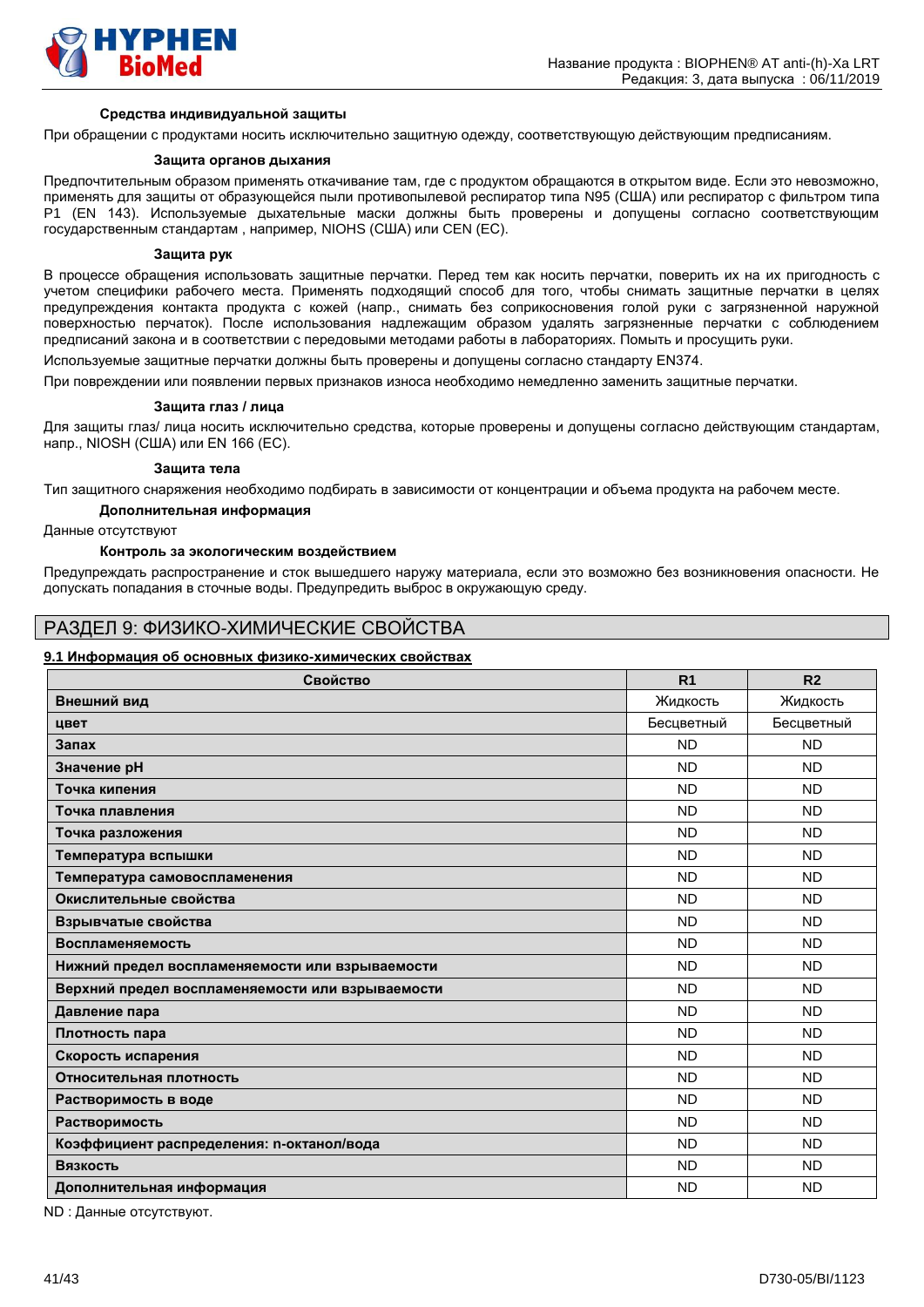#### Средства индивидуальной защиты

При обращении с продуктами носить исключительно защитную одежду, соответствующую действующим предписаниям.

##### Защита органов дыхания

Предпочтительным образом применять откачивание там, где с продуктом обращаются в открытом виде. Если это невозможно, применять для защиты от образующейся пыли противопылевой респиратор типа N95 (США) или респиратор с фильтром типа P1 (EN 143). Используемые дыхательные маски должны быть проверены и допущены согласно соответствующим государственным стандартам , например, NIOHS (США) или CEN (ЕС).

##### Защита рук

В процессе обращения использовать защитные перчатки. Перед тем как носить перчатки, поверить их на их пригодность с учетом специфики рабочего места. Применять подходящий способ для того, чтобы снимать защитные перчатки в целях предупреждения контакта продукта с кожей (напр., снимать без соприкосновения голой руки с загрязненной наружной поверхностью перчаток). После использования надлежащим образом удалять загрязненные перчатки с соблюдением предписаний закона и в соответствии с передовыми методами работы в лабораториях. Помыть и просущить руки.

Используемые защитные перчатки должны быть проверены и допущены согласно стандарту EN374.

При повреждении или появлении первых признаков износа необходимо немедленно заменить защитные перчатки.

##### Защита глаз / лица

Для защиты глаз/ лица носить исключительно средства, которые проверены и допущены согласно действующим стандартам, напр., NIOSH (США) или EN 166 (ЕС).

##### Защита тела

Тип защитного снаряжения необходимо подбирать в зависимости от концентрации и объема продукта на рабочем месте.

#### Дополнительная информация

Данные отсутствуют

#### Контроль за экологическим воздействием

Предупреждать распространение и сток вышедшего наружу материала, если это возможно без возникновения опасности. Не допускать попадания в сточные воды. Предупредить выброс в окружающую среду.

## РАЗДЕЛ 9: ФИЗИКО-ХИМИЧЕСКИЕ СВОЙСТВА

### 9.1 Информация об основных физико-химических свойствах

| Свойство | R1 | R2 |
|---|---|---|
| **Внешний вид** | Жидкость | Жидкость |
| **цвет** | Бесцветный | Бесцветный |
| **Запах** | ND | ND |
| **Значение pH** | ND | ND |
| **Точка кипения** | ND | ND |
| **Точка плавления** | ND | ND |
| **Точка разложения** | ND | ND |
| **Температура вспышки** | ND | ND |
| **Температура самовоспламенения** | ND | ND |
| **Окислительные свойства** | ND | ND |
| **Взрывчатые свойства** | ND | ND |
| **Воспламеняемость** | ND | ND |
| **Нижний предел воспламеняемости или взрываемости** | ND | ND |
| **Верхний предел воспламеняемости или взрываемости** | ND | ND |
| **Давление пара** | ND | ND |
| **Плотность пара** | ND | ND |
| **Скорость испарения** | ND | ND |
| **Относительная плотность** | ND | ND |
| **Растворимость в воде** | ND | ND |
| **Растворимость** | ND | ND |
| **Коэффициент распределения: n-октанол/вода** | ND | ND |
| **Вязкость** | ND | ND |
| **Дополнительная информация** | ND | ND |

ND : Данные отсутствуют.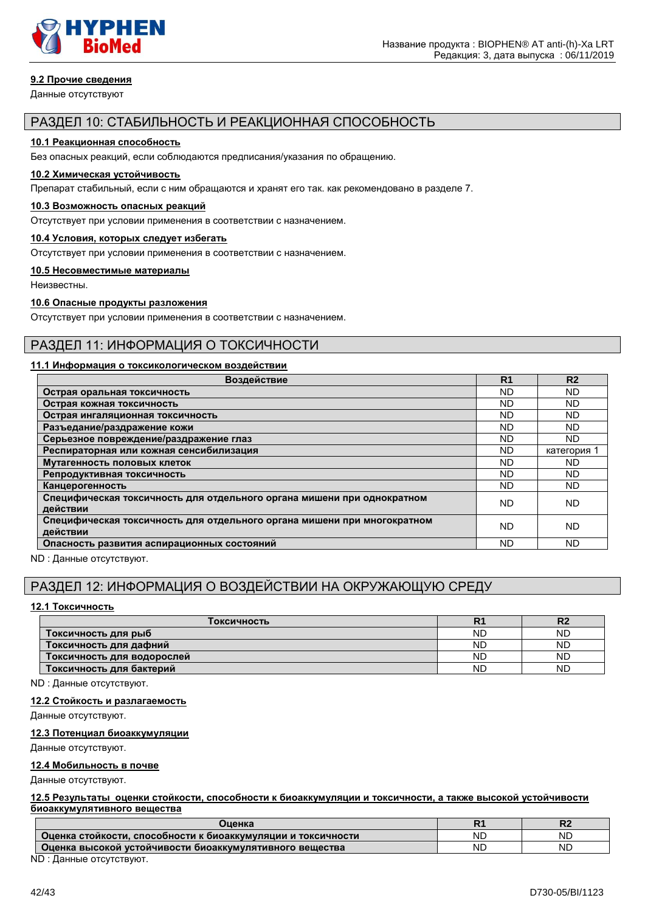#### 9.2 Прочие сведения

Данные отсутствуют

## РАЗДЕЛ 10: СТАБИЛЬНОСТЬ И РЕАКЦИОННАЯ СПОСОБНОСТЬ

#### 10.1 Реакционная способность

Без опасных реакций, если соблюдаются предписания/указания по обращению.

#### 10.2 Химическая устойчивость

Препарат стабильный, если с ним обращаются и хранят его так. как рекомендовано в разделе 7.

#### 10.3 Возможность опасных реакций

Отсутствует при условии применения в соответствии с назначением.

#### 10.4 Условия, которых следует избегать

Отсутствует при условии применения в соответствии с назначением.

#### 10.5 Несовместимые материалы

Неизвестны.

#### 10.6 Опасные продукты разложения

Отсутствует при условии применения в соответствии с назначением.

## РАЗДЕЛ 11: ИНФОРМАЦИЯ О ТОКСИЧНОСТИ

#### 11.1 Информация о токсикологическом воздействии

| Воздействие | R1 | R2 |
|---|---|---|
| **Острая оральная токсичность** | ND | ND |
| **Острая кожная токсичность** | ND | ND |
| **Острая ингаляционная токсичность** | ND | ND |
| **Разъедание/раздражение кожи** | ND | ND |
| **Серьезное повреждение/раздражение глаз** | ND | ND |
| **Респираторная или кожная сенсибилизация** | ND | категория 1 |
| **Мутагенность половых клеток** | ND | ND |
| **Репродуктивная токсичность** | ND | ND |
| **Канцерогенность** | ND | ND |
| **Специфическая токсичность для отдельного органа мишени при однократном действии** | ND | ND |
| **Специфическая токсичность для отдельного органа мишени при многократном действии** | ND | ND |
| **Опасность развития аспирационных состояний** | ND | ND |

ND : Данные отсутствуют.

## РАЗДЕЛ 12: ИНФОРМАЦИЯ О ВОЗДЕЙСТВИИ НА ОКРУЖАЮЩУЮ СРЕДУ

#### 12.1 Токсичность

| Токсичность | R1 | R2 |
|---|---|---|
| **Токсичность для рыб** | ND | ND |
| **Токсичность для дафний** | ND | ND |
| **Токсичность для водорослей** | ND | ND |
| **Токсичность для бактерий** | ND | ND |

ND : Данные отсутствуют.

#### 12.2 Стойкость и разлагаемость

Данные отсутствуют.

#### 12.3 Потенциал биоаккумуляции

Данные отсутствуют.

#### 12.4 Мобильность в почве

Данные отсутствуют.

#### 12.5 Результаты оценки стойкости, способности к биоаккумуляции и токсичности, а также высокой устойчивости биоаккумулятивного вещества

| Оценка | R1 | R2 |
|---|---|---|
| **Оценка стойкости, способности к биоаккумуляции и токсичности** | ND | ND |
| **Оценка высокой устойчивости биоаккумулятивного вещества** | ND | ND |

ND : Данные отсутствуют.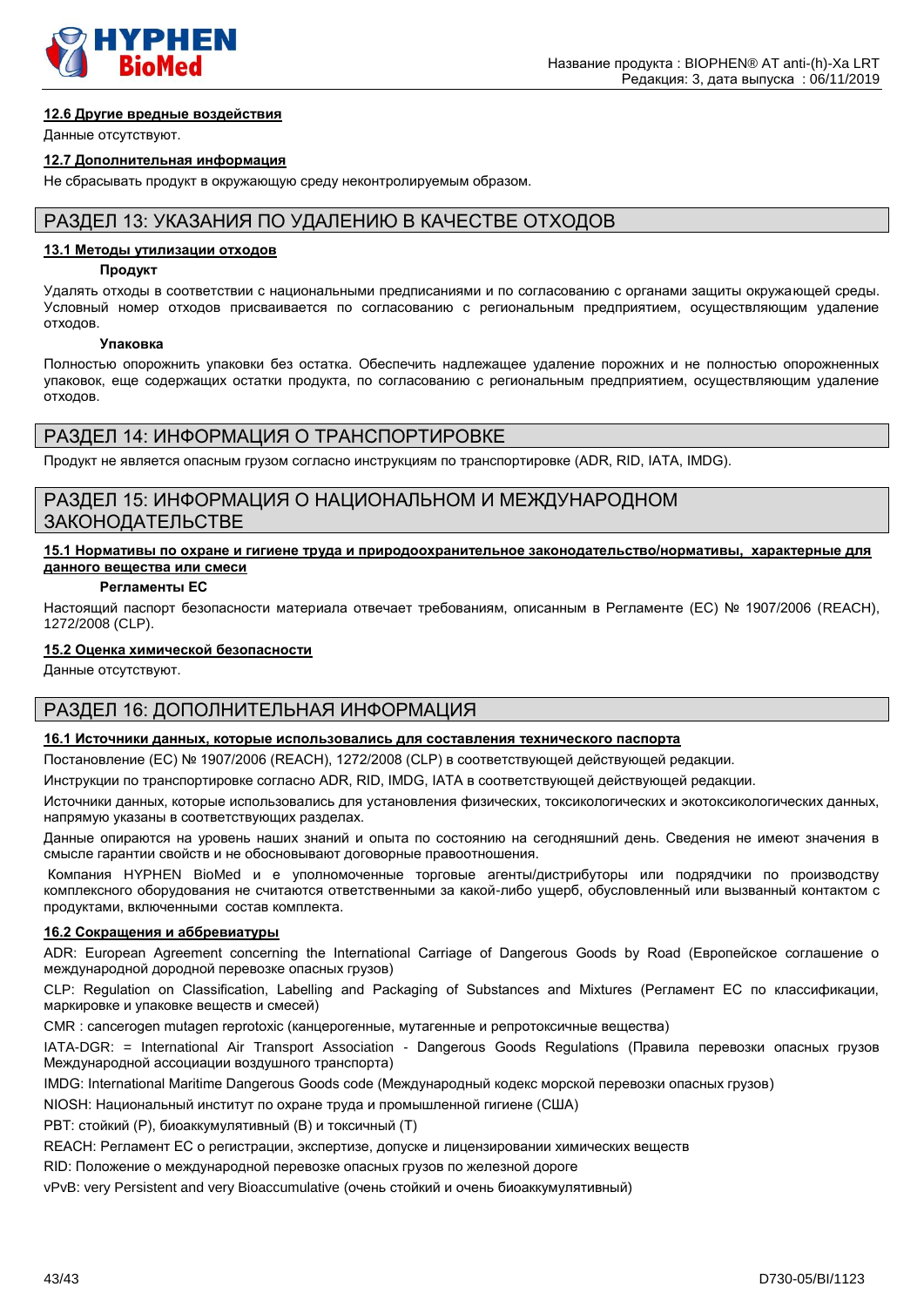#### 12.6 Другие вредные воздействия

Данные отсутствуют.

#### 12.7 Дополнительная информация

Не сбрасывать продукт в окружающую среду неконтролируемым образом.

## РАЗДЕЛ 13: УКАЗАНИЯ ПО УДАЛЕНИЮ В КАЧЕСТВЕ ОТХОДОВ

#### 13.1 Методы утилизации отходов

**Продукт**

Удалять отходы в соответствии с национальными предписаниями и по согласованию с органами защиты окружающей среды. Условный номер отходов присваивается по согласованию с региональным предприятием, осуществляющим удаление отходов.

**Упаковка**

Полностью опорожнить упаковки без остатка. Обеспечить надлежащее удаление порожних и не полностью опорожненных упаковок, еще содержащих остатки продукта, по согласованию с региональным предприятием, осуществляющим удаление отходов.

## РАЗДЕЛ 14: ИНФОРМАЦИЯ О ТРАНСПОРТИРОВКЕ

Продукт не является опасным грузом согласно инструкциям по транспортировке (ADR, RID, IATA, IMDG).

## РАЗДЕЛ 15: ИНФОРМАЦИЯ О НАЦИОНАЛЬНОМ И МЕЖДУНАРОДНОМ ЗАКОНОДАТЕЛЬСТВЕ

#### 15.1 Нормативы по охране и гигиене труда и природоохранительное законодательство/нормативы, характерные для данного вещества или смеси

**Регламенты ЕС**

Настоящий паспорт безопасности материала отвечает требованиям, описанным в Регламенте (ЕС) № 1907/2006 (REACH), 1272/2008 (CLP).

#### 15.2 Оценка химической безопасности

Данные отсутствуют.

## РАЗДЕЛ 16: ДОПОЛНИТЕЛЬНАЯ ИНФОРМАЦИЯ

#### 16.1 Источники данных, которые использовались для составления технического паспорта

Постановление (ЕС) № 1907/2006 (REACH), 1272/2008 (CLP) в соответствующей действующей редакции.

Инструкции по транспортировке согласно ADR, RID, IMDG, IATA в соответствующей действующей редакции.

Источники данных, которые использовались для установления физических, токсикологических и экотоксикологических данных, напрямую указаны в соответствующих разделах.

Данные опираются на уровень наших знаний и опыта по состоянию на сегодняшний день. Сведения не имеют значения в смысле гарантии свойств и не обосновывают договорные правоотношения.

Компания HYPHEN BioMed и е уполномоченные торговые агенты/дистрибуторы или подрядчики по производству комплексного оборудования не считаются ответственными за какой-либо ущерб, обусловленный или вызванный контактом с продуктами, включенными состав комплекта.

#### 16.2 Сокращения и аббревиатуры

ADR: European Agreement concerning the International Carriage of Dangerous Goods by Road (Европейское соглашение о международной дородной перевозке опасных грузов)

CLP: Regulation on Classification, Labelling and Packaging of Substances and Mixtures (Регламент ЕС по классификации, маркировке и упаковке веществ и смесей)

CMR : cancerogen mutagen reprotoxic (канцерогенные, мутагенные и репротоксичные вещества)

IATA-DGR: = International Air Transport Association - Dangerous Goods Regulations (Правила перевозки опасных грузов Международной ассоциации воздушного транспорта)

IMDG: International Maritime Dangerous Goods code (Международный кодекс морской перевозки опасных грузов)

NIOSH: Национальный институт по охране труда и промышленной гигиене (США)

PBT: стойкий (P), биоаккумулятивный (B) и токсичный (T)

REACH: Регламент ЕС о регистрации, экспертизе, допуске и лицензировании химических веществ

RID: Положение о международной перевозке опасных грузов по железной дороге

vPvB: very Persistent and very Bioaccumulative (очень стойкий и очень биоаккумулятивный)